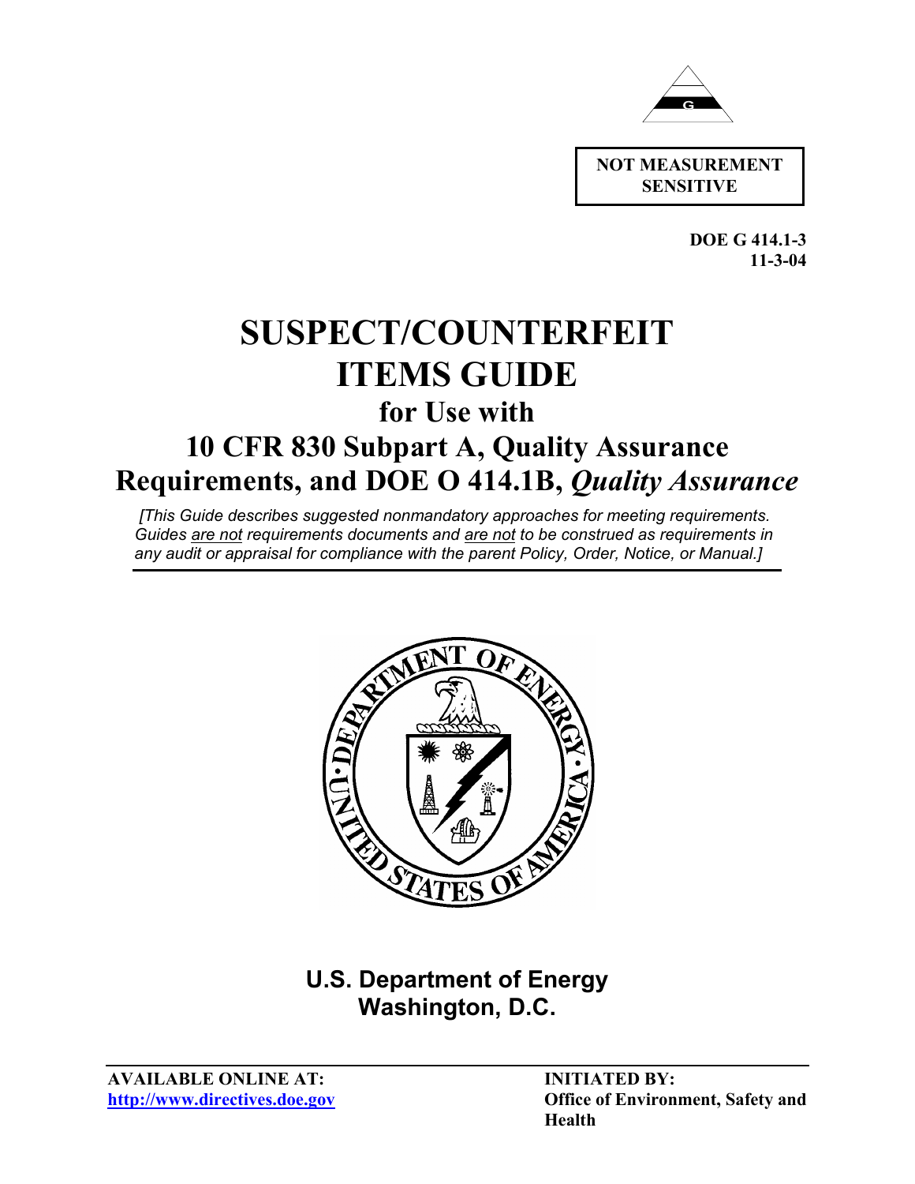G

**NOT MEASUREMENT SENSITIVE**

**DOE G 414.1-3**
**11-3-04**

# SUSPECT/COUNTERFEIT ITEMS GUIDE

## for Use with

## 10 CFR 830 Subpart A, Quality Assurance Requirements, and DOE O 414.1B, *Quality Assurance*

*[This Guide describes suggested nonmandatory approaches for meeting requirements. Guides are not requirements documents and are not to be construed as requirements in any audit or appraisal for compliance with the parent Policy, Order, Notice, or Manual.]*

**U.S. Department of Energy**
**Washington, D.C.**

**AVAILABLE ONLINE AT:**
**http://www.directives.doe.gov**

**INITIATED BY:**
**Office of Environment, Safety and Health**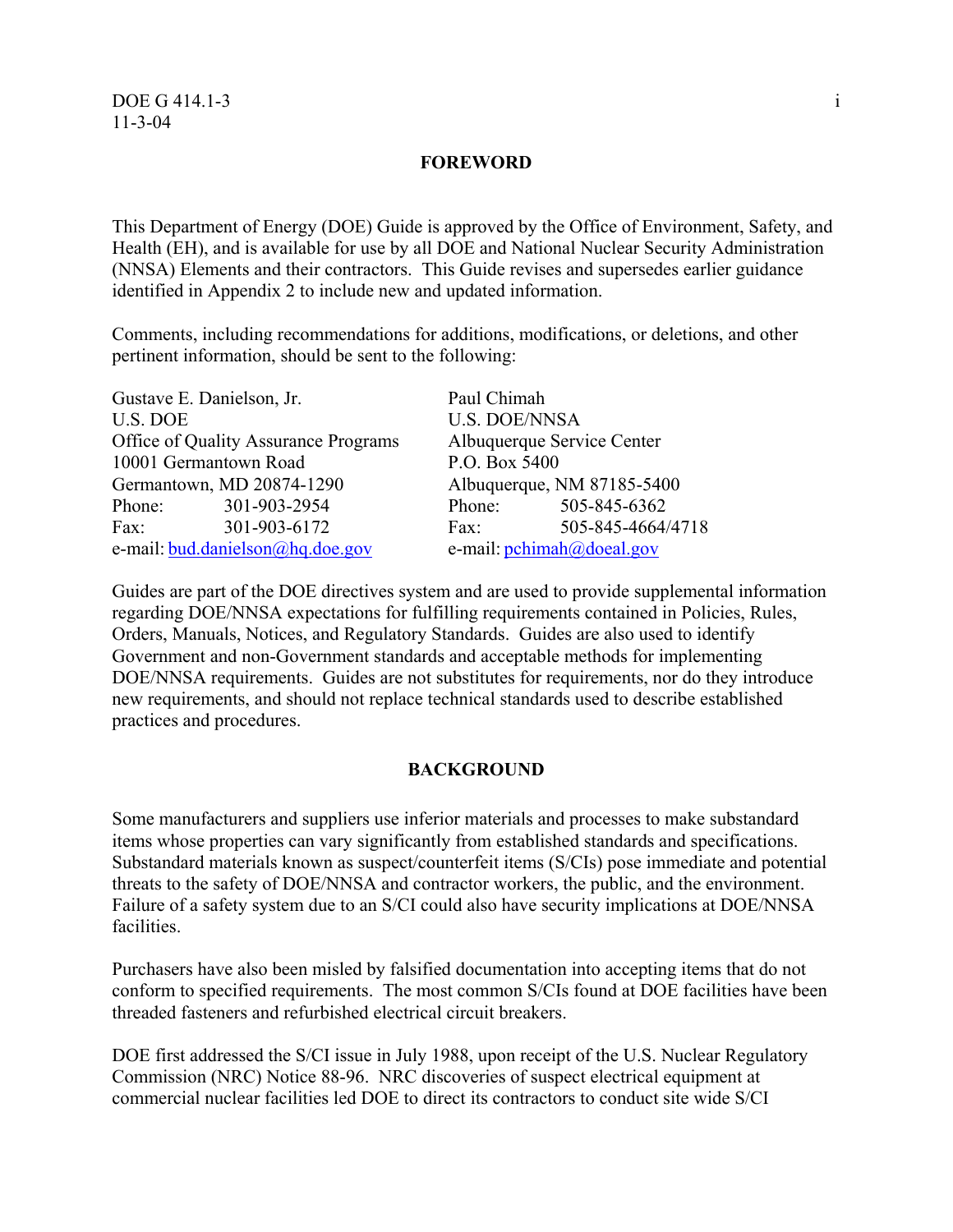## FOREWORD

This Department of Energy (DOE) Guide is approved by the Office of Environment, Safety, and Health (EH), and is available for use by all DOE and National Nuclear Security Administration (NNSA) Elements and their contractors. This Guide revises and supersedes earlier guidance identified in Appendix 2 to include new and updated information.

Comments, including recommendations for additions, modifications, or deletions, and other pertinent information, should be sent to the following:

Gustave E. Danielson, Jr.
U.S. DOE
Office of Quality Assurance Programs
10001 Germantown Road
Germantown, MD 20874-1290
Phone: 301-903-2954
Fax: 301-903-6172
e-mail: bud.danielson@hq.doe.gov

Paul Chimah
U.S. DOE/NNSA
Albuquerque Service Center
P.O. Box 5400
Albuquerque, NM 87185-5400
Phone: 505-845-6362
Fax: 505-845-4664/4718
e-mail: pchimah@doeal.gov

Guides are part of the DOE directives system and are used to provide supplemental information regarding DOE/NNSA expectations for fulfilling requirements contained in Policies, Rules, Orders, Manuals, Notices, and Regulatory Standards. Guides are also used to identify Government and non-Government standards and acceptable methods for implementing DOE/NNSA requirements. Guides are not substitutes for requirements, nor do they introduce new requirements, and should not replace technical standards used to describe established practices and procedures.

## BACKGROUND

Some manufacturers and suppliers use inferior materials and processes to make substandard items whose properties can vary significantly from established standards and specifications. Substandard materials known as suspect/counterfeit items (S/CIs) pose immediate and potential threats to the safety of DOE/NNSA and contractor workers, the public, and the environment. Failure of a safety system due to an S/CI could also have security implications at DOE/NNSA facilities.

Purchasers have also been misled by falsified documentation into accepting items that do not conform to specified requirements. The most common S/CIs found at DOE facilities have been threaded fasteners and refurbished electrical circuit breakers.

DOE first addressed the S/CI issue in July 1988, upon receipt of the U.S. Nuclear Regulatory Commission (NRC) Notice 88-96. NRC discoveries of suspect electrical equipment at commercial nuclear facilities led DOE to direct its contractors to conduct site wide S/CI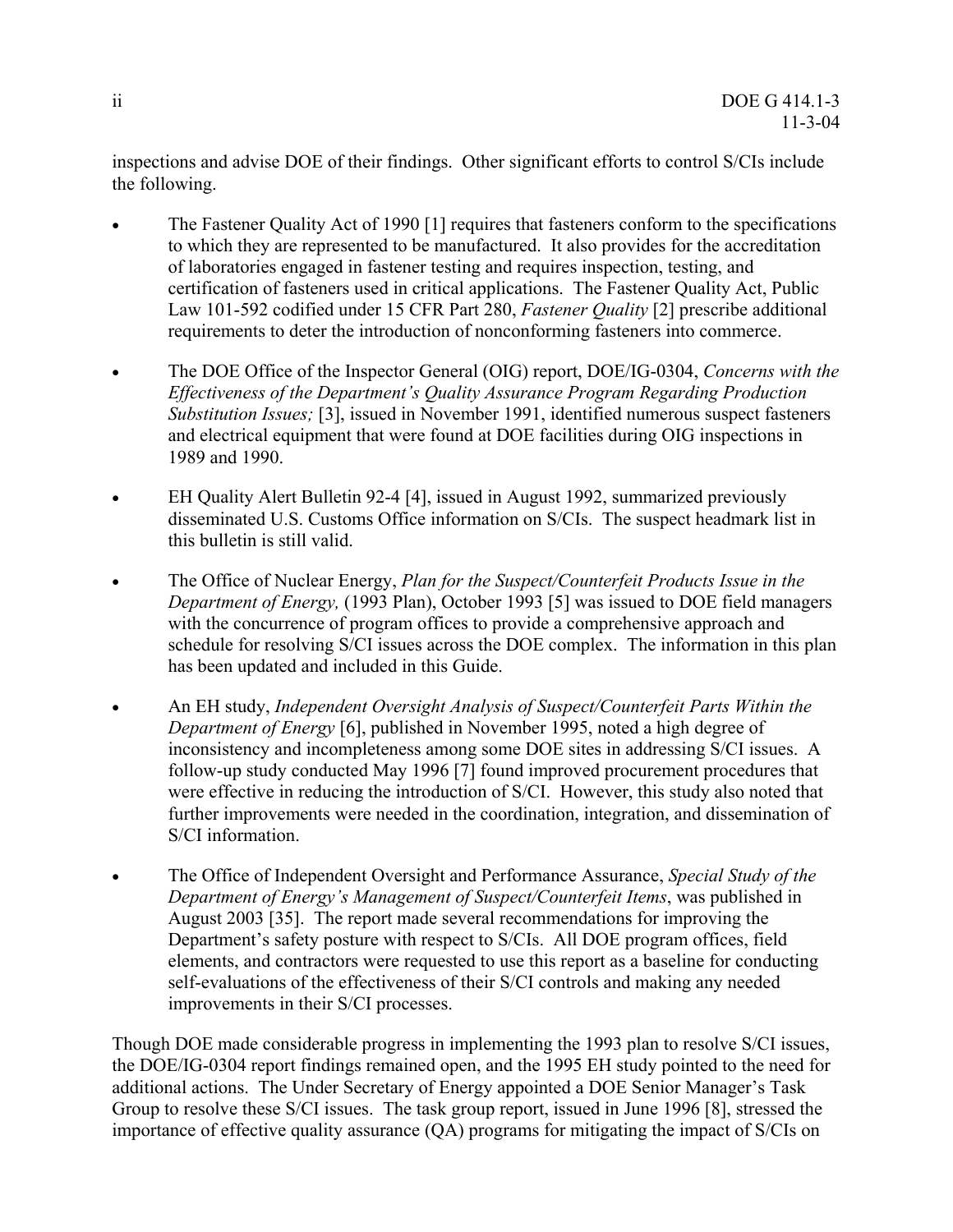inspections and advise DOE of their findings. Other significant efforts to control S/CIs include the following.

- The Fastener Quality Act of 1990 [1] requires that fasteners conform to the specifications to which they are represented to be manufactured. It also provides for the accreditation of laboratories engaged in fastener testing and requires inspection, testing, and certification of fasteners used in critical applications. The Fastener Quality Act, Public Law 101-592 codified under 15 CFR Part 280, *Fastener Quality* [2] prescribe additional requirements to deter the introduction of nonconforming fasteners into commerce.

- The DOE Office of the Inspector General (OIG) report, DOE/IG-0304, *Concerns with the Effectiveness of the Department's Quality Assurance Program Regarding Production Substitution Issues;* [3], issued in November 1991, identified numerous suspect fasteners and electrical equipment that were found at DOE facilities during OIG inspections in 1989 and 1990.

- EH Quality Alert Bulletin 92-4 [4], issued in August 1992, summarized previously disseminated U.S. Customs Office information on S/CIs. The suspect headmark list in this bulletin is still valid.

- The Office of Nuclear Energy, *Plan for the Suspect/Counterfeit Products Issue in the Department of Energy,* (1993 Plan), October 1993 [5] was issued to DOE field managers with the concurrence of program offices to provide a comprehensive approach and schedule for resolving S/CI issues across the DOE complex. The information in this plan has been updated and included in this Guide.

- An EH study, *Independent Oversight Analysis of Suspect/Counterfeit Parts Within the Department of Energy* [6], published in November 1995, noted a high degree of inconsistency and incompleteness among some DOE sites in addressing S/CI issues. A follow-up study conducted May 1996 [7] found improved procurement procedures that were effective in reducing the introduction of S/CI. However, this study also noted that further improvements were needed in the coordination, integration, and dissemination of S/CI information.

- The Office of Independent Oversight and Performance Assurance, *Special Study of the Department of Energy's Management of Suspect/Counterfeit Items*, was published in August 2003 [35]. The report made several recommendations for improving the Department's safety posture with respect to S/CIs. All DOE program offices, field elements, and contractors were requested to use this report as a baseline for conducting self-evaluations of the effectiveness of their S/CI controls and making any needed improvements in their S/CI processes.

Though DOE made considerable progress in implementing the 1993 plan to resolve S/CI issues, the DOE/IG-0304 report findings remained open, and the 1995 EH study pointed to the need for additional actions. The Under Secretary of Energy appointed a DOE Senior Manager's Task Group to resolve these S/CI issues. The task group report, issued in June 1996 [8], stressed the importance of effective quality assurance (QA) programs for mitigating the impact of S/CIs on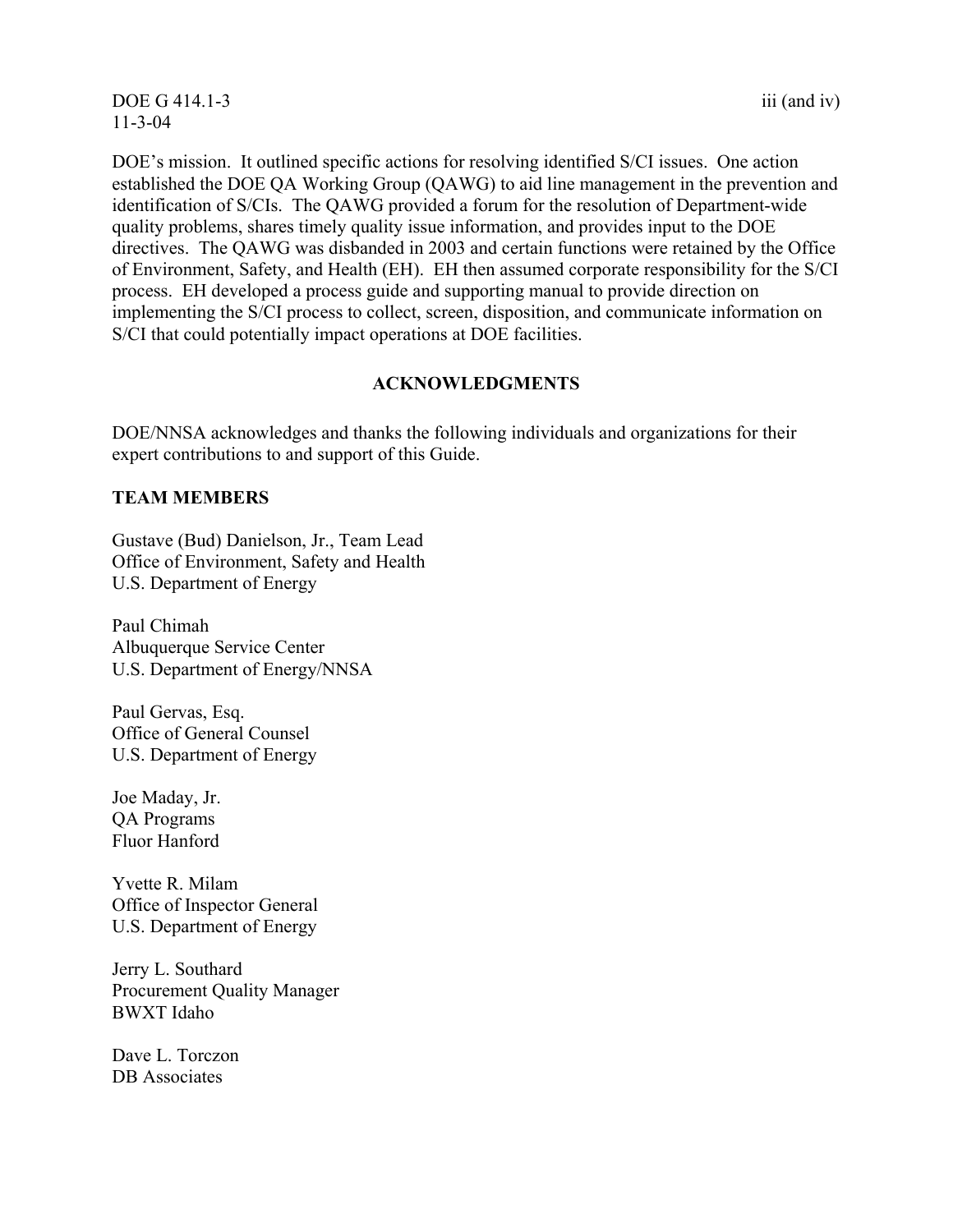DOE's mission. It outlined specific actions for resolving identified S/CI issues. One action established the DOE QA Working Group (QAWG) to aid line management in the prevention and identification of S/CIs. The QAWG provided a forum for the resolution of Department-wide quality problems, shares timely quality issue information, and provides input to the DOE directives. The QAWG was disbanded in 2003 and certain functions were retained by the Office of Environment, Safety, and Health (EH). EH then assumed corporate responsibility for the S/CI process. EH developed a process guide and supporting manual to provide direction on implementing the S/CI process to collect, screen, disposition, and communicate information on S/CI that could potentially impact operations at DOE facilities.

## ACKNOWLEDGMENTS

DOE/NNSA acknowledges and thanks the following individuals and organizations for their expert contributions to and support of this Guide.

### TEAM MEMBERS

Gustave (Bud) Danielson, Jr., Team Lead
Office of Environment, Safety and Health
U.S. Department of Energy

Paul Chimah
Albuquerque Service Center
U.S. Department of Energy/NNSA

Paul Gervas, Esq.
Office of General Counsel
U.S. Department of Energy

Joe Maday, Jr.
QA Programs
Fluor Hanford

Yvette R. Milam
Office of Inspector General
U.S. Department of Energy

Jerry L. Southard
Procurement Quality Manager
BWXT Idaho

Dave L. Torczon
DB Associates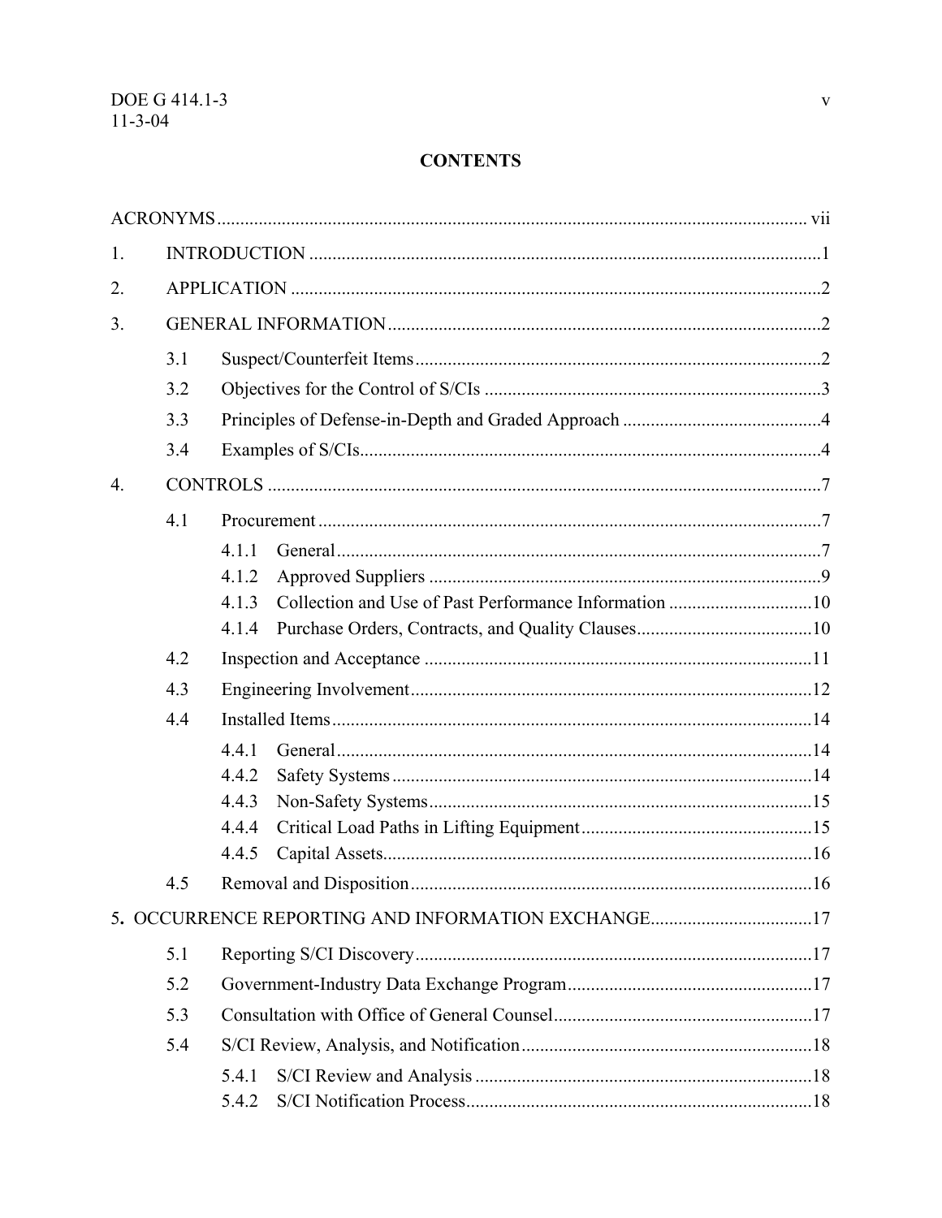## CONTENTS

| | | |
|---|---|---|
| ACRONYMS | | vii |
| 1. | INTRODUCTION | 1 |
| 2. | APPLICATION | 2 |
| 3. | GENERAL INFORMATION | 2 |
| | 3.1 Suspect/Counterfeit Items | 2 |
| | 3.2 Objectives for the Control of S/CIs | 3 |
| | 3.3 Principles of Defense-in-Depth and Graded Approach | 4 |
| | 3.4 Examples of S/CIs | 4 |
| 4. | CONTROLS | 7 |
| | 4.1 Procurement | 7 |
| | 4.1.1 General | 7 |
| | 4.1.2 Approved Suppliers | 9 |
| | 4.1.3 Collection and Use of Past Performance Information | 10 |
| | 4.1.4 Purchase Orders, Contracts, and Quality Clauses | 10 |
| | 4.2 Inspection and Acceptance | 11 |
| | 4.3 Engineering Involvement | 12 |
| | 4.4 Installed Items | 14 |
| | 4.4.1 General | 14 |
| | 4.4.2 Safety Systems | 14 |
| | 4.4.3 Non-Safety Systems | 15 |
| | 4.4.4 Critical Load Paths in Lifting Equipment | 15 |
| | 4.4.5 Capital Assets | 16 |
| | 4.5 Removal and Disposition | 16 |
| 5. | OCCURRENCE REPORTING AND INFORMATION EXCHANGE | 17 |
| | 5.1 Reporting S/CI Discovery | 17 |
| | 5.2 Government-Industry Data Exchange Program | 17 |
| | 5.3 Consultation with Office of General Counsel | 17 |
| | 5.4 S/CI Review, Analysis, and Notification | 18 |
| | 5.4.1 S/CI Review and Analysis | 18 |
| | 5.4.2 S/CI Notification Process | 18 |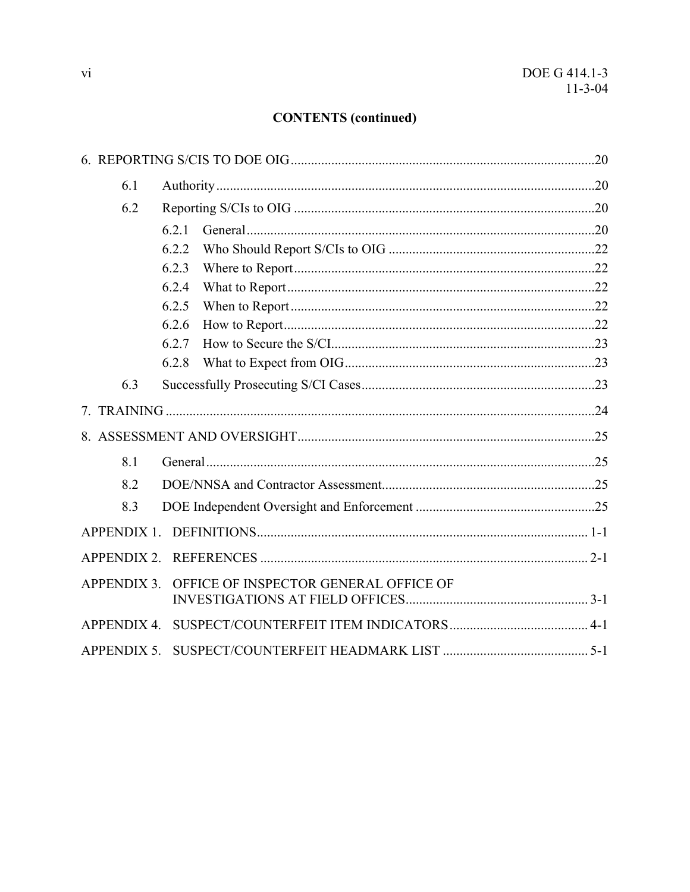**CONTENTS (continued)**

6. REPORTING S/CIS TO DOE OIG ....................................................................................20

   6.1 Authority ....................................................................................................20

   6.2 Reporting S/CIs to OIG ..............................................................................20

      6.2.1 General ..............................................................................................20
      6.2.2 Who Should Report S/CIs to OIG ......................................................22
      6.2.3 Where to Report .................................................................................22
      6.2.4 What to Report ...................................................................................22
      6.2.5 When to Report ..................................................................................22
      6.2.6 How to Report ....................................................................................22
      6.2.7 How to Secure the S/CI......................................................................23
      6.2.8 What to Expect from OIG ..................................................................23

   6.3 Successfully Prosecuting S/CI Cases ..........................................................23

7. TRAINING ......................................................................................................24

8. ASSESSMENT AND OVERSIGHT ................................................................25

   8.1 General .......................................................................................................25

   8.2 DOE/NNSA and Contractor Assessment ....................................................25

   8.3 DOE Independent Oversight and Enforcement ..........................................25

APPENDIX 1. DEFINITIONS ................................................................................ 1-1

APPENDIX 2. REFERENCES ................................................................................ 2-1

APPENDIX 3. OFFICE OF INSPECTOR GENERAL OFFICE OF INVESTIGATIONS AT FIELD OFFICES ................................................... 3-1

APPENDIX 4. SUSPECT/COUNTERFEIT ITEM INDICATORS .......................... 4-1

APPENDIX 5. SUSPECT/COUNTERFEIT HEADMARK LIST ............................ 5-1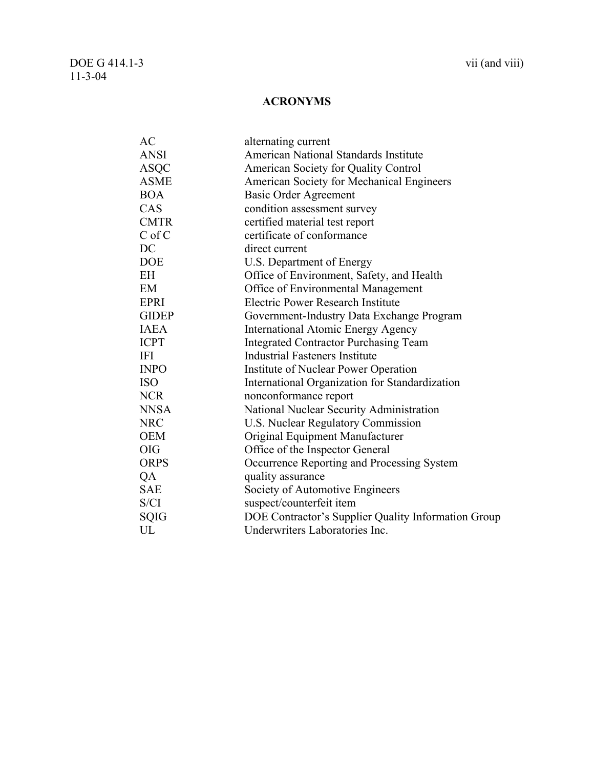# ACRONYMS

| | |
|---|---|
| AC | alternating current |
| ANSI | American National Standards Institute |
| ASQC | American Society for Quality Control |
| ASME | American Society for Mechanical Engineers |
| BOA | Basic Order Agreement |
| CAS | condition assessment survey |
| CMTR | certified material test report |
| C of C | certificate of conformance |
| DC | direct current |
| DOE | U.S. Department of Energy |
| EH | Office of Environment, Safety, and Health |
| EM | Office of Environmental Management |
| EPRI | Electric Power Research Institute |
| GIDEP | Government-Industry Data Exchange Program |
| IAEA | International Atomic Energy Agency |
| ICPT | Integrated Contractor Purchasing Team |
| IFI | Industrial Fasteners Institute |
| INPO | Institute of Nuclear Power Operation |
| ISO | International Organization for Standardization |
| NCR | nonconformance report |
| NNSA | National Nuclear Security Administration |
| NRC | U.S. Nuclear Regulatory Commission |
| OEM | Original Equipment Manufacturer |
| OIG | Office of the Inspector General |
| ORPS | Occurrence Reporting and Processing System |
| QA | quality assurance |
| SAE | Society of Automotive Engineers |
| S/CI | suspect/counterfeit item |
| SQIG | DOE Contractor's Supplier Quality Information Group |
| UL | Underwriters Laboratories Inc. |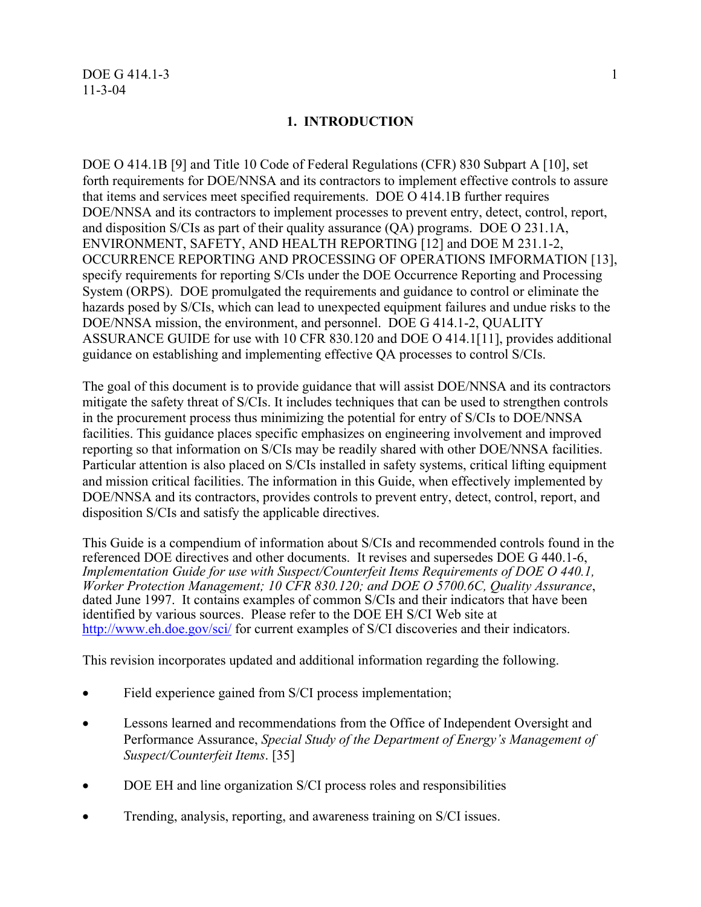# 1. INTRODUCTION

DOE O 414.1B [9] and Title 10 Code of Federal Regulations (CFR) 830 Subpart A [10], set forth requirements for DOE/NNSA and its contractors to implement effective controls to assure that items and services meet specified requirements. DOE O 414.1B further requires DOE/NNSA and its contractors to implement processes to prevent entry, detect, control, report, and disposition S/CIs as part of their quality assurance (QA) programs. DOE O 231.1A, ENVIRONMENT, SAFETY, AND HEALTH REPORTING [12] and DOE M 231.1-2, OCCURRENCE REPORTING AND PROCESSING OF OPERATIONS IMFORMATION [13], specify requirements for reporting S/CIs under the DOE Occurrence Reporting and Processing System (ORPS). DOE promulgated the requirements and guidance to control or eliminate the hazards posed by S/CIs, which can lead to unexpected equipment failures and undue risks to the DOE/NNSA mission, the environment, and personnel. DOE G 414.1-2, QUALITY ASSURANCE GUIDE for use with 10 CFR 830.120 and DOE O 414.1[11], provides additional guidance on establishing and implementing effective QA processes to control S/CIs.

The goal of this document is to provide guidance that will assist DOE/NNSA and its contractors mitigate the safety threat of S/CIs. It includes techniques that can be used to strengthen controls in the procurement process thus minimizing the potential for entry of S/CIs to DOE/NNSA facilities. This guidance places specific emphasizes on engineering involvement and improved reporting so that information on S/CIs may be readily shared with other DOE/NNSA facilities. Particular attention is also placed on S/CIs installed in safety systems, critical lifting equipment and mission critical facilities. The information in this Guide, when effectively implemented by DOE/NNSA and its contractors, provides controls to prevent entry, detect, control, report, and disposition S/CIs and satisfy the applicable directives.

This Guide is a compendium of information about S/CIs and recommended controls found in the referenced DOE directives and other documents. It revises and supersedes DOE G 440.1-6, *Implementation Guide for use with Suspect/Counterfeit Items Requirements of DOE O 440.1, Worker Protection Management; 10 CFR 830.120; and DOE O 5700.6C, Quality Assurance*, dated June 1997. It contains examples of common S/CIs and their indicators that have been identified by various sources. Please refer to the DOE EH S/CI Web site at http://www.eh.doe.gov/sci/ for current examples of S/CI discoveries and their indicators.

This revision incorporates updated and additional information regarding the following.

- Field experience gained from S/CI process implementation;
- Lessons learned and recommendations from the Office of Independent Oversight and Performance Assurance, *Special Study of the Department of Energy's Management of Suspect/Counterfeit Items*. [35]
- DOE EH and line organization S/CI process roles and responsibilities
- Trending, analysis, reporting, and awareness training on S/CI issues.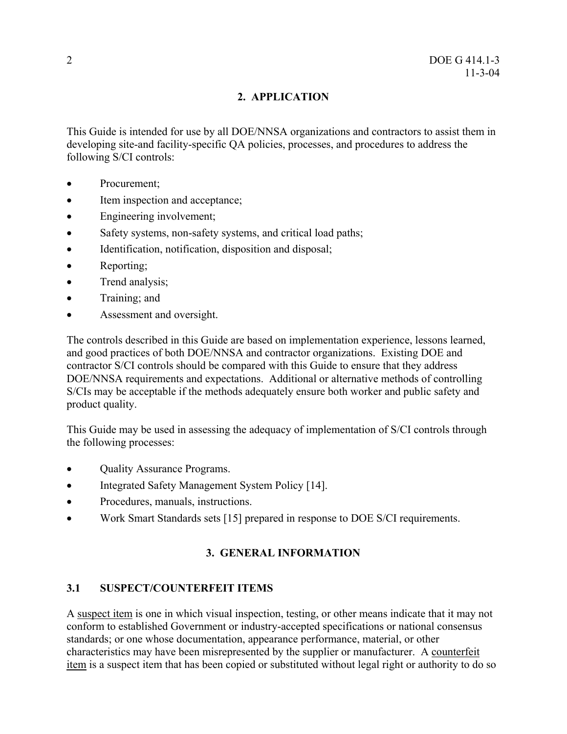## 2. APPLICATION

This Guide is intended for use by all DOE/NNSA organizations and contractors to assist them in developing site-and facility-specific QA policies, processes, and procedures to address the following S/CI controls:

- Procurement;
- Item inspection and acceptance;
- Engineering involvement;
- Safety systems, non-safety systems, and critical load paths;
- Identification, notification, disposition and disposal;
- Reporting;
- Trend analysis;
- Training; and
- Assessment and oversight.

The controls described in this Guide are based on implementation experience, lessons learned, and good practices of both DOE/NNSA and contractor organizations. Existing DOE and contractor S/CI controls should be compared with this Guide to ensure that they address DOE/NNSA requirements and expectations. Additional or alternative methods of controlling S/CIs may be acceptable if the methods adequately ensure both worker and public safety and product quality.

This Guide may be used in assessing the adequacy of implementation of S/CI controls through the following processes:

- Quality Assurance Programs.
- Integrated Safety Management System Policy [14].
- Procedures, manuals, instructions.
- Work Smart Standards sets [15] prepared in response to DOE S/CI requirements.

## 3. GENERAL INFORMATION

### 3.1 SUSPECT/COUNTERFEIT ITEMS

A suspect item is one in which visual inspection, testing, or other means indicate that it may not conform to established Government or industry-accepted specifications or national consensus standards; or one whose documentation, appearance performance, material, or other characteristics may have been misrepresented by the supplier or manufacturer. A counterfeit item is a suspect item that has been copied or substituted without legal right or authority to do so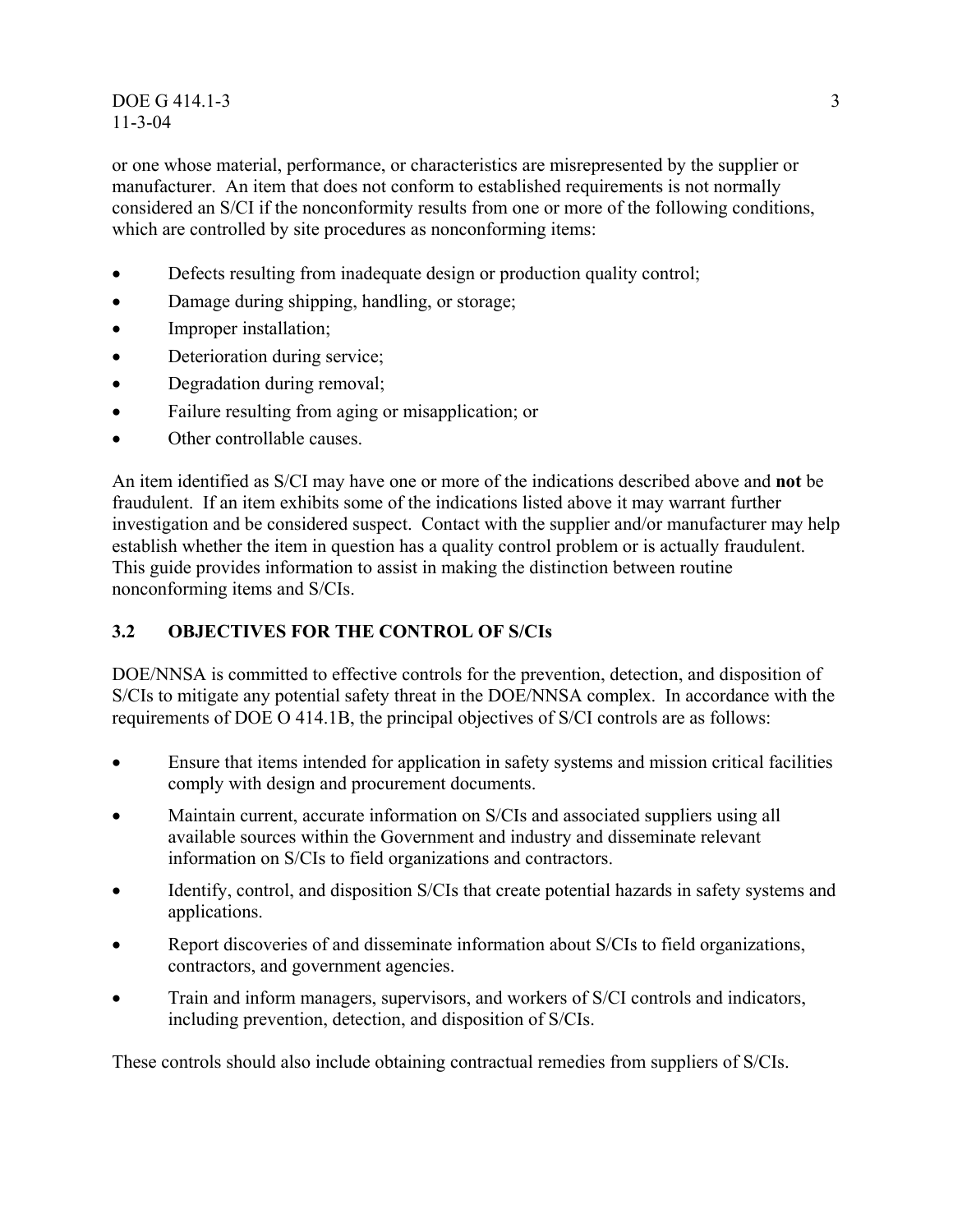or one whose material, performance, or characteristics are misrepresented by the supplier or manufacturer. An item that does not conform to established requirements is not normally considered an S/CI if the nonconformity results from one or more of the following conditions, which are controlled by site procedures as nonconforming items:

- Defects resulting from inadequate design or production quality control;
- Damage during shipping, handling, or storage;
- Improper installation;
- Deterioration during service;
- Degradation during removal;
- Failure resulting from aging or misapplication; or
- Other controllable causes.

An item identified as S/CI may have one or more of the indications described above and **not** be fraudulent. If an item exhibits some of the indications listed above it may warrant further investigation and be considered suspect. Contact with the supplier and/or manufacturer may help establish whether the item in question has a quality control problem or is actually fraudulent. This guide provides information to assist in making the distinction between routine nonconforming items and S/CIs.

## 3.2 OBJECTIVES FOR THE CONTROL OF S/CIs

DOE/NNSA is committed to effective controls for the prevention, detection, and disposition of S/CIs to mitigate any potential safety threat in the DOE/NNSA complex. In accordance with the requirements of DOE O 414.1B, the principal objectives of S/CI controls are as follows:

- Ensure that items intended for application in safety systems and mission critical facilities comply with design and procurement documents.
- Maintain current, accurate information on S/CIs and associated suppliers using all available sources within the Government and industry and disseminate relevant information on S/CIs to field organizations and contractors.
- Identify, control, and disposition S/CIs that create potential hazards in safety systems and applications.
- Report discoveries of and disseminate information about S/CIs to field organizations, contractors, and government agencies.
- Train and inform managers, supervisors, and workers of S/CI controls and indicators, including prevention, detection, and disposition of S/CIs.

These controls should also include obtaining contractual remedies from suppliers of S/CIs.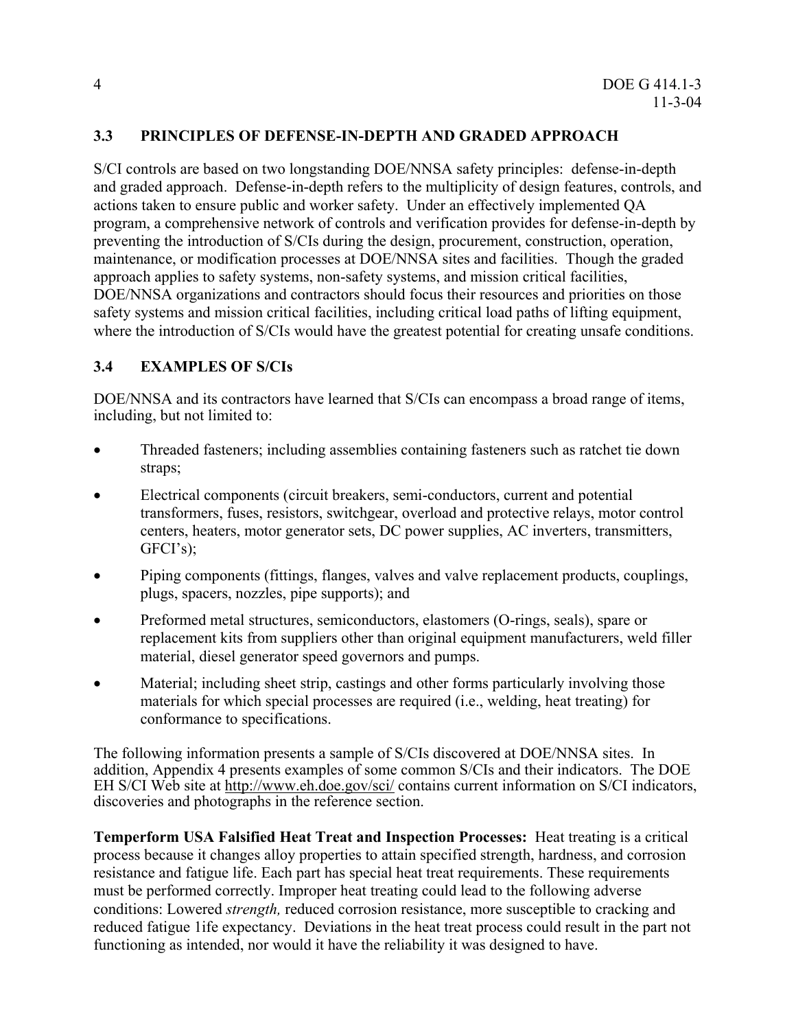## 3.3 PRINCIPLES OF DEFENSE-IN-DEPTH AND GRADED APPROACH

S/CI controls are based on two longstanding DOE/NNSA safety principles: defense-in-depth and graded approach. Defense-in-depth refers to the multiplicity of design features, controls, and actions taken to ensure public and worker safety. Under an effectively implemented QA program, a comprehensive network of controls and verification provides for defense-in-depth by preventing the introduction of S/CIs during the design, procurement, construction, operation, maintenance, or modification processes at DOE/NNSA sites and facilities. Though the graded approach applies to safety systems, non-safety systems, and mission critical facilities, DOE/NNSA organizations and contractors should focus their resources and priorities on those safety systems and mission critical facilities, including critical load paths of lifting equipment, where the introduction of S/CIs would have the greatest potential for creating unsafe conditions.

## 3.4 EXAMPLES OF S/CIs

DOE/NNSA and its contractors have learned that S/CIs can encompass a broad range of items, including, but not limited to:

- Threaded fasteners; including assemblies containing fasteners such as ratchet tie down straps;
- Electrical components (circuit breakers, semi-conductors, current and potential transformers, fuses, resistors, switchgear, overload and protective relays, motor control centers, heaters, motor generator sets, DC power supplies, AC inverters, transmitters, GFCI's);
- Piping components (fittings, flanges, valves and valve replacement products, couplings, plugs, spacers, nozzles, pipe supports); and
- Preformed metal structures, semiconductors, elastomers (O-rings, seals), spare or replacement kits from suppliers other than original equipment manufacturers, weld filler material, diesel generator speed governors and pumps.
- Material; including sheet strip, castings and other forms particularly involving those materials for which special processes are required (i.e., welding, heat treating) for conformance to specifications.

The following information presents a sample of S/CIs discovered at DOE/NNSA sites. In addition, Appendix 4 presents examples of some common S/CIs and their indicators. The DOE EH S/CI Web site at http://www.eh.doe.gov/sci/ contains current information on S/CI indicators, discoveries and photographs in the reference section.

**Temperform USA Falsified Heat Treat and Inspection Processes:** Heat treating is a critical process because it changes alloy properties to attain specified strength, hardness, and corrosion resistance and fatigue life. Each part has special heat treat requirements. These requirements must be performed correctly. Improper heat treating could lead to the following adverse conditions: Lowered *strength,* reduced corrosion resistance, more susceptible to cracking and reduced fatigue 1ife expectancy. Deviations in the heat treat process could result in the part not functioning as intended, nor would it have the reliability it was designed to have.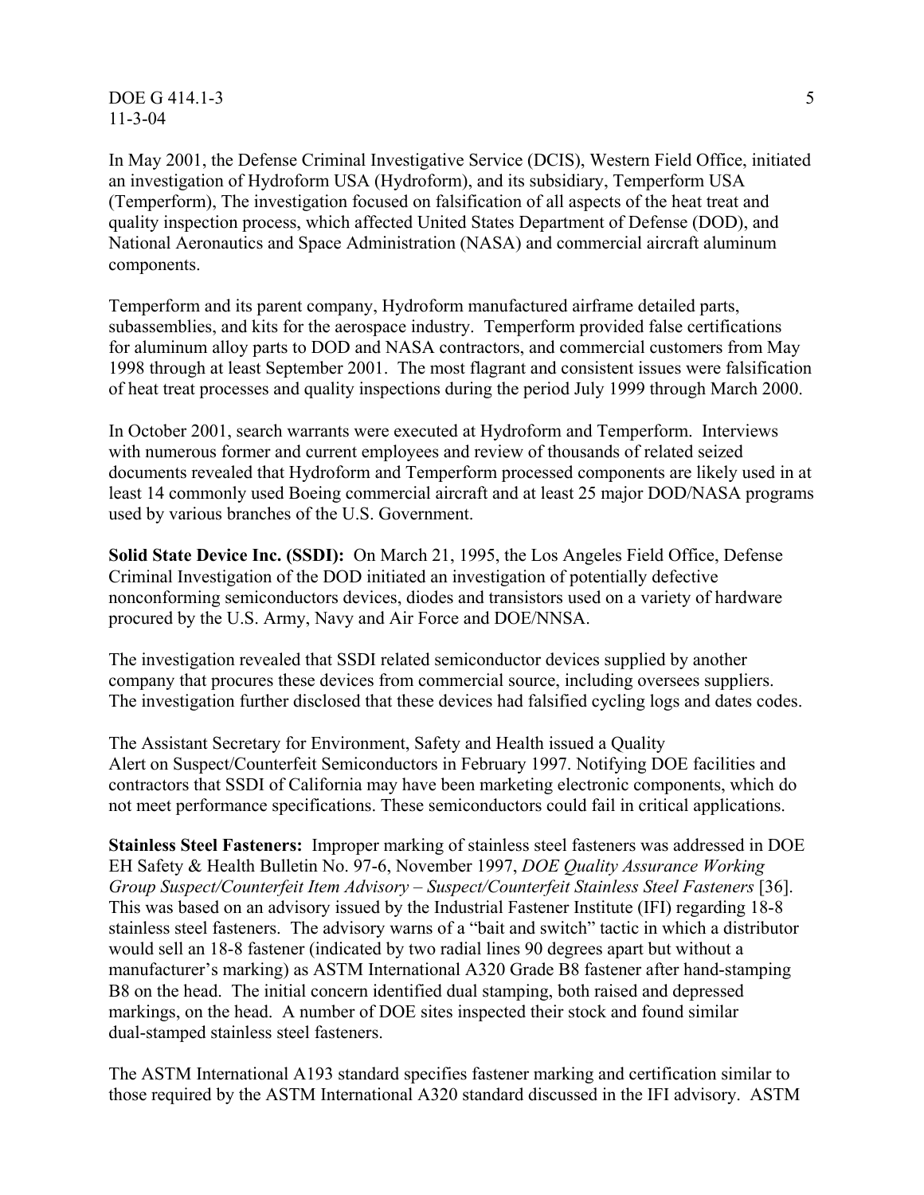In May 2001, the Defense Criminal Investigative Service (DCIS), Western Field Office, initiated an investigation of Hydroform USA (Hydroform), and its subsidiary, Temperform USA (Temperform), The investigation focused on falsification of all aspects of the heat treat and quality inspection process, which affected United States Department of Defense (DOD), and National Aeronautics and Space Administration (NASA) and commercial aircraft aluminum components.

Temperform and its parent company, Hydroform manufactured airframe detailed parts, subassemblies, and kits for the aerospace industry. Temperform provided false certifications for aluminum alloy parts to DOD and NASA contractors, and commercial customers from May 1998 through at least September 2001. The most flagrant and consistent issues were falsification of heat treat processes and quality inspections during the period July 1999 through March 2000.

In October 2001, search warrants were executed at Hydroform and Temperform. Interviews with numerous former and current employees and review of thousands of related seized documents revealed that Hydroform and Temperform processed components are likely used in at least 14 commonly used Boeing commercial aircraft and at least 25 major DOD/NASA programs used by various branches of the U.S. Government.

**Solid State Device Inc. (SSDI):** On March 21, 1995, the Los Angeles Field Office, Defense Criminal Investigation of the DOD initiated an investigation of potentially defective nonconforming semiconductors devices, diodes and transistors used on a variety of hardware procured by the U.S. Army, Navy and Air Force and DOE/NNSA.

The investigation revealed that SSDI related semiconductor devices supplied by another company that procures these devices from commercial source, including oversees suppliers. The investigation further disclosed that these devices had falsified cycling logs and dates codes.

The Assistant Secretary for Environment, Safety and Health issued a Quality Alert on Suspect/Counterfeit Semiconductors in February 1997. Notifying DOE facilities and contractors that SSDI of California may have been marketing electronic components, which do not meet performance specifications. These semiconductors could fail in critical applications.

**Stainless Steel Fasteners:** Improper marking of stainless steel fasteners was addressed in DOE EH Safety & Health Bulletin No. 97-6, November 1997, *DOE Quality Assurance Working Group Suspect/Counterfeit Item Advisory – Suspect/Counterfeit Stainless Steel Fasteners* [36]. This was based on an advisory issued by the Industrial Fastener Institute (IFI) regarding 18-8 stainless steel fasteners. The advisory warns of a "bait and switch" tactic in which a distributor would sell an 18-8 fastener (indicated by two radial lines 90 degrees apart but without a manufacturer's marking) as ASTM International A320 Grade B8 fastener after hand-stamping B8 on the head. The initial concern identified dual stamping, both raised and depressed markings, on the head. A number of DOE sites inspected their stock and found similar dual-stamped stainless steel fasteners.

The ASTM International A193 standard specifies fastener marking and certification similar to those required by the ASTM International A320 standard discussed in the IFI advisory. ASTM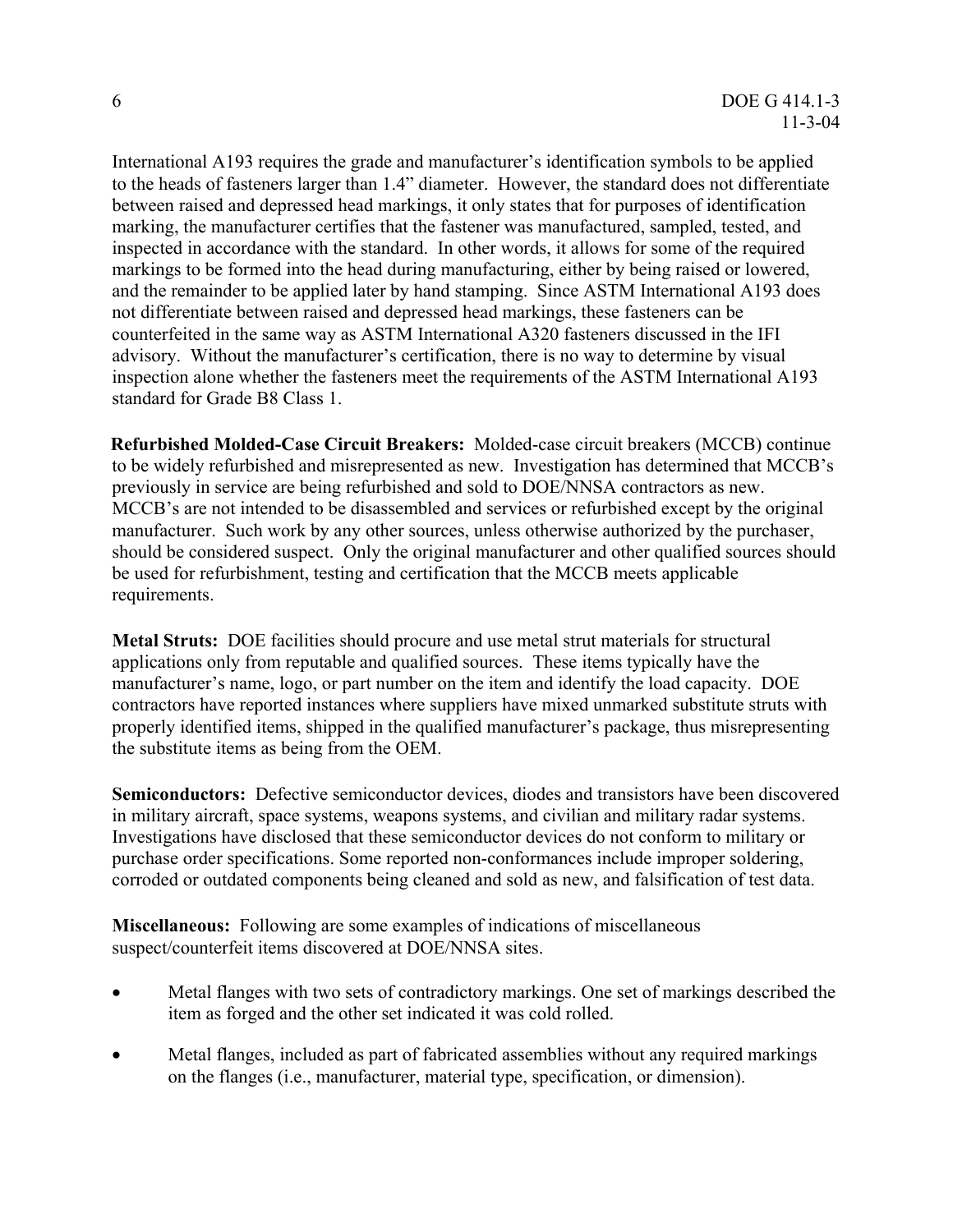International A193 requires the grade and manufacturer's identification symbols to be applied to the heads of fasteners larger than 1.4" diameter. However, the standard does not differentiate between raised and depressed head markings, it only states that for purposes of identification marking, the manufacturer certifies that the fastener was manufactured, sampled, tested, and inspected in accordance with the standard. In other words, it allows for some of the required markings to be formed into the head during manufacturing, either by being raised or lowered, and the remainder to be applied later by hand stamping. Since ASTM International A193 does not differentiate between raised and depressed head markings, these fasteners can be counterfeited in the same way as ASTM International A320 fasteners discussed in the IFI advisory. Without the manufacturer's certification, there is no way to determine by visual inspection alone whether the fasteners meet the requirements of the ASTM International A193 standard for Grade B8 Class 1.

**Refurbished Molded-Case Circuit Breakers:** Molded-case circuit breakers (MCCB) continue to be widely refurbished and misrepresented as new. Investigation has determined that MCCB's previously in service are being refurbished and sold to DOE/NNSA contractors as new. MCCB's are not intended to be disassembled and services or refurbished except by the original manufacturer. Such work by any other sources, unless otherwise authorized by the purchaser, should be considered suspect. Only the original manufacturer and other qualified sources should be used for refurbishment, testing and certification that the MCCB meets applicable requirements.

**Metal Struts:** DOE facilities should procure and use metal strut materials for structural applications only from reputable and qualified sources. These items typically have the manufacturer's name, logo, or part number on the item and identify the load capacity. DOE contractors have reported instances where suppliers have mixed unmarked substitute struts with properly identified items, shipped in the qualified manufacturer's package, thus misrepresenting the substitute items as being from the OEM.

**Semiconductors:** Defective semiconductor devices, diodes and transistors have been discovered in military aircraft, space systems, weapons systems, and civilian and military radar systems. Investigations have disclosed that these semiconductor devices do not conform to military or purchase order specifications. Some reported non-conformances include improper soldering, corroded or outdated components being cleaned and sold as new, and falsification of test data.

**Miscellaneous:** Following are some examples of indications of miscellaneous suspect/counterfeit items discovered at DOE/NNSA sites.

- Metal flanges with two sets of contradictory markings. One set of markings described the item as forged and the other set indicated it was cold rolled.
- Metal flanges, included as part of fabricated assemblies without any required markings on the flanges (i.e., manufacturer, material type, specification, or dimension).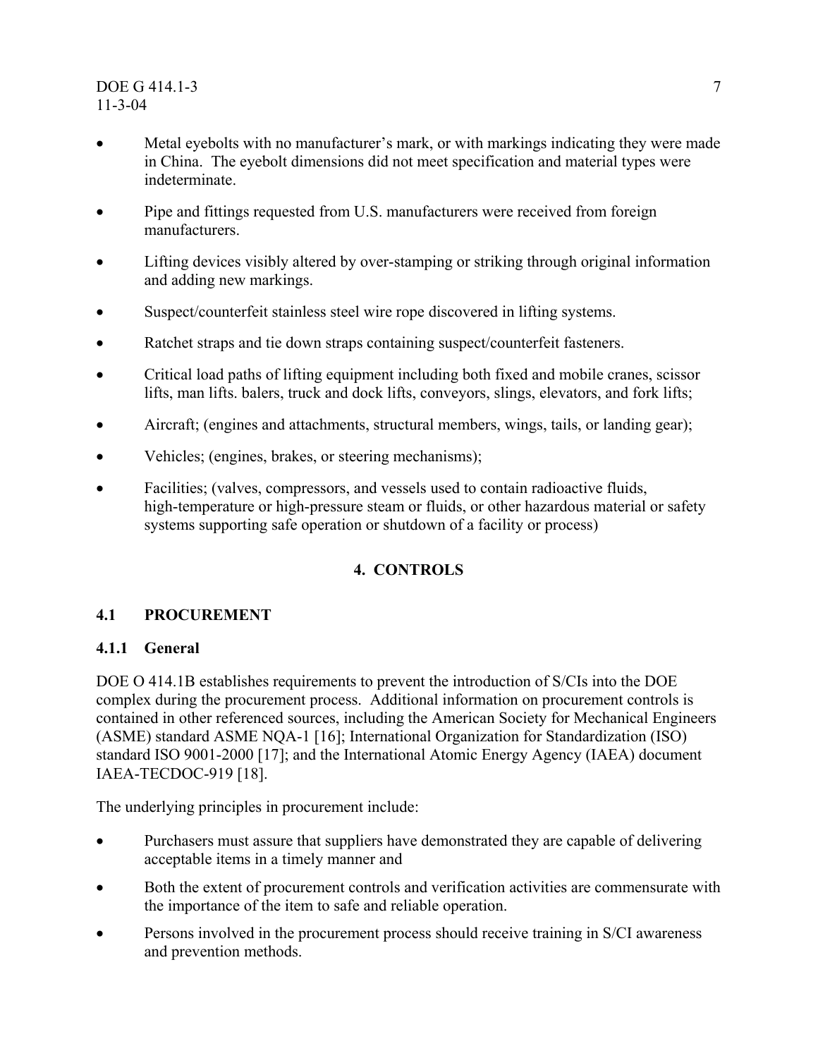- Metal eyebolts with no manufacturer's mark, or with markings indicating they were made in China. The eyebolt dimensions did not meet specification and material types were indeterminate.
- Pipe and fittings requested from U.S. manufacturers were received from foreign manufacturers.
- Lifting devices visibly altered by over-stamping or striking through original information and adding new markings.
- Suspect/counterfeit stainless steel wire rope discovered in lifting systems.
- Ratchet straps and tie down straps containing suspect/counterfeit fasteners.
- Critical load paths of lifting equipment including both fixed and mobile cranes, scissor lifts, man lifts. balers, truck and dock lifts, conveyors, slings, elevators, and fork lifts;
- Aircraft; (engines and attachments, structural members, wings, tails, or landing gear);
- Vehicles; (engines, brakes, or steering mechanisms);
- Facilities; (valves, compressors, and vessels used to contain radioactive fluids, high-temperature or high-pressure steam or fluids, or other hazardous material or safety systems supporting safe operation or shutdown of a facility or process)

# 4. CONTROLS

## 4.1 PROCUREMENT

### 4.1.1 General

DOE O 414.1B establishes requirements to prevent the introduction of S/CIs into the DOE complex during the procurement process. Additional information on procurement controls is contained in other referenced sources, including the American Society for Mechanical Engineers (ASME) standard ASME NQA-1 [16]; International Organization for Standardization (ISO) standard ISO 9001-2000 [17]; and the International Atomic Energy Agency (IAEA) document IAEA-TECDOC-919 [18].

The underlying principles in procurement include:

- Purchasers must assure that suppliers have demonstrated they are capable of delivering acceptable items in a timely manner and
- Both the extent of procurement controls and verification activities are commensurate with the importance of the item to safe and reliable operation.
- Persons involved in the procurement process should receive training in S/CI awareness and prevention methods.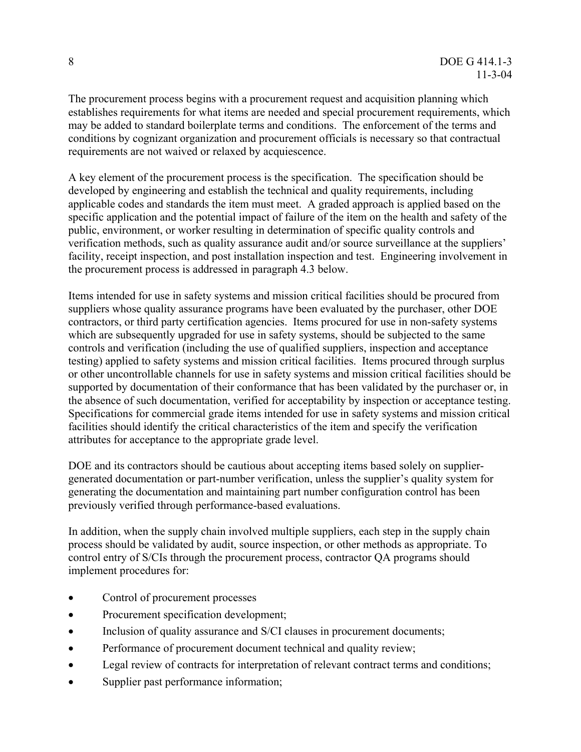The procurement process begins with a procurement request and acquisition planning which establishes requirements for what items are needed and special procurement requirements, which may be added to standard boilerplate terms and conditions. The enforcement of the terms and conditions by cognizant organization and procurement officials is necessary so that contractual requirements are not waived or relaxed by acquiescence.

A key element of the procurement process is the specification. The specification should be developed by engineering and establish the technical and quality requirements, including applicable codes and standards the item must meet. A graded approach is applied based on the specific application and the potential impact of failure of the item on the health and safety of the public, environment, or worker resulting in determination of specific quality controls and verification methods, such as quality assurance audit and/or source surveillance at the suppliers' facility, receipt inspection, and post installation inspection and test. Engineering involvement in the procurement process is addressed in paragraph 4.3 below.

Items intended for use in safety systems and mission critical facilities should be procured from suppliers whose quality assurance programs have been evaluated by the purchaser, other DOE contractors, or third party certification agencies. Items procured for use in non-safety systems which are subsequently upgraded for use in safety systems, should be subjected to the same controls and verification (including the use of qualified suppliers, inspection and acceptance testing) applied to safety systems and mission critical facilities. Items procured through surplus or other uncontrollable channels for use in safety systems and mission critical facilities should be supported by documentation of their conformance that has been validated by the purchaser or, in the absence of such documentation, verified for acceptability by inspection or acceptance testing. Specifications for commercial grade items intended for use in safety systems and mission critical facilities should identify the critical characteristics of the item and specify the verification attributes for acceptance to the appropriate grade level.

DOE and its contractors should be cautious about accepting items based solely on supplier-generated documentation or part-number verification, unless the supplier's quality system for generating the documentation and maintaining part number configuration control has been previously verified through performance-based evaluations.

In addition, when the supply chain involved multiple suppliers, each step in the supply chain process should be validated by audit, source inspection, or other methods as appropriate. To control entry of S/CIs through the procurement process, contractor QA programs should implement procedures for:

- Control of procurement processes
- Procurement specification development;
- Inclusion of quality assurance and S/CI clauses in procurement documents;
- Performance of procurement document technical and quality review;
- Legal review of contracts for interpretation of relevant contract terms and conditions;
- Supplier past performance information;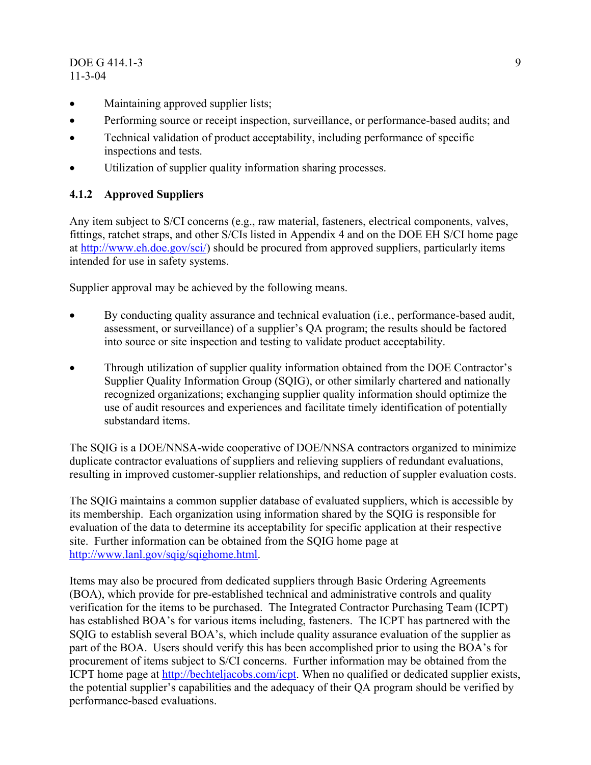- Maintaining approved supplier lists;
- Performing source or receipt inspection, surveillance, or performance-based audits; and
- Technical validation of product acceptability, including performance of specific inspections and tests.
- Utilization of supplier quality information sharing processes.

### 4.1.2 Approved Suppliers

Any item subject to S/CI concerns (e.g., raw material, fasteners, electrical components, valves, fittings, ratchet straps, and other S/CIs listed in Appendix 4 and on the DOE EH S/CI home page at http://www.eh.doe.gov/sci/) should be procured from approved suppliers, particularly items intended for use in safety systems.

Supplier approval may be achieved by the following means.

- By conducting quality assurance and technical evaluation (i.e., performance-based audit, assessment, or surveillance) of a supplier's QA program; the results should be factored into source or site inspection and testing to validate product acceptability.

- Through utilization of supplier quality information obtained from the DOE Contractor's Supplier Quality Information Group (SQIG), or other similarly chartered and nationally recognized organizations; exchanging supplier quality information should optimize the use of audit resources and experiences and facilitate timely identification of potentially substandard items.

The SQIG is a DOE/NNSA-wide cooperative of DOE/NNSA contractors organized to minimize duplicate contractor evaluations of suppliers and relieving suppliers of redundant evaluations, resulting in improved customer-supplier relationships, and reduction of suppler evaluation costs.

The SQIG maintains a common supplier database of evaluated suppliers, which is accessible by its membership. Each organization using information shared by the SQIG is responsible for evaluation of the data to determine its acceptability for specific application at their respective site. Further information can be obtained from the SQIG home page at http://www.lanl.gov/sqig/sqighome.html.

Items may also be procured from dedicated suppliers through Basic Ordering Agreements (BOA), which provide for pre-established technical and administrative controls and quality verification for the items to be purchased. The Integrated Contractor Purchasing Team (ICPT) has established BOA's for various items including, fasteners. The ICPT has partnered with the SQIG to establish several BOA's, which include quality assurance evaluation of the supplier as part of the BOA. Users should verify this has been accomplished prior to using the BOA's for procurement of items subject to S/CI concerns. Further information may be obtained from the ICPT home page at http://bechteljacobs.com/icpt. When no qualified or dedicated supplier exists, the potential supplier's capabilities and the adequacy of their QA program should be verified by performance-based evaluations.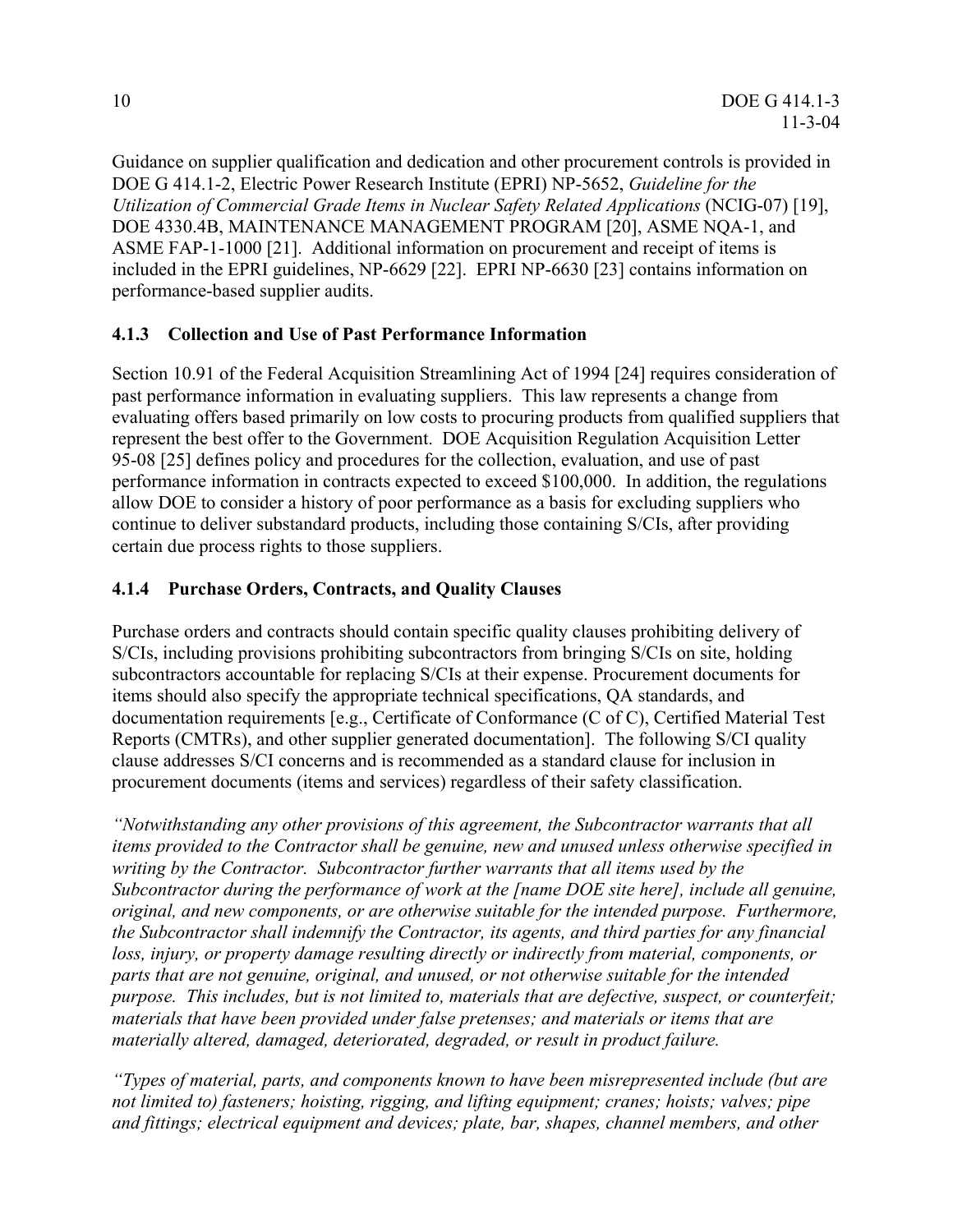Guidance on supplier qualification and dedication and other procurement controls is provided in DOE G 414.1-2, Electric Power Research Institute (EPRI) NP-5652, *Guideline for the Utilization of Commercial Grade Items in Nuclear Safety Related Applications* (NCIG-07) [19], DOE 4330.4B, MAINTENANCE MANAGEMENT PROGRAM [20], ASME NQA-1, and ASME FAP-1-1000 [21]. Additional information on procurement and receipt of items is included in the EPRI guidelines, NP-6629 [22]. EPRI NP-6630 [23] contains information on performance-based supplier audits.

### 4.1.3 Collection and Use of Past Performance Information

Section 10.91 of the Federal Acquisition Streamlining Act of 1994 [24] requires consideration of past performance information in evaluating suppliers. This law represents a change from evaluating offers based primarily on low costs to procuring products from qualified suppliers that represent the best offer to the Government. DOE Acquisition Regulation Acquisition Letter 95-08 [25] defines policy and procedures for the collection, evaluation, and use of past performance information in contracts expected to exceed $100,000. In addition, the regulations allow DOE to consider a history of poor performance as a basis for excluding suppliers who continue to deliver substandard products, including those containing S/CIs, after providing certain due process rights to those suppliers.

### 4.1.4 Purchase Orders, Contracts, and Quality Clauses

Purchase orders and contracts should contain specific quality clauses prohibiting delivery of S/CIs, including provisions prohibiting subcontractors from bringing S/CIs on site, holding subcontractors accountable for replacing S/CIs at their expense. Procurement documents for items should also specify the appropriate technical specifications, QA standards, and documentation requirements [e.g., Certificate of Conformance (C of C), Certified Material Test Reports (CMTRs), and other supplier generated documentation]. The following S/CI quality clause addresses S/CI concerns and is recommended as a standard clause for inclusion in procurement documents (items and services) regardless of their safety classification.

*"Notwithstanding any other provisions of this agreement, the Subcontractor warrants that all items provided to the Contractor shall be genuine, new and unused unless otherwise specified in writing by the Contractor. Subcontractor further warrants that all items used by the Subcontractor during the performance of work at the [name DOE site here], include all genuine, original, and new components, or are otherwise suitable for the intended purpose. Furthermore, the Subcontractor shall indemnify the Contractor, its agents, and third parties for any financial loss, injury, or property damage resulting directly or indirectly from material, components, or parts that are not genuine, original, and unused, or not otherwise suitable for the intended purpose. This includes, but is not limited to, materials that are defective, suspect, or counterfeit; materials that have been provided under false pretenses; and materials or items that are materially altered, damaged, deteriorated, degraded, or result in product failure.*

*"Types of material, parts, and components known to have been misrepresented include (but are not limited to) fasteners; hoisting, rigging, and lifting equipment; cranes; hoists; valves; pipe and fittings; electrical equipment and devices; plate, bar, shapes, channel members, and other*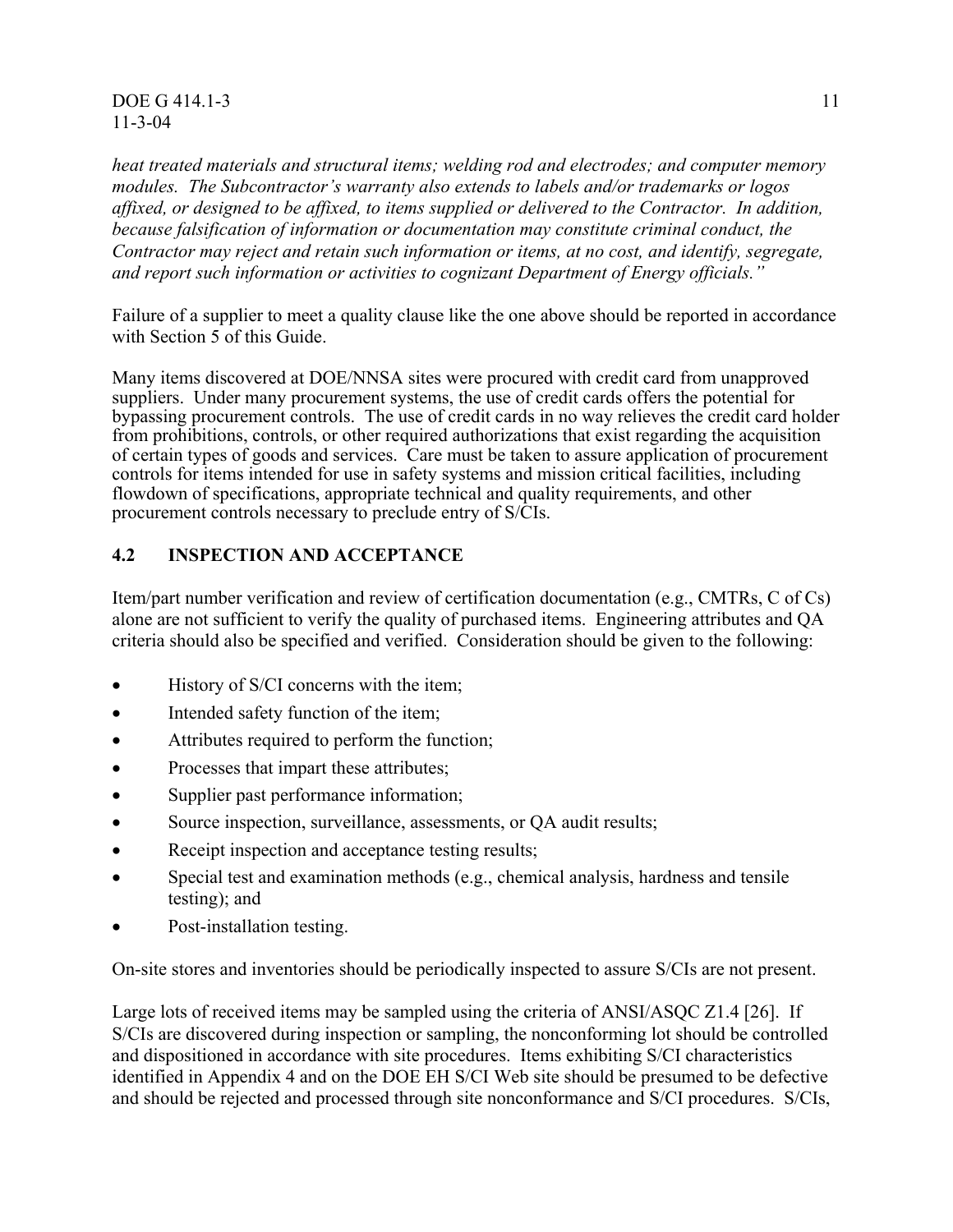*heat treated materials and structural items; welding rod and electrodes; and computer memory modules. The Subcontractor's warranty also extends to labels and/or trademarks or logos affixed, or designed to be affixed, to items supplied or delivered to the Contractor. In addition, because falsification of information or documentation may constitute criminal conduct, the Contractor may reject and retain such information or items, at no cost, and identify, segregate, and report such information or activities to cognizant Department of Energy officials."*

Failure of a supplier to meet a quality clause like the one above should be reported in accordance with Section 5 of this Guide.

Many items discovered at DOE/NNSA sites were procured with credit card from unapproved suppliers. Under many procurement systems, the use of credit cards offers the potential for bypassing procurement controls. The use of credit cards in no way relieves the credit card holder from prohibitions, controls, or other required authorizations that exist regarding the acquisition of certain types of goods and services. Care must be taken to assure application of procurement controls for items intended for use in safety systems and mission critical facilities, including flowdown of specifications, appropriate technical and quality requirements, and other procurement controls necessary to preclude entry of S/CIs.

## 4.2 INSPECTION AND ACCEPTANCE

Item/part number verification and review of certification documentation (e.g., CMTRs, C of Cs) alone are not sufficient to verify the quality of purchased items. Engineering attributes and QA criteria should also be specified and verified. Consideration should be given to the following:

- History of S/CI concerns with the item;
- Intended safety function of the item;
- Attributes required to perform the function;
- Processes that impart these attributes;
- Supplier past performance information;
- Source inspection, surveillance, assessments, or QA audit results;
- Receipt inspection and acceptance testing results;
- Special test and examination methods (e.g., chemical analysis, hardness and tensile testing); and
- Post-installation testing.

On-site stores and inventories should be periodically inspected to assure S/CIs are not present.

Large lots of received items may be sampled using the criteria of ANSI/ASQC Z1.4 [26]. If S/CIs are discovered during inspection or sampling, the nonconforming lot should be controlled and dispositioned in accordance with site procedures. Items exhibiting S/CI characteristics identified in Appendix 4 and on the DOE EH S/CI Web site should be presumed to be defective and should be rejected and processed through site nonconformance and S/CI procedures. S/CIs,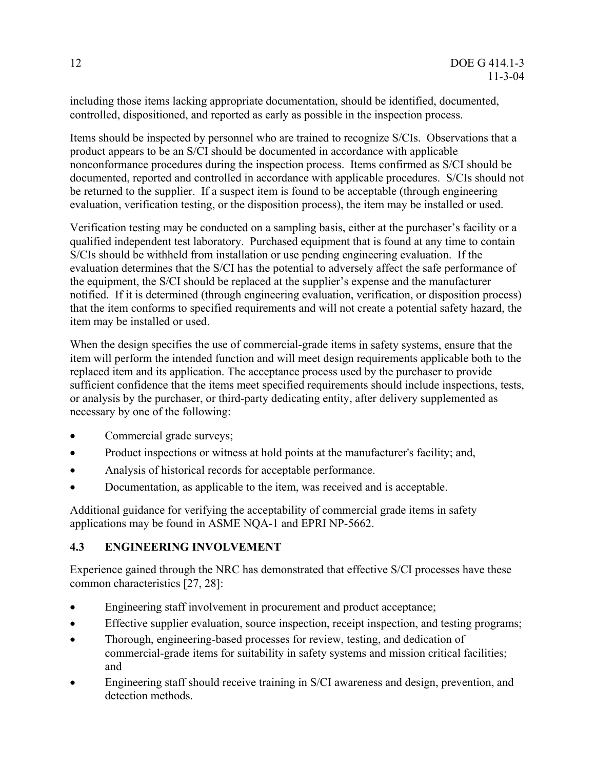including those items lacking appropriate documentation, should be identified, documented, controlled, dispositioned, and reported as early as possible in the inspection process.

Items should be inspected by personnel who are trained to recognize S/CIs. Observations that a product appears to be an S/CI should be documented in accordance with applicable nonconformance procedures during the inspection process. Items confirmed as S/CI should be documented, reported and controlled in accordance with applicable procedures. S/CIs should not be returned to the supplier. If a suspect item is found to be acceptable (through engineering evaluation, verification testing, or the disposition process), the item may be installed or used.

Verification testing may be conducted on a sampling basis, either at the purchaser's facility or a qualified independent test laboratory. Purchased equipment that is found at any time to contain S/CIs should be withheld from installation or use pending engineering evaluation. If the evaluation determines that the S/CI has the potential to adversely affect the safe performance of the equipment, the S/CI should be replaced at the supplier's expense and the manufacturer notified. If it is determined (through engineering evaluation, verification, or disposition process) that the item conforms to specified requirements and will not create a potential safety hazard, the item may be installed or used.

When the design specifies the use of commercial-grade items in safety systems, ensure that the item will perform the intended function and will meet design requirements applicable both to the replaced item and its application. The acceptance process used by the purchaser to provide sufficient confidence that the items meet specified requirements should include inspections, tests, or analysis by the purchaser, or third-party dedicating entity, after delivery supplemented as necessary by one of the following:

- Commercial grade surveys;
- Product inspections or witness at hold points at the manufacturer's facility; and,
- Analysis of historical records for acceptable performance.
- Documentation, as applicable to the item, was received and is acceptable.

Additional guidance for verifying the acceptability of commercial grade items in safety applications may be found in ASME NQA-1 and EPRI NP-5662.

## 4.3 ENGINEERING INVOLVEMENT

Experience gained through the NRC has demonstrated that effective S/CI processes have these common characteristics [27, 28]:

- Engineering staff involvement in procurement and product acceptance;
- Effective supplier evaluation, source inspection, receipt inspection, and testing programs;
- Thorough, engineering-based processes for review, testing, and dedication of commercial-grade items for suitability in safety systems and mission critical facilities; and
- Engineering staff should receive training in S/CI awareness and design, prevention, and detection methods.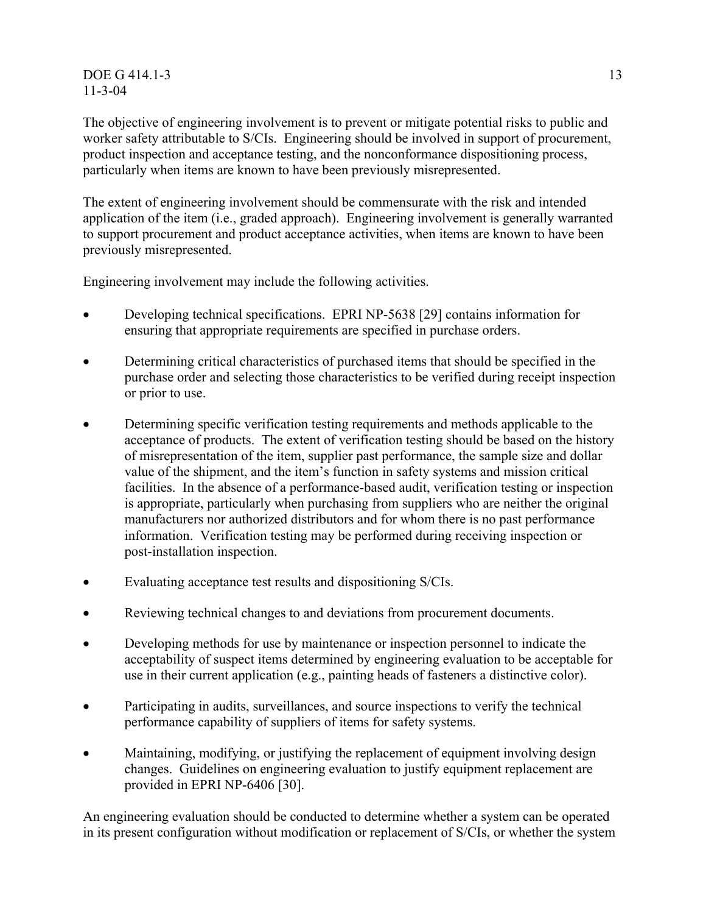The objective of engineering involvement is to prevent or mitigate potential risks to public and worker safety attributable to S/CIs. Engineering should be involved in support of procurement, product inspection and acceptance testing, and the nonconformance dispositioning process, particularly when items are known to have been previously misrepresented.

The extent of engineering involvement should be commensurate with the risk and intended application of the item (i.e., graded approach). Engineering involvement is generally warranted to support procurement and product acceptance activities, when items are known to have been previously misrepresented.

Engineering involvement may include the following activities.

- Developing technical specifications. EPRI NP-5638 [29] contains information for ensuring that appropriate requirements are specified in purchase orders.
- Determining critical characteristics of purchased items that should be specified in the purchase order and selecting those characteristics to be verified during receipt inspection or prior to use.
- Determining specific verification testing requirements and methods applicable to the acceptance of products. The extent of verification testing should be based on the history of misrepresentation of the item, supplier past performance, the sample size and dollar value of the shipment, and the item's function in safety systems and mission critical facilities. In the absence of a performance-based audit, verification testing or inspection is appropriate, particularly when purchasing from suppliers who are neither the original manufacturers nor authorized distributors and for whom there is no past performance information. Verification testing may be performed during receiving inspection or post-installation inspection.
- Evaluating acceptance test results and dispositioning S/CIs.
- Reviewing technical changes to and deviations from procurement documents.
- Developing methods for use by maintenance or inspection personnel to indicate the acceptability of suspect items determined by engineering evaluation to be acceptable for use in their current application (e.g., painting heads of fasteners a distinctive color).
- Participating in audits, surveillances, and source inspections to verify the technical performance capability of suppliers of items for safety systems.
- Maintaining, modifying, or justifying the replacement of equipment involving design changes. Guidelines on engineering evaluation to justify equipment replacement are provided in EPRI NP-6406 [30].

An engineering evaluation should be conducted to determine whether a system can be operated in its present configuration without modification or replacement of S/CIs, or whether the system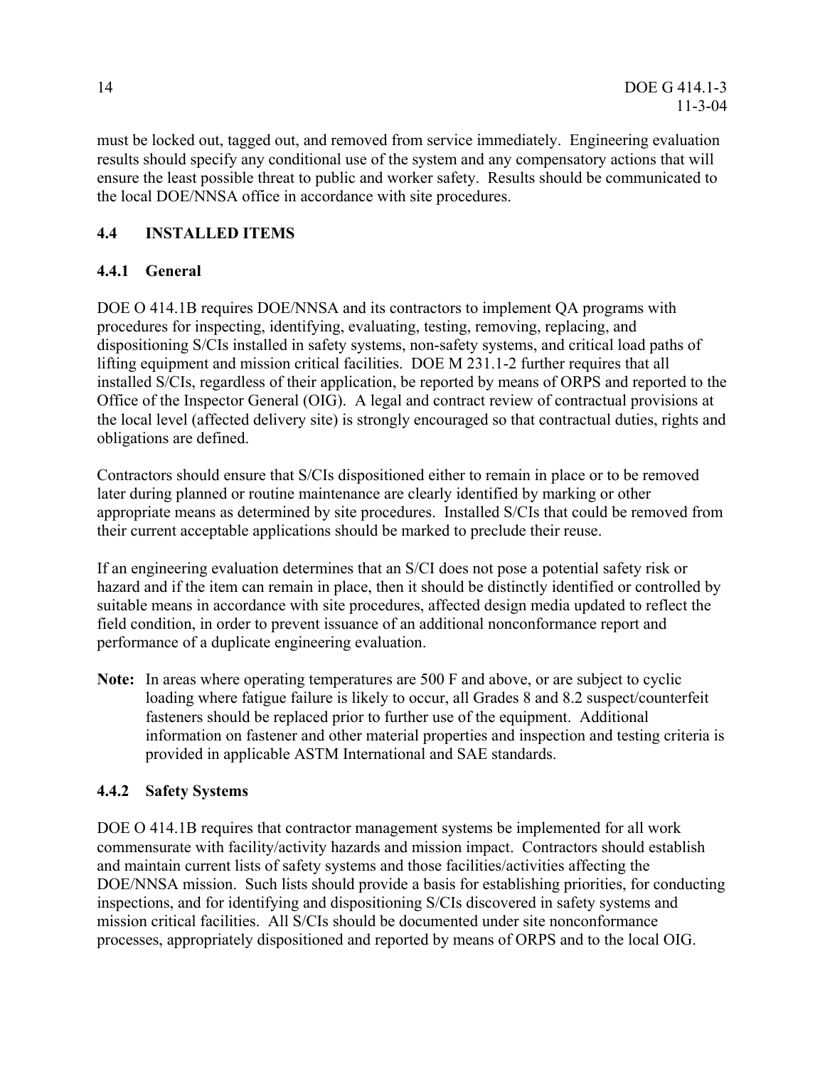must be locked out, tagged out, and removed from service immediately. Engineering evaluation results should specify any conditional use of the system and any compensatory actions that will ensure the least possible threat to public and worker safety. Results should be communicated to the local DOE/NNSA office in accordance with site procedures.

## 4.4 INSTALLED ITEMS

### 4.4.1 General

DOE O 414.1B requires DOE/NNSA and its contractors to implement QA programs with procedures for inspecting, identifying, evaluating, testing, removing, replacing, and dispositioning S/CIs installed in safety systems, non-safety systems, and critical load paths of lifting equipment and mission critical facilities. DOE M 231.1-2 further requires that all installed S/CIs, regardless of their application, be reported by means of ORPS and reported to the Office of the Inspector General (OIG). A legal and contract review of contractual provisions at the local level (affected delivery site) is strongly encouraged so that contractual duties, rights and obligations are defined.

Contractors should ensure that S/CIs dispositioned either to remain in place or to be removed later during planned or routine maintenance are clearly identified by marking or other appropriate means as determined by site procedures. Installed S/CIs that could be removed from their current acceptable applications should be marked to preclude their reuse.

If an engineering evaluation determines that an S/CI does not pose a potential safety risk or hazard and if the item can remain in place, then it should be distinctly identified or controlled by suitable means in accordance with site procedures, affected design media updated to reflect the field condition, in order to prevent issuance of an additional nonconformance report and performance of a duplicate engineering evaluation.

**Note:** In areas where operating temperatures are 500 F and above, or are subject to cyclic loading where fatigue failure is likely to occur, all Grades 8 and 8.2 suspect/counterfeit fasteners should be replaced prior to further use of the equipment. Additional information on fastener and other material properties and inspection and testing criteria is provided in applicable ASTM International and SAE standards.

### 4.4.2 Safety Systems

DOE O 414.1B requires that contractor management systems be implemented for all work commensurate with facility/activity hazards and mission impact. Contractors should establish and maintain current lists of safety systems and those facilities/activities affecting the DOE/NNSA mission. Such lists should provide a basis for establishing priorities, for conducting inspections, and for identifying and dispositioning S/CIs discovered in safety systems and mission critical facilities. All S/CIs should be documented under site nonconformance processes, appropriately dispositioned and reported by means of ORPS and to the local OIG.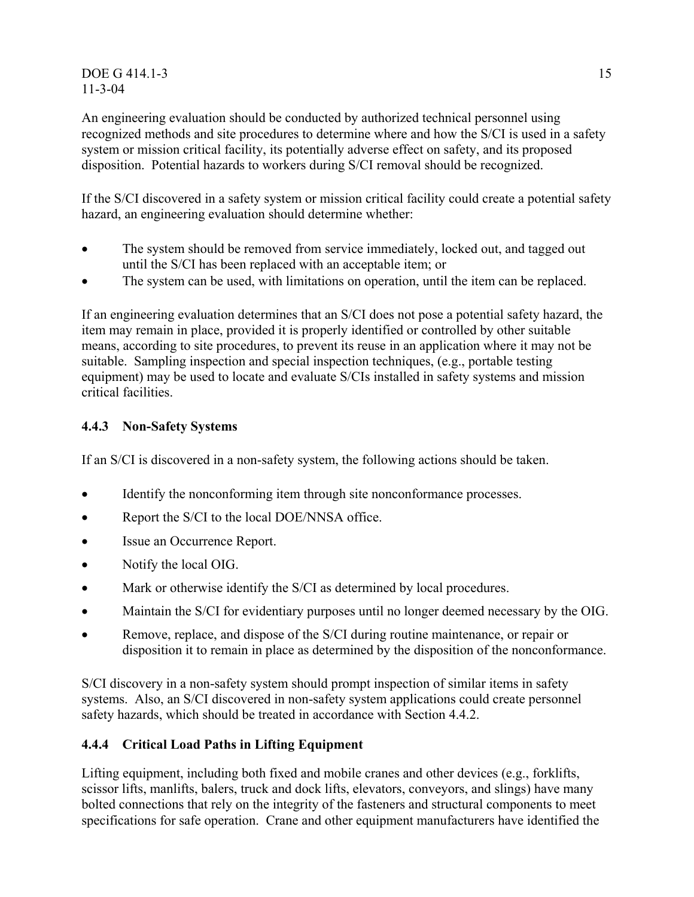An engineering evaluation should be conducted by authorized technical personnel using recognized methods and site procedures to determine where and how the S/CI is used in a safety system or mission critical facility, its potentially adverse effect on safety, and its proposed disposition. Potential hazards to workers during S/CI removal should be recognized.

If the S/CI discovered in a safety system or mission critical facility could create a potential safety hazard, an engineering evaluation should determine whether:

- The system should be removed from service immediately, locked out, and tagged out until the S/CI has been replaced with an acceptable item; or
- The system can be used, with limitations on operation, until the item can be replaced.

If an engineering evaluation determines that an S/CI does not pose a potential safety hazard, the item may remain in place, provided it is properly identified or controlled by other suitable means, according to site procedures, to prevent its reuse in an application where it may not be suitable. Sampling inspection and special inspection techniques, (e.g., portable testing equipment) may be used to locate and evaluate S/CIs installed in safety systems and mission critical facilities.

### 4.4.3 Non-Safety Systems

If an S/CI is discovered in a non-safety system, the following actions should be taken.

- Identify the nonconforming item through site nonconformance processes.
- Report the S/CI to the local DOE/NNSA office.
- Issue an Occurrence Report.
- Notify the local OIG.
- Mark or otherwise identify the S/CI as determined by local procedures.
- Maintain the S/CI for evidentiary purposes until no longer deemed necessary by the OIG.
- Remove, replace, and dispose of the S/CI during routine maintenance, or repair or disposition it to remain in place as determined by the disposition of the nonconformance.

S/CI discovery in a non-safety system should prompt inspection of similar items in safety systems. Also, an S/CI discovered in non-safety system applications could create personnel safety hazards, which should be treated in accordance with Section 4.4.2.

### 4.4.4 Critical Load Paths in Lifting Equipment

Lifting equipment, including both fixed and mobile cranes and other devices (e.g., forklifts, scissor lifts, manlifts, balers, truck and dock lifts, elevators, conveyors, and slings) have many bolted connections that rely on the integrity of the fasteners and structural components to meet specifications for safe operation. Crane and other equipment manufacturers have identified the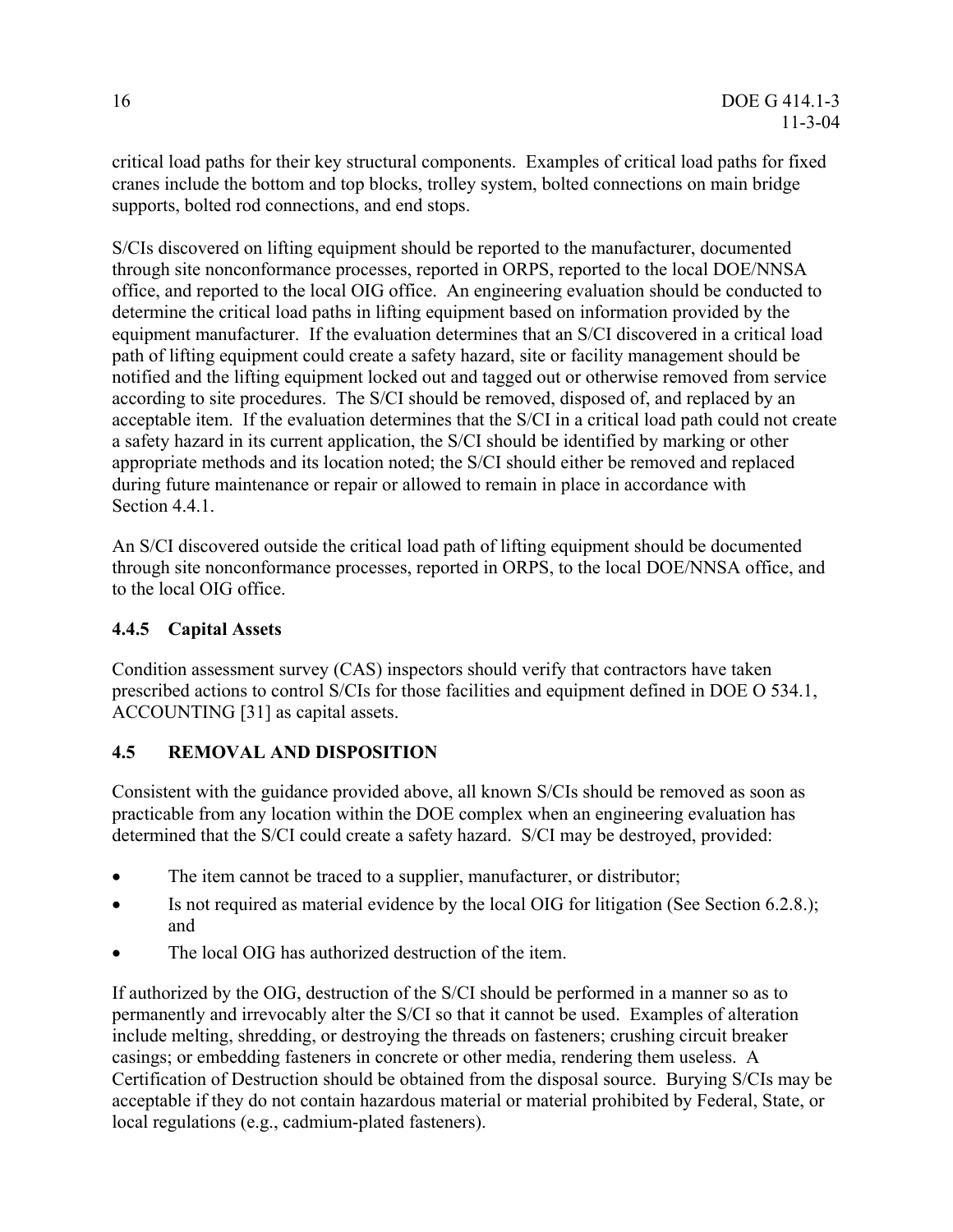critical load paths for their key structural components. Examples of critical load paths for fixed cranes include the bottom and top blocks, trolley system, bolted connections on main bridge supports, bolted rod connections, and end stops.

S/CIs discovered on lifting equipment should be reported to the manufacturer, documented through site nonconformance processes, reported in ORPS, reported to the local DOE/NNSA office, and reported to the local OIG office. An engineering evaluation should be conducted to determine the critical load paths in lifting equipment based on information provided by the equipment manufacturer. If the evaluation determines that an S/CI discovered in a critical load path of lifting equipment could create a safety hazard, site or facility management should be notified and the lifting equipment locked out and tagged out or otherwise removed from service according to site procedures. The S/CI should be removed, disposed of, and replaced by an acceptable item. If the evaluation determines that the S/CI in a critical load path could not create a safety hazard in its current application, the S/CI should be identified by marking or other appropriate methods and its location noted; the S/CI should either be removed and replaced during future maintenance or repair or allowed to remain in place in accordance with Section 4.4.1.

An S/CI discovered outside the critical load path of lifting equipment should be documented through site nonconformance processes, reported in ORPS, to the local DOE/NNSA office, and to the local OIG office.

### 4.4.5 Capital Assets

Condition assessment survey (CAS) inspectors should verify that contractors have taken prescribed actions to control S/CIs for those facilities and equipment defined in DOE O 534.1, ACCOUNTING [31] as capital assets.

## 4.5 REMOVAL AND DISPOSITION

Consistent with the guidance provided above, all known S/CIs should be removed as soon as practicable from any location within the DOE complex when an engineering evaluation has determined that the S/CI could create a safety hazard. S/CI may be destroyed, provided:

- The item cannot be traced to a supplier, manufacturer, or distributor;
- Is not required as material evidence by the local OIG for litigation (See Section 6.2.8.); and
- The local OIG has authorized destruction of the item.

If authorized by the OIG, destruction of the S/CI should be performed in a manner so as to permanently and irrevocably alter the S/CI so that it cannot be used. Examples of alteration include melting, shredding, or destroying the threads on fasteners; crushing circuit breaker casings; or embedding fasteners in concrete or other media, rendering them useless. A Certification of Destruction should be obtained from the disposal source. Burying S/CIs may be acceptable if they do not contain hazardous material or material prohibited by Federal, State, or local regulations (e.g., cadmium-plated fasteners).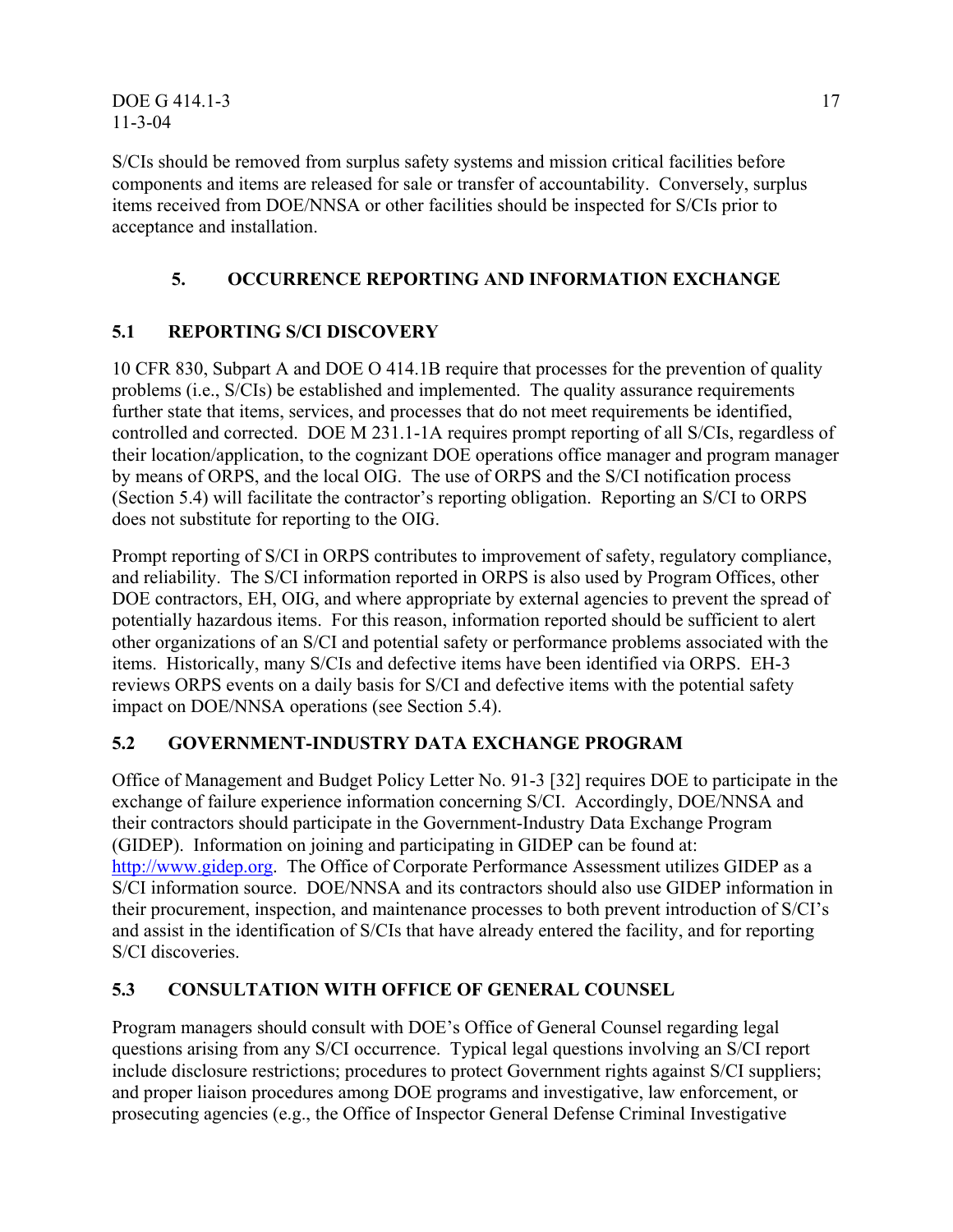S/CIs should be removed from surplus safety systems and mission critical facilities before components and items are released for sale or transfer of accountability. Conversely, surplus items received from DOE/NNSA or other facilities should be inspected for S/CIs prior to acceptance and installation.

# 5. OCCURRENCE REPORTING AND INFORMATION EXCHANGE

## 5.1 REPORTING S/CI DISCOVERY

10 CFR 830, Subpart A and DOE O 414.1B require that processes for the prevention of quality problems (i.e., S/CIs) be established and implemented. The quality assurance requirements further state that items, services, and processes that do not meet requirements be identified, controlled and corrected. DOE M 231.1-1A requires prompt reporting of all S/CIs, regardless of their location/application, to the cognizant DOE operations office manager and program manager by means of ORPS, and the local OIG. The use of ORPS and the S/CI notification process (Section 5.4) will facilitate the contractor's reporting obligation. Reporting an S/CI to ORPS does not substitute for reporting to the OIG.

Prompt reporting of S/CI in ORPS contributes to improvement of safety, regulatory compliance, and reliability. The S/CI information reported in ORPS is also used by Program Offices, other DOE contractors, EH, OIG, and where appropriate by external agencies to prevent the spread of potentially hazardous items. For this reason, information reported should be sufficient to alert other organizations of an S/CI and potential safety or performance problems associated with the items. Historically, many S/CIs and defective items have been identified via ORPS. EH-3 reviews ORPS events on a daily basis for S/CI and defective items with the potential safety impact on DOE/NNSA operations (see Section 5.4).

## 5.2 GOVERNMENT-INDUSTRY DATA EXCHANGE PROGRAM

Office of Management and Budget Policy Letter No. 91-3 [32] requires DOE to participate in the exchange of failure experience information concerning S/CI. Accordingly, DOE/NNSA and their contractors should participate in the Government-Industry Data Exchange Program (GIDEP). Information on joining and participating in GIDEP can be found at: http://www.gidep.org. The Office of Corporate Performance Assessment utilizes GIDEP as a S/CI information source. DOE/NNSA and its contractors should also use GIDEP information in their procurement, inspection, and maintenance processes to both prevent introduction of S/CI's and assist in the identification of S/CIs that have already entered the facility, and for reporting S/CI discoveries.

## 5.3 CONSULTATION WITH OFFICE OF GENERAL COUNSEL

Program managers should consult with DOE's Office of General Counsel regarding legal questions arising from any S/CI occurrence. Typical legal questions involving an S/CI report include disclosure restrictions; procedures to protect Government rights against S/CI suppliers; and proper liaison procedures among DOE programs and investigative, law enforcement, or prosecuting agencies (e.g., the Office of Inspector General Defense Criminal Investigative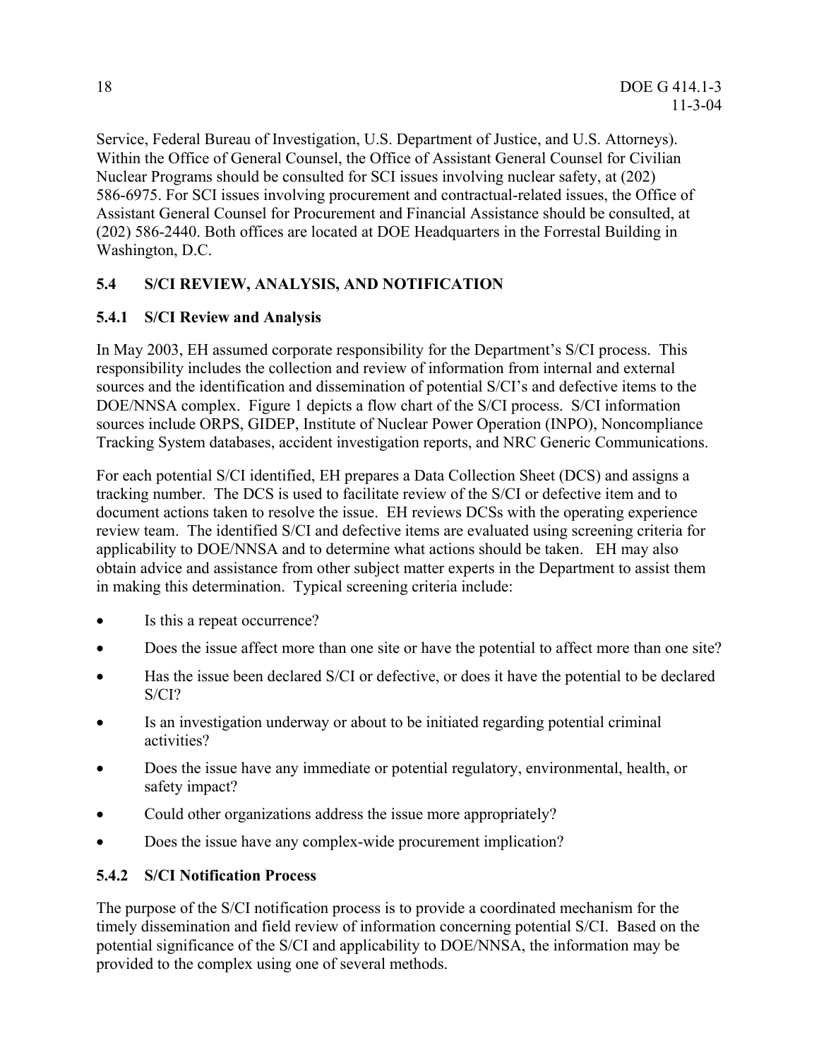Service, Federal Bureau of Investigation, U.S. Department of Justice, and U.S. Attorneys). Within the Office of General Counsel, the Office of Assistant General Counsel for Civilian Nuclear Programs should be consulted for SCI issues involving nuclear safety, at (202) 586-6975. For SCI issues involving procurement and contractual-related issues, the Office of Assistant General Counsel for Procurement and Financial Assistance should be consulted, at (202) 586-2440. Both offices are located at DOE Headquarters in the Forrestal Building in Washington, D.C.

## 5.4 S/CI REVIEW, ANALYSIS, AND NOTIFICATION

### 5.4.1 S/CI Review and Analysis

In May 2003, EH assumed corporate responsibility for the Department's S/CI process. This responsibility includes the collection and review of information from internal and external sources and the identification and dissemination of potential S/CI's and defective items to the DOE/NNSA complex. Figure 1 depicts a flow chart of the S/CI process. S/CI information sources include ORPS, GIDEP, Institute of Nuclear Power Operation (INPO), Noncompliance Tracking System databases, accident investigation reports, and NRC Generic Communications.

For each potential S/CI identified, EH prepares a Data Collection Sheet (DCS) and assigns a tracking number. The DCS is used to facilitate review of the S/CI or defective item and to document actions taken to resolve the issue. EH reviews DCSs with the operating experience review team. The identified S/CI and defective items are evaluated using screening criteria for applicability to DOE/NNSA and to determine what actions should be taken. EH may also obtain advice and assistance from other subject matter experts in the Department to assist them in making this determination. Typical screening criteria include:

- Is this a repeat occurrence?
- Does the issue affect more than one site or have the potential to affect more than one site?
- Has the issue been declared S/CI or defective, or does it have the potential to be declared S/CI?
- Is an investigation underway or about to be initiated regarding potential criminal activities?
- Does the issue have any immediate or potential regulatory, environmental, health, or safety impact?
- Could other organizations address the issue more appropriately?
- Does the issue have any complex-wide procurement implication?

### 5.4.2 S/CI Notification Process

The purpose of the S/CI notification process is to provide a coordinated mechanism for the timely dissemination and field review of information concerning potential S/CI. Based on the potential significance of the S/CI and applicability to DOE/NNSA, the information may be provided to the complex using one of several methods.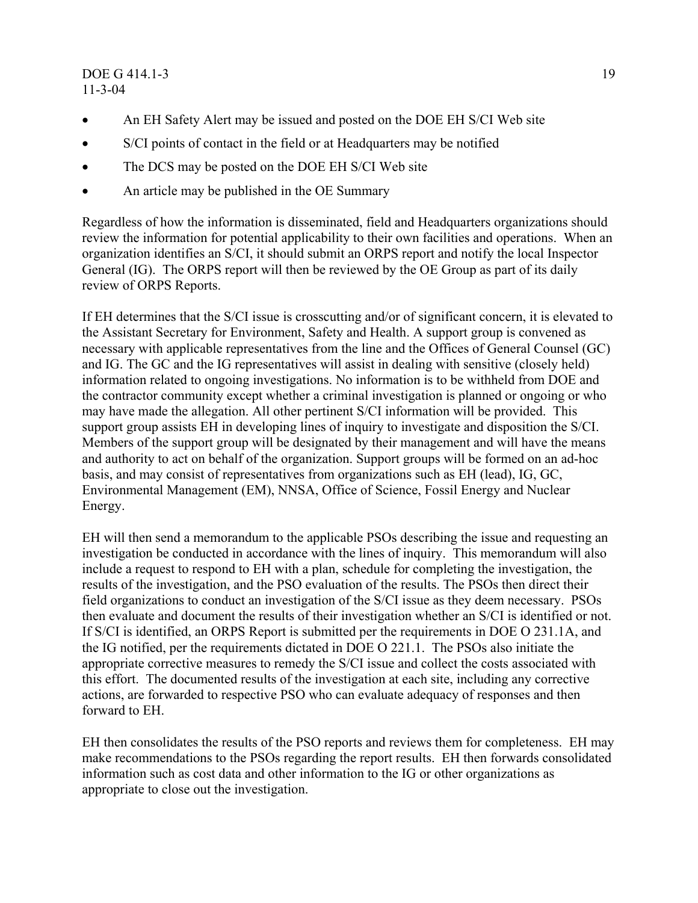- An EH Safety Alert may be issued and posted on the DOE EH S/CI Web site
- S/CI points of contact in the field or at Headquarters may be notified
- The DCS may be posted on the DOE EH S/CI Web site
- An article may be published in the OE Summary

Regardless of how the information is disseminated, field and Headquarters organizations should review the information for potential applicability to their own facilities and operations. When an organization identifies an S/CI, it should submit an ORPS report and notify the local Inspector General (IG). The ORPS report will then be reviewed by the OE Group as part of its daily review of ORPS Reports.

If EH determines that the S/CI issue is crosscutting and/or of significant concern, it is elevated to the Assistant Secretary for Environment, Safety and Health. A support group is convened as necessary with applicable representatives from the line and the Offices of General Counsel (GC) and IG. The GC and the IG representatives will assist in dealing with sensitive (closely held) information related to ongoing investigations. No information is to be withheld from DOE and the contractor community except whether a criminal investigation is planned or ongoing or who may have made the allegation. All other pertinent S/CI information will be provided. This support group assists EH in developing lines of inquiry to investigate and disposition the S/CI. Members of the support group will be designated by their management and will have the means and authority to act on behalf of the organization. Support groups will be formed on an ad-hoc basis, and may consist of representatives from organizations such as EH (lead), IG, GC, Environmental Management (EM), NNSA, Office of Science, Fossil Energy and Nuclear Energy.

EH will then send a memorandum to the applicable PSOs describing the issue and requesting an investigation be conducted in accordance with the lines of inquiry. This memorandum will also include a request to respond to EH with a plan, schedule for completing the investigation, the results of the investigation, and the PSO evaluation of the results. The PSOs then direct their field organizations to conduct an investigation of the S/CI issue as they deem necessary. PSOs then evaluate and document the results of their investigation whether an S/CI is identified or not. If S/CI is identified, an ORPS Report is submitted per the requirements in DOE O 231.1A, and the IG notified, per the requirements dictated in DOE O 221.1. The PSOs also initiate the appropriate corrective measures to remedy the S/CI issue and collect the costs associated with this effort. The documented results of the investigation at each site, including any corrective actions, are forwarded to respective PSO who can evaluate adequacy of responses and then forward to EH.

EH then consolidates the results of the PSO reports and reviews them for completeness. EH may make recommendations to the PSOs regarding the report results. EH then forwards consolidated information such as cost data and other information to the IG or other organizations as appropriate to close out the investigation.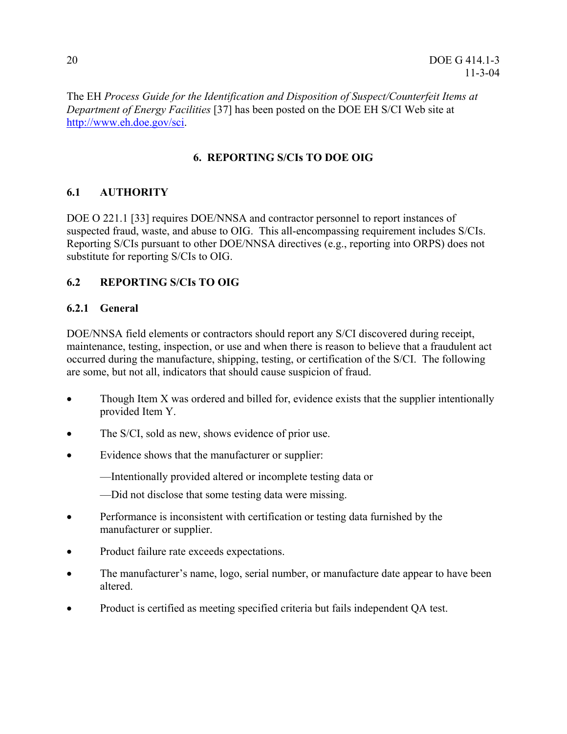The EH *Process Guide for the Identification and Disposition of Suspect/Counterfeit Items at Department of Energy Facilities* [37] has been posted on the DOE EH S/CI Web site at http://www.eh.doe.gov/sci.

# 6. REPORTING S/CIs TO DOE OIG

## 6.1 AUTHORITY

DOE O 221.1 [33] requires DOE/NNSA and contractor personnel to report instances of suspected fraud, waste, and abuse to OIG. This all-encompassing requirement includes S/CIs. Reporting S/CIs pursuant to other DOE/NNSA directives (e.g., reporting into ORPS) does not substitute for reporting S/CIs to OIG.

## 6.2 REPORTING S/CIs TO OIG

### 6.2.1 General

DOE/NNSA field elements or contractors should report any S/CI discovered during receipt, maintenance, testing, inspection, or use and when there is reason to believe that a fraudulent act occurred during the manufacture, shipping, testing, or certification of the S/CI. The following are some, but not all, indicators that should cause suspicion of fraud.

- Though Item X was ordered and billed for, evidence exists that the supplier intentionally provided Item Y.
- The S/CI, sold as new, shows evidence of prior use.
- Evidence shows that the manufacturer or supplier:

  —Intentionally provided altered or incomplete testing data or

  —Did not disclose that some testing data were missing.
- Performance is inconsistent with certification or testing data furnished by the manufacturer or supplier.
- Product failure rate exceeds expectations.
- The manufacturer's name, logo, serial number, or manufacture date appear to have been altered.
- Product is certified as meeting specified criteria but fails independent QA test.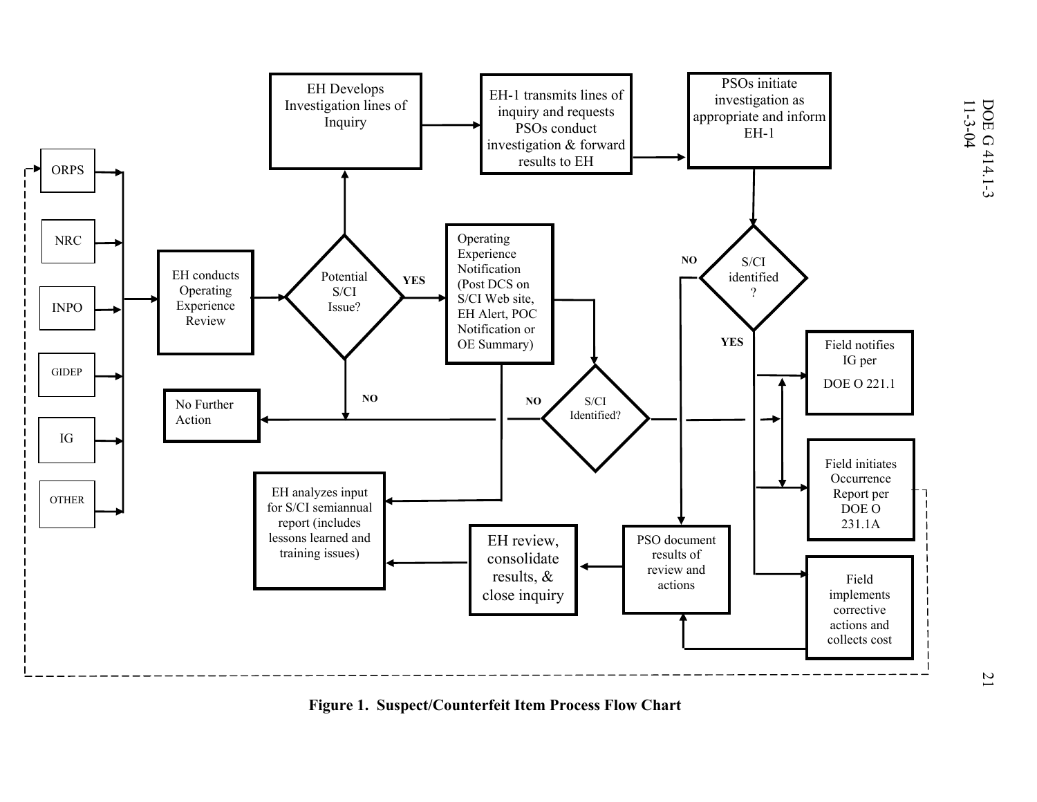ORPS

NRC

INPO

GIDEP

IG

OTHER

EH conducts Operating Experience Review

Potential S/CI Issue?

YES

NO

No Further Action

EH Develops Investigation lines of Inquiry

EH-1 transmits lines of inquiry and requests PSOs conduct investigation & forward results to EH

PSOs initiate investigation as appropriate and inform EH-1

Operating Experience Notification (Post DCS on S/CI Web site, EH Alert, POC Notification or OE Summary)

S/CI Identified?

NO

S/CI identified ?

NO

YES

Field notifies IG per DOE O 221.1

Field initiates Occurrence Report per DOE O 231.1A

Field implements corrective actions and collects cost

PSO document results of review and actions

EH review, consolidate results, & close inquiry

EH analyzes input for S/CI semiannual report (includes lessons learned and training issues)

**Figure 1. Suspect/Counterfeit Item Process Flow Chart**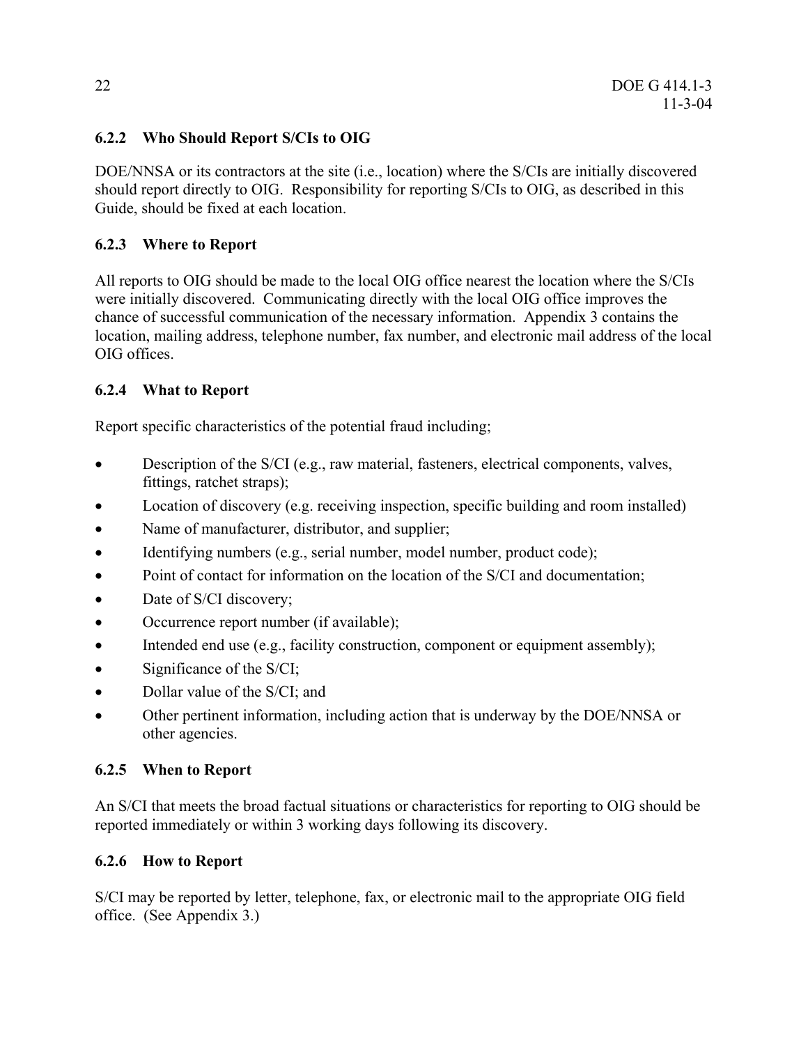### 6.2.2 Who Should Report S/CIs to OIG

DOE/NNSA or its contractors at the site (i.e., location) where the S/CIs are initially discovered should report directly to OIG. Responsibility for reporting S/CIs to OIG, as described in this Guide, should be fixed at each location.

### 6.2.3 Where to Report

All reports to OIG should be made to the local OIG office nearest the location where the S/CIs were initially discovered. Communicating directly with the local OIG office improves the chance of successful communication of the necessary information. Appendix 3 contains the location, mailing address, telephone number, fax number, and electronic mail address of the local OIG offices.

### 6.2.4 What to Report

Report specific characteristics of the potential fraud including;

- Description of the S/CI (e.g., raw material, fasteners, electrical components, valves, fittings, ratchet straps);
- Location of discovery (e.g. receiving inspection, specific building and room installed)
- Name of manufacturer, distributor, and supplier;
- Identifying numbers (e.g., serial number, model number, product code);
- Point of contact for information on the location of the S/CI and documentation;
- Date of S/CI discovery;
- Occurrence report number (if available);
- Intended end use (e.g., facility construction, component or equipment assembly);
- Significance of the S/CI;
- Dollar value of the S/CI; and
- Other pertinent information, including action that is underway by the DOE/NNSA or other agencies.

### 6.2.5 When to Report

An S/CI that meets the broad factual situations or characteristics for reporting to OIG should be reported immediately or within 3 working days following its discovery.

### 6.2.6 How to Report

S/CI may be reported by letter, telephone, fax, or electronic mail to the appropriate OIG field office. (See Appendix 3.)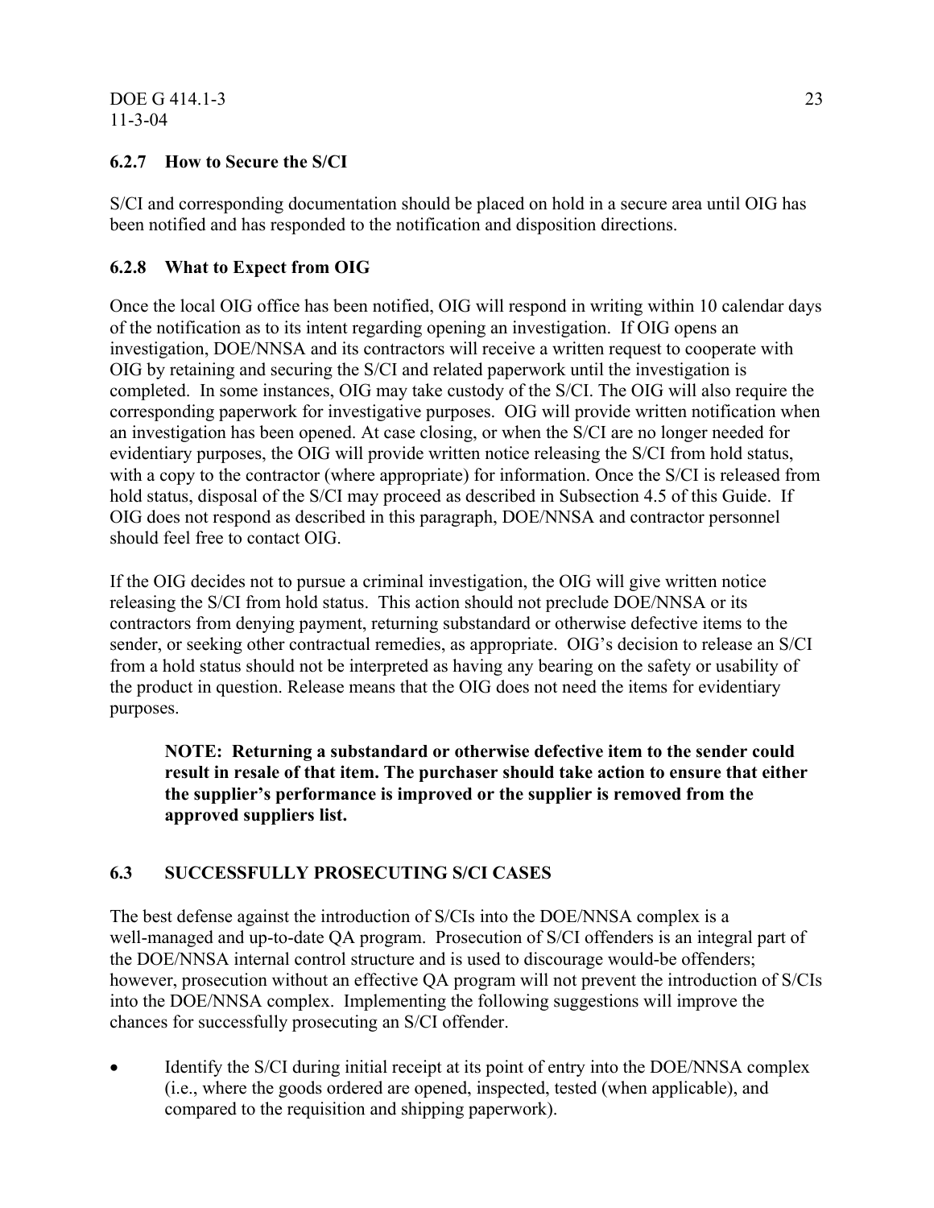### 6.2.7 How to Secure the S/CI

S/CI and corresponding documentation should be placed on hold in a secure area until OIG has been notified and has responded to the notification and disposition directions.

### 6.2.8 What to Expect from OIG

Once the local OIG office has been notified, OIG will respond in writing within 10 calendar days of the notification as to its intent regarding opening an investigation. If OIG opens an investigation, DOE/NNSA and its contractors will receive a written request to cooperate with OIG by retaining and securing the S/CI and related paperwork until the investigation is completed. In some instances, OIG may take custody of the S/CI. The OIG will also require the corresponding paperwork for investigative purposes. OIG will provide written notification when an investigation has been opened. At case closing, or when the S/CI are no longer needed for evidentiary purposes, the OIG will provide written notice releasing the S/CI from hold status, with a copy to the contractor (where appropriate) for information. Once the S/CI is released from hold status, disposal of the S/CI may proceed as described in Subsection 4.5 of this Guide. If OIG does not respond as described in this paragraph, DOE/NNSA and contractor personnel should feel free to contact OIG.

If the OIG decides not to pursue a criminal investigation, the OIG will give written notice releasing the S/CI from hold status. This action should not preclude DOE/NNSA or its contractors from denying payment, returning substandard or otherwise defective items to the sender, or seeking other contractual remedies, as appropriate. OIG's decision to release an S/CI from a hold status should not be interpreted as having any bearing on the safety or usability of the product in question. Release means that the OIG does not need the items for evidentiary purposes.

> **NOTE: Returning a substandard or otherwise defective item to the sender could result in resale of that item. The purchaser should take action to ensure that either the supplier's performance is improved or the supplier is removed from the approved suppliers list.**

## 6.3 SUCCESSFULLY PROSECUTING S/CI CASES

The best defense against the introduction of S/CIs into the DOE/NNSA complex is a well-managed and up-to-date QA program. Prosecution of S/CI offenders is an integral part of the DOE/NNSA internal control structure and is used to discourage would-be offenders; however, prosecution without an effective QA program will not prevent the introduction of S/CIs into the DOE/NNSA complex. Implementing the following suggestions will improve the chances for successfully prosecuting an S/CI offender.

- Identify the S/CI during initial receipt at its point of entry into the DOE/NNSA complex (i.e., where the goods ordered are opened, inspected, tested (when applicable), and compared to the requisition and shipping paperwork).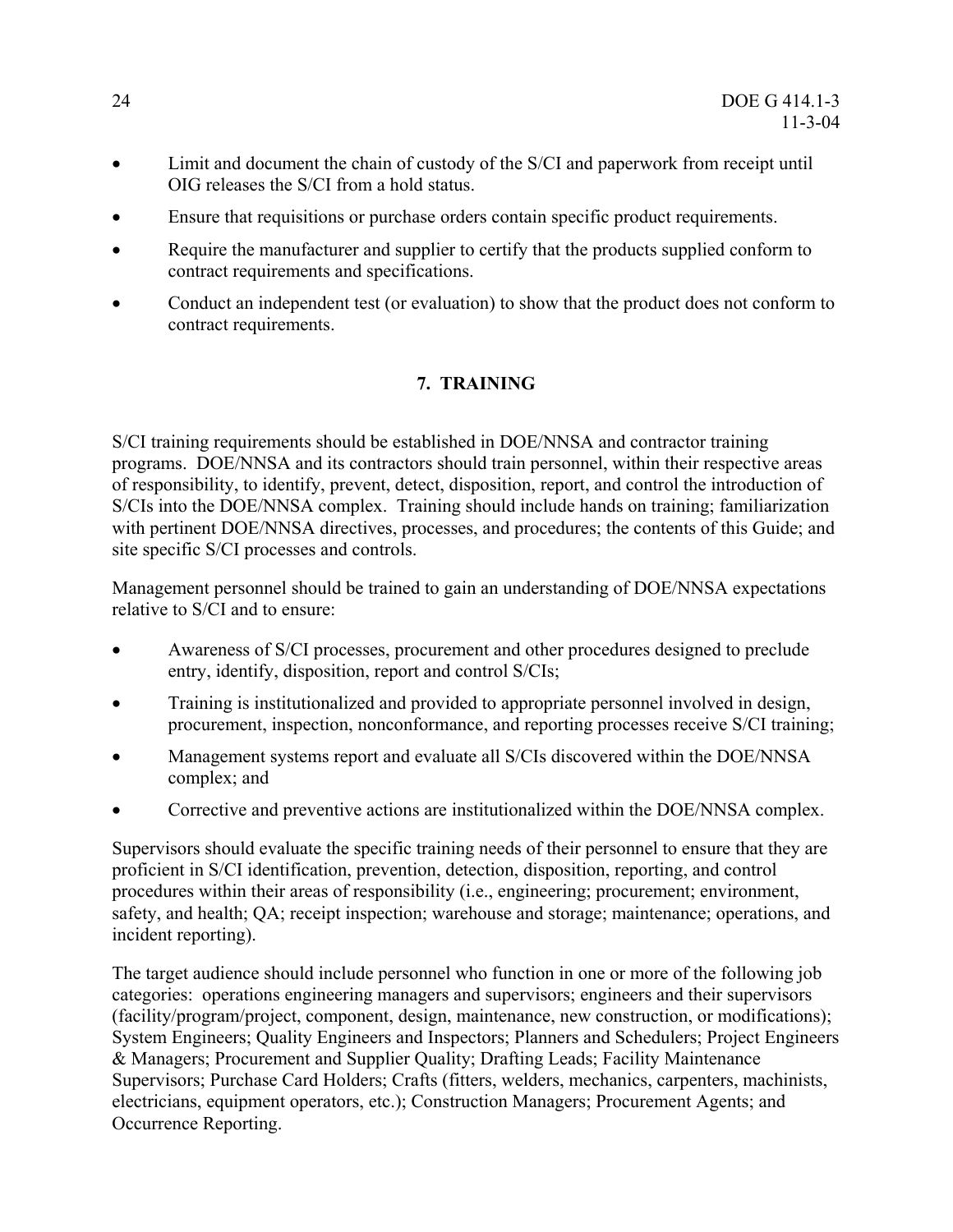- Limit and document the chain of custody of the S/CI and paperwork from receipt until OIG releases the S/CI from a hold status.
- Ensure that requisitions or purchase orders contain specific product requirements.
- Require the manufacturer and supplier to certify that the products supplied conform to contract requirements and specifications.
- Conduct an independent test (or evaluation) to show that the product does not conform to contract requirements.

## 7. TRAINING

S/CI training requirements should be established in DOE/NNSA and contractor training programs. DOE/NNSA and its contractors should train personnel, within their respective areas of responsibility, to identify, prevent, detect, disposition, report, and control the introduction of S/CIs into the DOE/NNSA complex. Training should include hands on training; familiarization with pertinent DOE/NNSA directives, processes, and procedures; the contents of this Guide; and site specific S/CI processes and controls.

Management personnel should be trained to gain an understanding of DOE/NNSA expectations relative to S/CI and to ensure:

- Awareness of S/CI processes, procurement and other procedures designed to preclude entry, identify, disposition, report and control S/CIs;
- Training is institutionalized and provided to appropriate personnel involved in design, procurement, inspection, nonconformance, and reporting processes receive S/CI training;
- Management systems report and evaluate all S/CIs discovered within the DOE/NNSA complex; and
- Corrective and preventive actions are institutionalized within the DOE/NNSA complex.

Supervisors should evaluate the specific training needs of their personnel to ensure that they are proficient in S/CI identification, prevention, detection, disposition, reporting, and control procedures within their areas of responsibility (i.e., engineering; procurement; environment, safety, and health; QA; receipt inspection; warehouse and storage; maintenance; operations, and incident reporting).

The target audience should include personnel who function in one or more of the following job categories: operations engineering managers and supervisors; engineers and their supervisors (facility/program/project, component, design, maintenance, new construction, or modifications); System Engineers; Quality Engineers and Inspectors; Planners and Schedulers; Project Engineers & Managers; Procurement and Supplier Quality; Drafting Leads; Facility Maintenance Supervisors; Purchase Card Holders; Crafts (fitters, welders, mechanics, carpenters, machinists, electricians, equipment operators, etc.); Construction Managers; Procurement Agents; and Occurrence Reporting.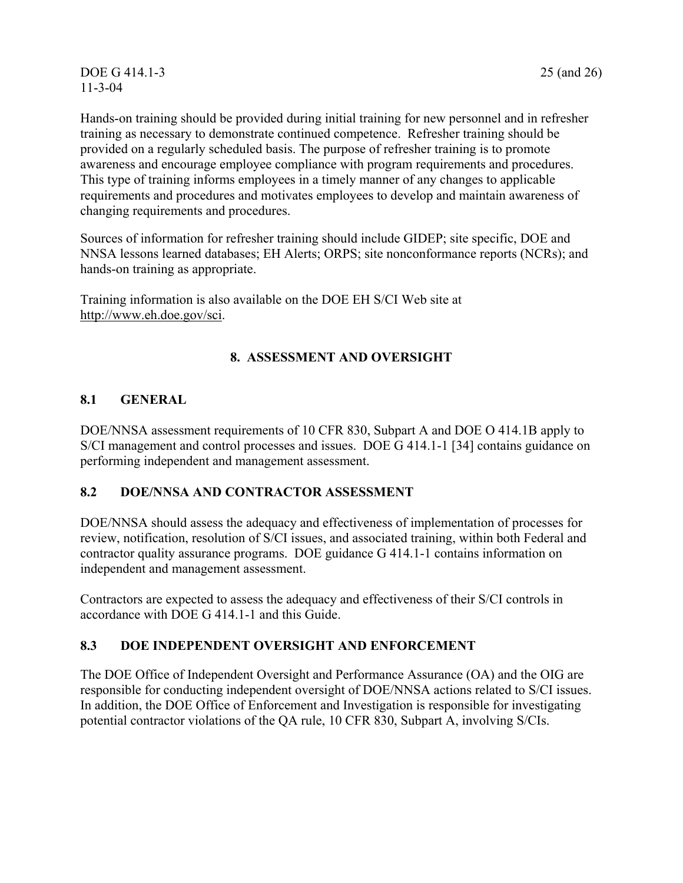Hands-on training should be provided during initial training for new personnel and in refresher training as necessary to demonstrate continued competence. Refresher training should be provided on a regularly scheduled basis. The purpose of refresher training is to promote awareness and encourage employee compliance with program requirements and procedures. This type of training informs employees in a timely manner of any changes to applicable requirements and procedures and motivates employees to develop and maintain awareness of changing requirements and procedures.

Sources of information for refresher training should include GIDEP; site specific, DOE and NNSA lessons learned databases; EH Alerts; ORPS; site nonconformance reports (NCRs); and hands-on training as appropriate.

Training information is also available on the DOE EH S/CI Web site at http://www.eh.doe.gov/sci.

## 8. ASSESSMENT AND OVERSIGHT

### 8.1 GENERAL

DOE/NNSA assessment requirements of 10 CFR 830, Subpart A and DOE O 414.1B apply to S/CI management and control processes and issues. DOE G 414.1-1 [34] contains guidance on performing independent and management assessment.

### 8.2 DOE/NNSA AND CONTRACTOR ASSESSMENT

DOE/NNSA should assess the adequacy and effectiveness of implementation of processes for review, notification, resolution of S/CI issues, and associated training, within both Federal and contractor quality assurance programs. DOE guidance G 414.1-1 contains information on independent and management assessment.

Contractors are expected to assess the adequacy and effectiveness of their S/CI controls in accordance with DOE G 414.1-1 and this Guide.

### 8.3 DOE INDEPENDENT OVERSIGHT AND ENFORCEMENT

The DOE Office of Independent Oversight and Performance Assurance (OA) and the OIG are responsible for conducting independent oversight of DOE/NNSA actions related to S/CI issues. In addition, the DOE Office of Enforcement and Investigation is responsible for investigating potential contractor violations of the QA rule, 10 CFR 830, Subpart A, involving S/CIs.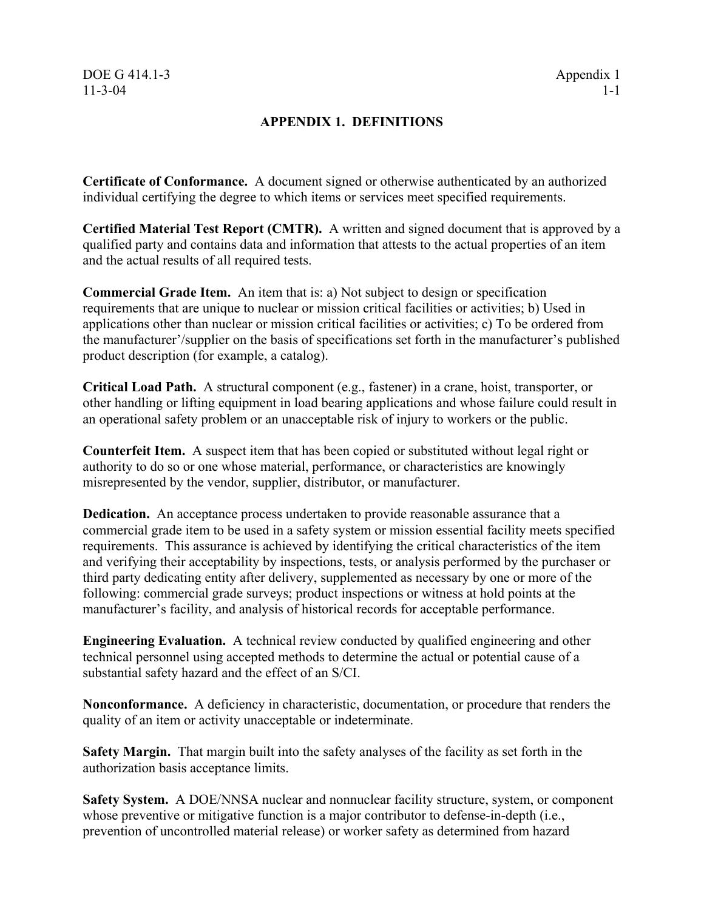# APPENDIX 1. DEFINITIONS

**Certificate of Conformance.** A document signed or otherwise authenticated by an authorized individual certifying the degree to which items or services meet specified requirements.

**Certified Material Test Report (CMTR).** A written and signed document that is approved by a qualified party and contains data and information that attests to the actual properties of an item and the actual results of all required tests.

**Commercial Grade Item.** An item that is: a) Not subject to design or specification requirements that are unique to nuclear or mission critical facilities or activities; b) Used in applications other than nuclear or mission critical facilities or activities; c) To be ordered from the manufacturer'/supplier on the basis of specifications set forth in the manufacturer's published product description (for example, a catalog).

**Critical Load Path.** A structural component (e.g., fastener) in a crane, hoist, transporter, or other handling or lifting equipment in load bearing applications and whose failure could result in an operational safety problem or an unacceptable risk of injury to workers or the public.

**Counterfeit Item.** A suspect item that has been copied or substituted without legal right or authority to do so or one whose material, performance, or characteristics are knowingly misrepresented by the vendor, supplier, distributor, or manufacturer.

**Dedication.** An acceptance process undertaken to provide reasonable assurance that a commercial grade item to be used in a safety system or mission essential facility meets specified requirements. This assurance is achieved by identifying the critical characteristics of the item and verifying their acceptability by inspections, tests, or analysis performed by the purchaser or third party dedicating entity after delivery, supplemented as necessary by one or more of the following: commercial grade surveys; product inspections or witness at hold points at the manufacturer's facility, and analysis of historical records for acceptable performance.

**Engineering Evaluation.** A technical review conducted by qualified engineering and other technical personnel using accepted methods to determine the actual or potential cause of a substantial safety hazard and the effect of an S/CI.

**Nonconformance.** A deficiency in characteristic, documentation, or procedure that renders the quality of an item or activity unacceptable or indeterminate.

**Safety Margin.** That margin built into the safety analyses of the facility as set forth in the authorization basis acceptance limits.

**Safety System.** A DOE/NNSA nuclear and nonnuclear facility structure, system, or component whose preventive or mitigative function is a major contributor to defense-in-depth (i.e., prevention of uncontrolled material release) or worker safety as determined from hazard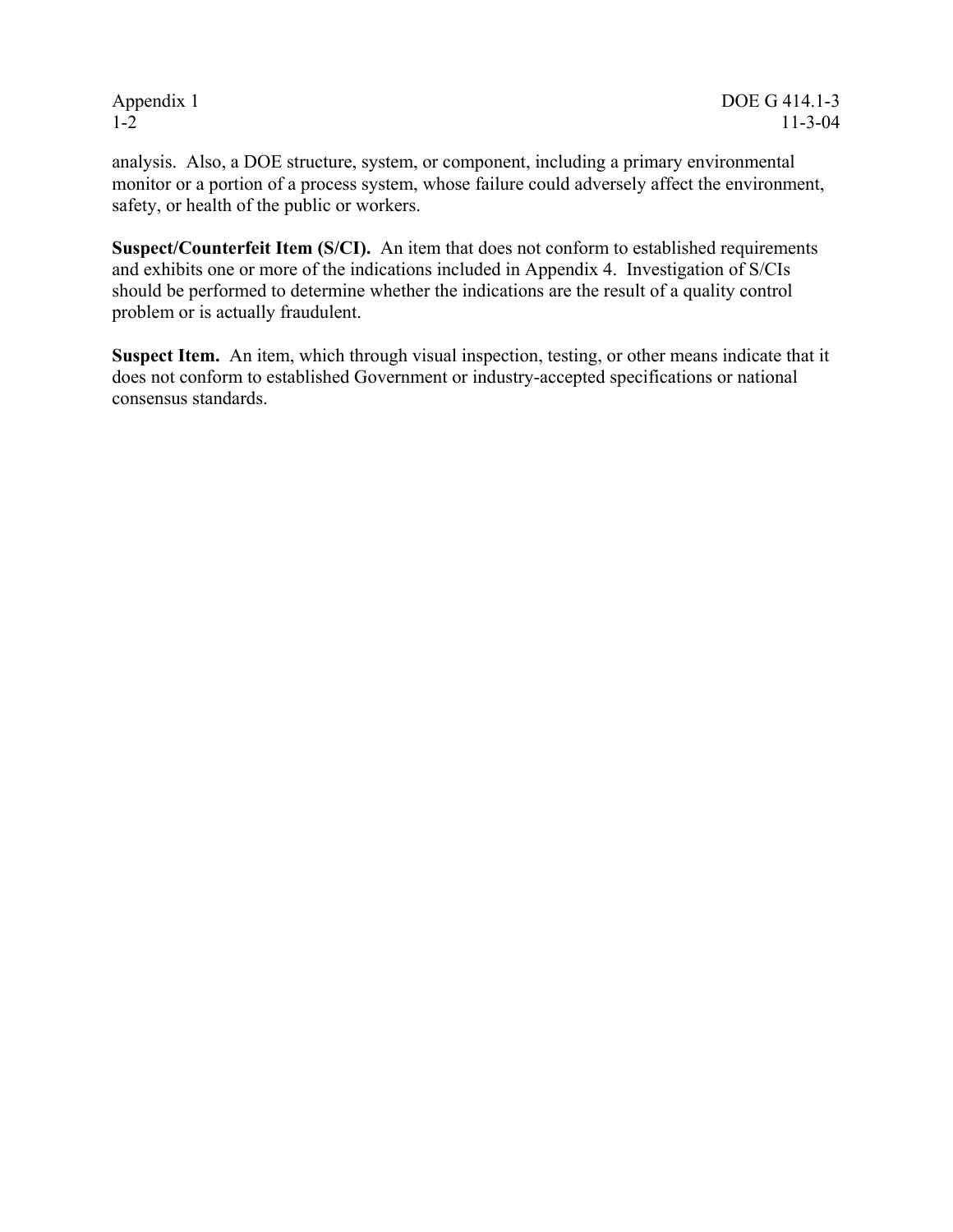analysis. Also, a DOE structure, system, or component, including a primary environmental monitor or a portion of a process system, whose failure could adversely affect the environment, safety, or health of the public or workers.

**Suspect/Counterfeit Item (S/CI).** An item that does not conform to established requirements and exhibits one or more of the indications included in Appendix 4. Investigation of S/CIs should be performed to determine whether the indications are the result of a quality control problem or is actually fraudulent.

**Suspect Item.** An item, which through visual inspection, testing, or other means indicate that it does not conform to established Government or industry-accepted specifications or national consensus standards.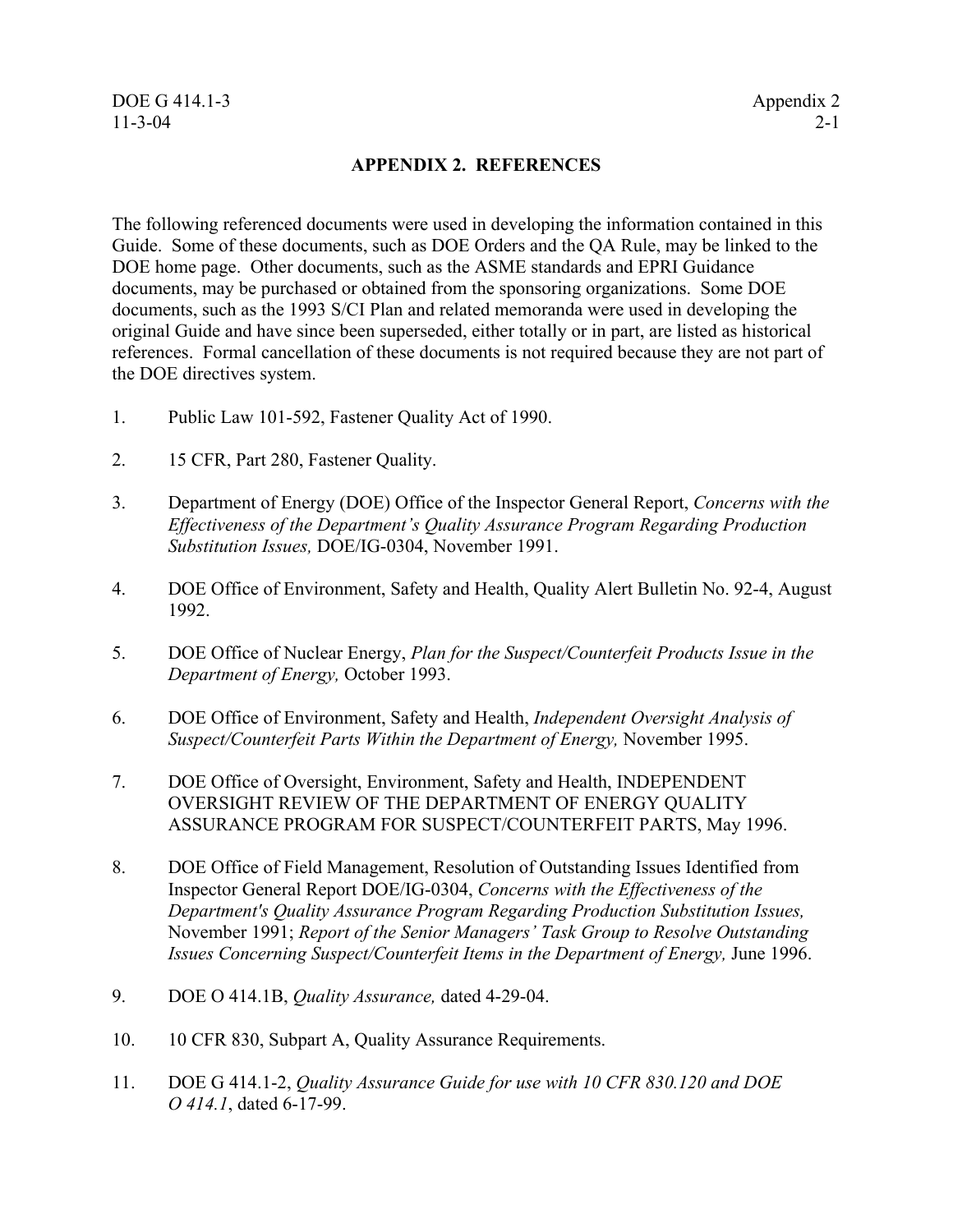## APPENDIX 2. REFERENCES

The following referenced documents were used in developing the information contained in this Guide. Some of these documents, such as DOE Orders and the QA Rule, may be linked to the DOE home page. Other documents, such as the ASME standards and EPRI Guidance documents, may be purchased or obtained from the sponsoring organizations. Some DOE documents, such as the 1993 S/CI Plan and related memoranda were used in developing the original Guide and have since been superseded, either totally or in part, are listed as historical references. Formal cancellation of these documents is not required because they are not part of the DOE directives system.

1. Public Law 101-592, Fastener Quality Act of 1990.

2. 15 CFR, Part 280, Fastener Quality.

3. Department of Energy (DOE) Office of the Inspector General Report, *Concerns with the Effectiveness of the Department's Quality Assurance Program Regarding Production Substitution Issues,* DOE/IG-0304, November 1991.

4. DOE Office of Environment, Safety and Health, Quality Alert Bulletin No. 92-4, August 1992.

5. DOE Office of Nuclear Energy, *Plan for the Suspect/Counterfeit Products Issue in the Department of Energy,* October 1993.

6. DOE Office of Environment, Safety and Health, *Independent Oversight Analysis of Suspect/Counterfeit Parts Within the Department of Energy,* November 1995.

7. DOE Office of Oversight, Environment, Safety and Health, INDEPENDENT OVERSIGHT REVIEW OF THE DEPARTMENT OF ENERGY QUALITY ASSURANCE PROGRAM FOR SUSPECT/COUNTERFEIT PARTS, May 1996.

8. DOE Office of Field Management, Resolution of Outstanding Issues Identified from Inspector General Report DOE/IG-0304, *Concerns with the Effectiveness of the Department's Quality Assurance Program Regarding Production Substitution Issues,* November 1991; *Report of the Senior Managers' Task Group to Resolve Outstanding Issues Concerning Suspect/Counterfeit Items in the Department of Energy,* June 1996.

9. DOE O 414.1B, *Quality Assurance,* dated 4-29-04.

10. 10 CFR 830, Subpart A, Quality Assurance Requirements.

11. DOE G 414.1-2, *Quality Assurance Guide for use with 10 CFR 830.120 and DOE O 414.1*, dated 6-17-99.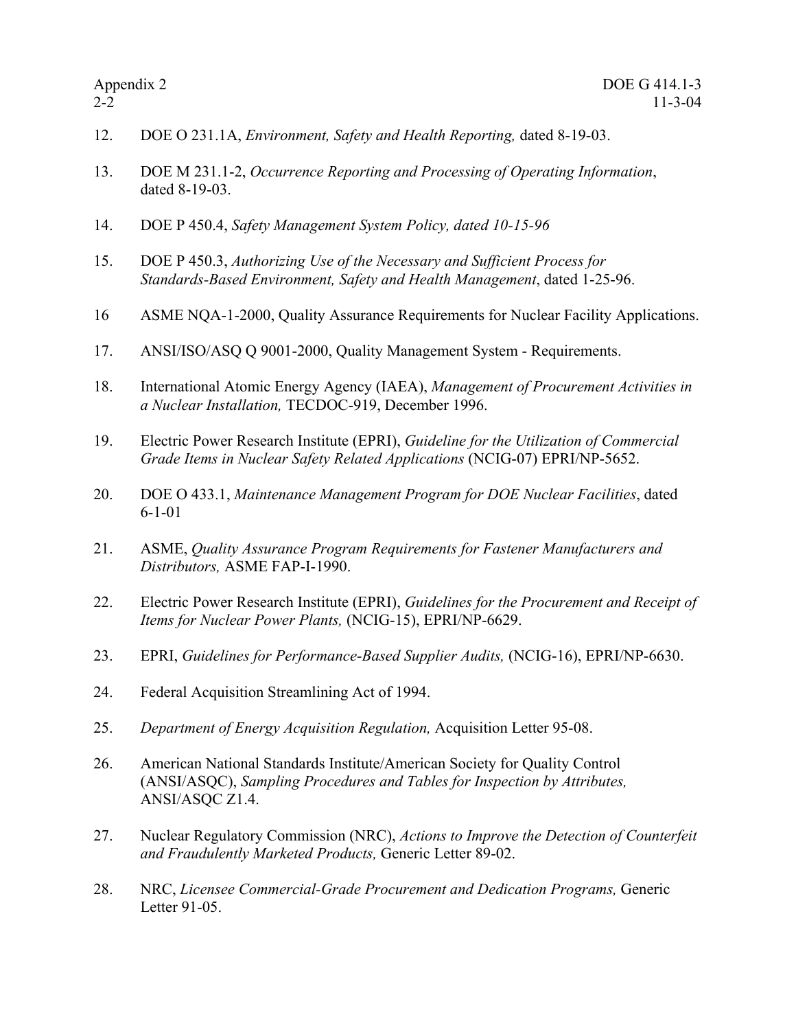12. DOE O 231.1A, *Environment, Safety and Health Reporting,* dated 8-19-03.

13. DOE M 231.1-2, *Occurrence Reporting and Processing of Operating Information*, dated 8-19-03.

14. DOE P 450.4, *Safety Management System Policy, dated 10-15-96*

15. DOE P 450.3, *Authorizing Use of the Necessary and Sufficient Process for Standards-Based Environment, Safety and Health Management*, dated 1-25-96.

16 ASME NQA-1-2000, Quality Assurance Requirements for Nuclear Facility Applications.

17. ANSI/ISO/ASQ Q 9001-2000, Quality Management System - Requirements.

18. International Atomic Energy Agency (IAEA), *Management of Procurement Activities in a Nuclear Installation,* TECDOC-919, December 1996.

19. Electric Power Research Institute (EPRI), *Guideline for the Utilization of Commercial Grade Items in Nuclear Safety Related Applications* (NCIG-07) EPRI/NP-5652.

20. DOE O 433.1, *Maintenance Management Program for DOE Nuclear Facilities*, dated 6-1-01

21. ASME, *Quality Assurance Program Requirements for Fastener Manufacturers and Distributors,* ASME FAP-I-1990.

22. Electric Power Research Institute (EPRI), *Guidelines for the Procurement and Receipt of Items for Nuclear Power Plants,* (NCIG-15), EPRI/NP-6629.

23. EPRI, *Guidelines for Performance-Based Supplier Audits,* (NCIG-16), EPRI/NP-6630.

24. Federal Acquisition Streamlining Act of 1994.

25. *Department of Energy Acquisition Regulation,* Acquisition Letter 95-08.

26. American National Standards Institute/American Society for Quality Control (ANSI/ASQC), *Sampling Procedures and Tables for Inspection by Attributes,* ANSI/ASQC Z1.4.

27. Nuclear Regulatory Commission (NRC), *Actions to Improve the Detection of Counterfeit and Fraudulently Marketed Products,* Generic Letter 89-02.

28. NRC, *Licensee Commercial-Grade Procurement and Dedication Programs,* Generic Letter 91-05.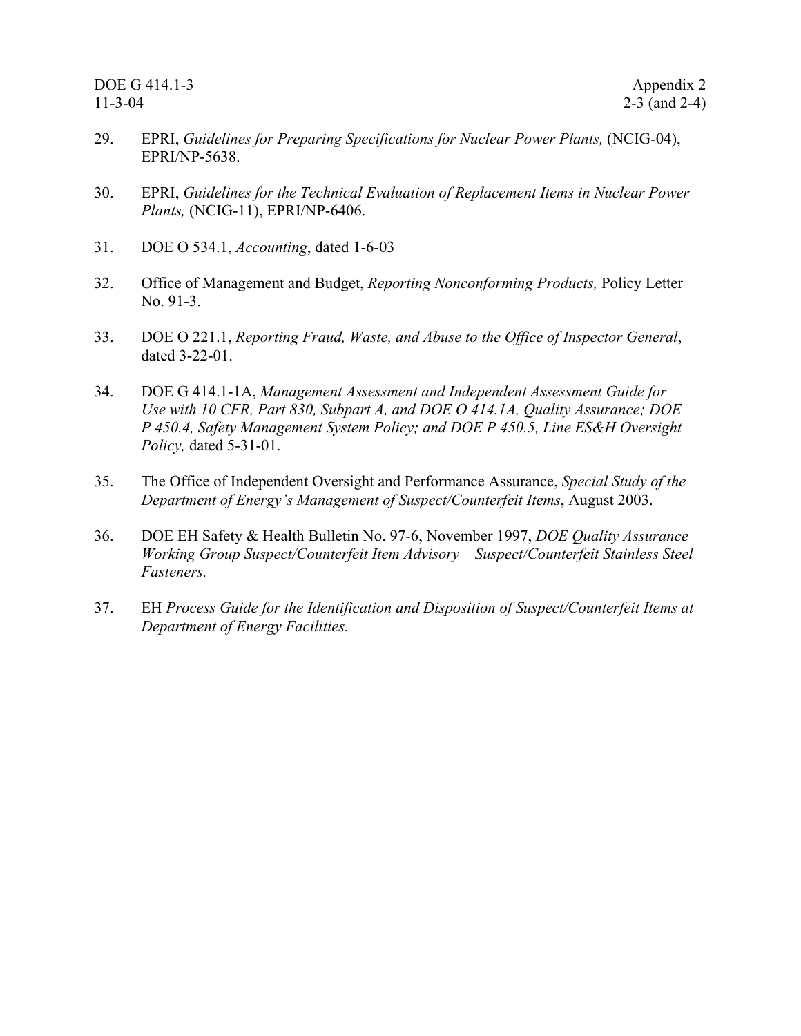29. EPRI, *Guidelines for Preparing Specifications for Nuclear Power Plants,* (NCIG-04), EPRI/NP-5638.

30. EPRI, *Guidelines for the Technical Evaluation of Replacement Items in Nuclear Power Plants,* (NCIG-11), EPRI/NP-6406.

31. DOE O 534.1, *Accounting*, dated 1-6-03

32. Office of Management and Budget, *Reporting Nonconforming Products,* Policy Letter No. 91-3.

33. DOE O 221.1, *Reporting Fraud, Waste, and Abuse to the Office of Inspector General*, dated 3-22-01.

34. DOE G 414.1-1A, *Management Assessment and Independent Assessment Guide for Use with 10 CFR, Part 830, Subpart A, and DOE O 414.1A, Quality Assurance; DOE P 450.4, Safety Management System Policy; and DOE P 450.5, Line ES&H Oversight Policy,* dated 5-31-01.

35. The Office of Independent Oversight and Performance Assurance, *Special Study of the Department of Energy's Management of Suspect/Counterfeit Items*, August 2003.

36. DOE EH Safety & Health Bulletin No. 97-6, November 1997, *DOE Quality Assurance Working Group Suspect/Counterfeit Item Advisory – Suspect/Counterfeit Stainless Steel Fasteners.*

37. EH *Process Guide for the Identification and Disposition of Suspect/Counterfeit Items at Department of Energy Facilities.*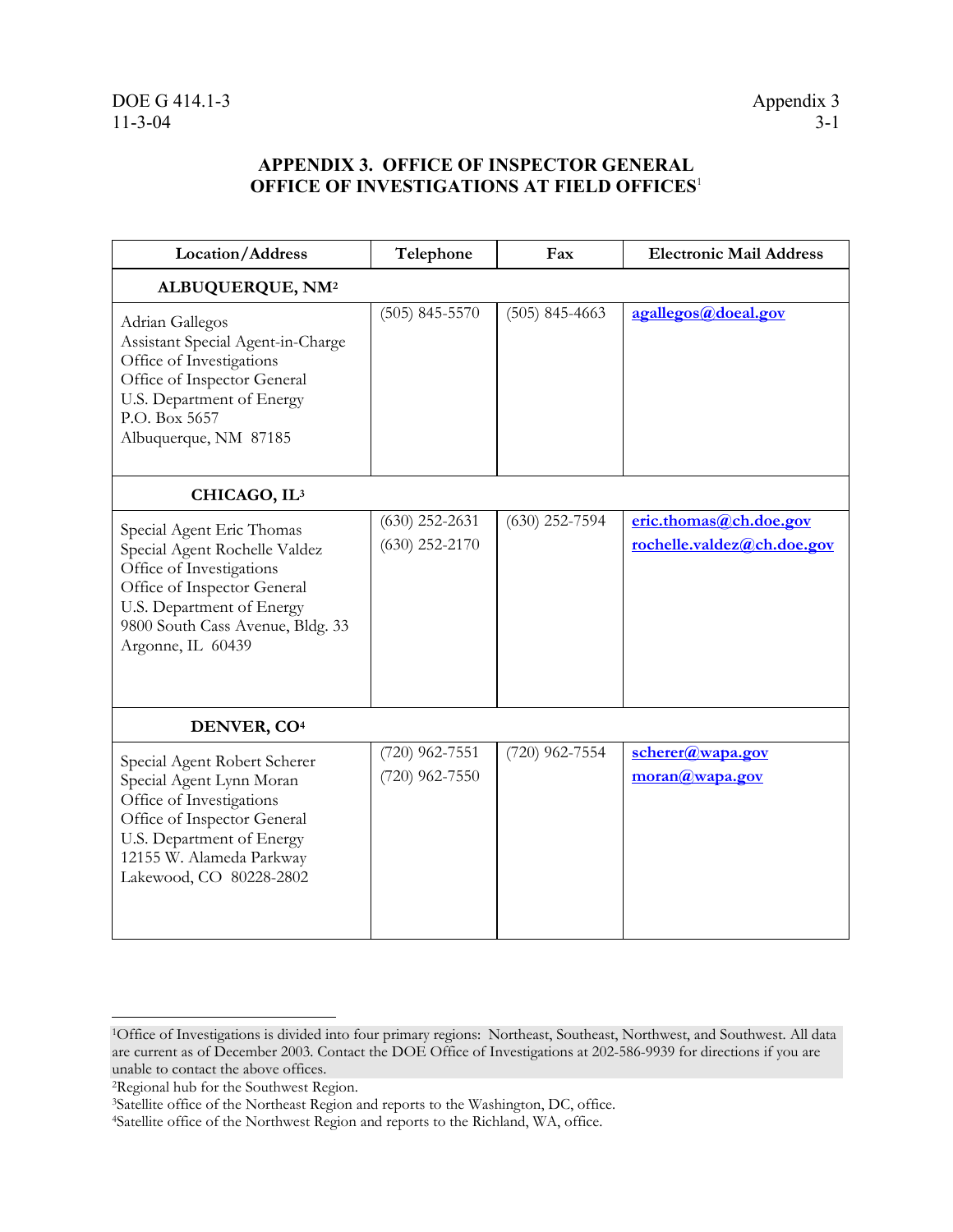# APPENDIX 3. OFFICE OF INSPECTOR GENERAL OFFICE OF INVESTIGATIONS AT FIELD OFFICES[1]

| Location/Address | Telephone | Fax | Electronic Mail Address |
|---|---|---|---|
| **ALBUQUERQUE, NM[2]** | | | |
| Adrian Gallegos<br>Assistant Special Agent-in-Charge<br>Office of Investigations<br>Office of Inspector General<br>U.S. Department of Energy<br>P.O. Box 5657<br>Albuquerque, NM 87185 | (505) 845-5570 | (505) 845-4663 | agallegos@doeal.gov |
| **CHICAGO, IL[3]** | | | |
| Special Agent Eric Thomas<br>Special Agent Rochelle Valdez<br>Office of Investigations<br>Office of Inspector General<br>U.S. Department of Energy<br>9800 South Cass Avenue, Bldg. 33<br>Argonne, IL 60439 | (630) 252-2631<br>(630) 252-2170 | (630) 252-7594 | eric.thomas@ch.doe.gov<br>rochelle.valdez@ch.doe.gov |
| **DENVER, CO[4]** | | | |
| Special Agent Robert Scherer<br>Special Agent Lynn Moran<br>Office of Investigations<br>Office of Inspector General<br>U.S. Department of Energy<br>12155 W. Alameda Parkway<br>Lakewood, CO 80228-2802 | (720) 962-7551<br>(720) 962-7550 | (720) 962-7554 | scherer@wapa.gov<br>moran@wapa.gov |

---

[1]Office of Investigations is divided into four primary regions: Northeast, Southeast, Northwest, and Southwest. All data are current as of December 2003. Contact the DOE Office of Investigations at 202-586-9939 for directions if you are unable to contact the above offices.

[2]Regional hub for the Southwest Region.

[3]Satellite office of the Northeast Region and reports to the Washington, DC, office.

[4]Satellite office of the Northwest Region and reports to the Richland, WA, office.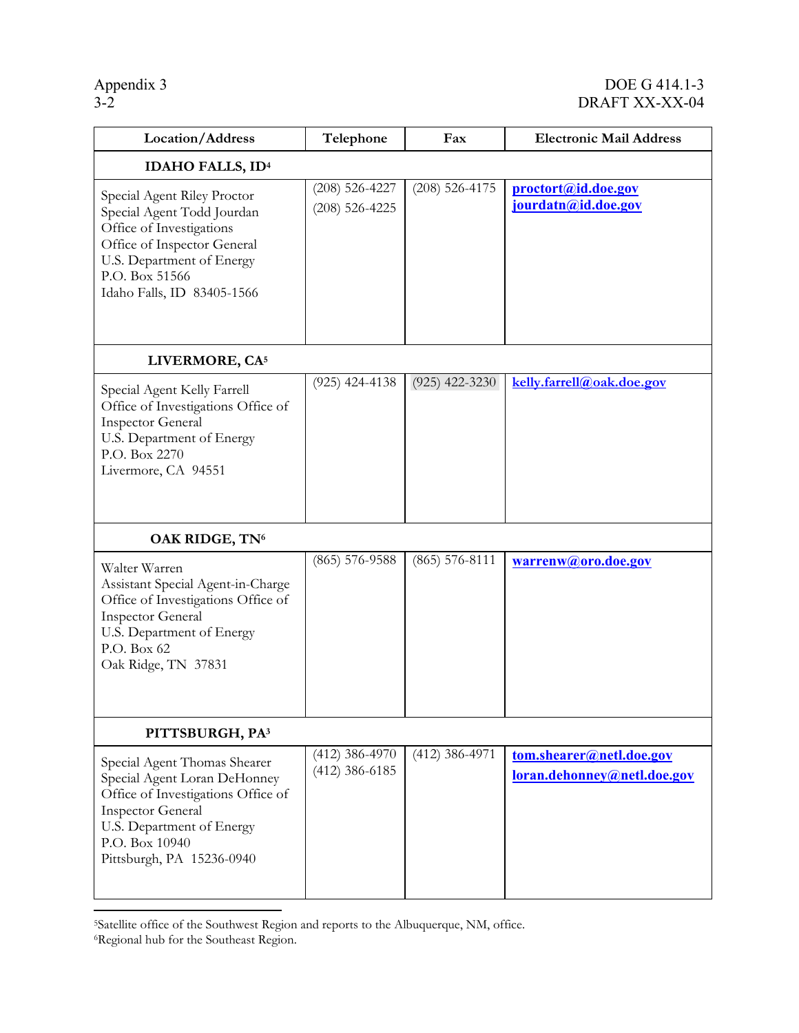| Location/Address | Telephone | Fax | Electronic Mail Address |
|---|---|---|---|
| **IDAHO FALLS, ID**[4] | | | |
| Special Agent Riley Proctor<br>Special Agent Todd Jourdan<br>Office of Investigations<br>Office of Inspector General<br>U.S. Department of Energy<br>P.O. Box 51566<br>Idaho Falls, ID 83405-1566 | (208) 526-4227<br>(208) 526-4225 | (208) 526-4175 | **proctort@id.doe.gov**<br>**jourdatn@id.doe.gov** |
| **LIVERMORE, CA**[5] | | | |
| Special Agent Kelly Farrell<br>Office of Investigations Office of Inspector General<br>U.S. Department of Energy<br>P.O. Box 2270<br>Livermore, CA 94551 | (925) 424-4138 | (925) 422-3230 | **kelly.farrell@oak.doe.gov** |
| **OAK RIDGE, TN**[6] | | | |
| Walter Warren<br>Assistant Special Agent-in-Charge<br>Office of Investigations Office of Inspector General<br>U.S. Department of Energy<br>P.O. Box 62<br>Oak Ridge, TN 37831 | (865) 576-9588 | (865) 576-8111 | **warrenw@oro.doe.gov** |
| **PITTSBURGH, PA**[3] | | | |
| Special Agent Thomas Shearer<br>Special Agent Loran DeHonney<br>Office of Investigations Office of Inspector General<br>U.S. Department of Energy<br>P.O. Box 10940<br>Pittsburgh, PA 15236-0940 | (412) 386-4970<br>(412) 386-6185 | (412) 386-4971 | **tom.shearer@netl.doe.gov**<br>**loran.dehonney@netl.doe.gov** |

[5]Satellite office of the Southwest Region and reports to the Albuquerque, NM, office.
[6]Regional hub for the Southeast Region.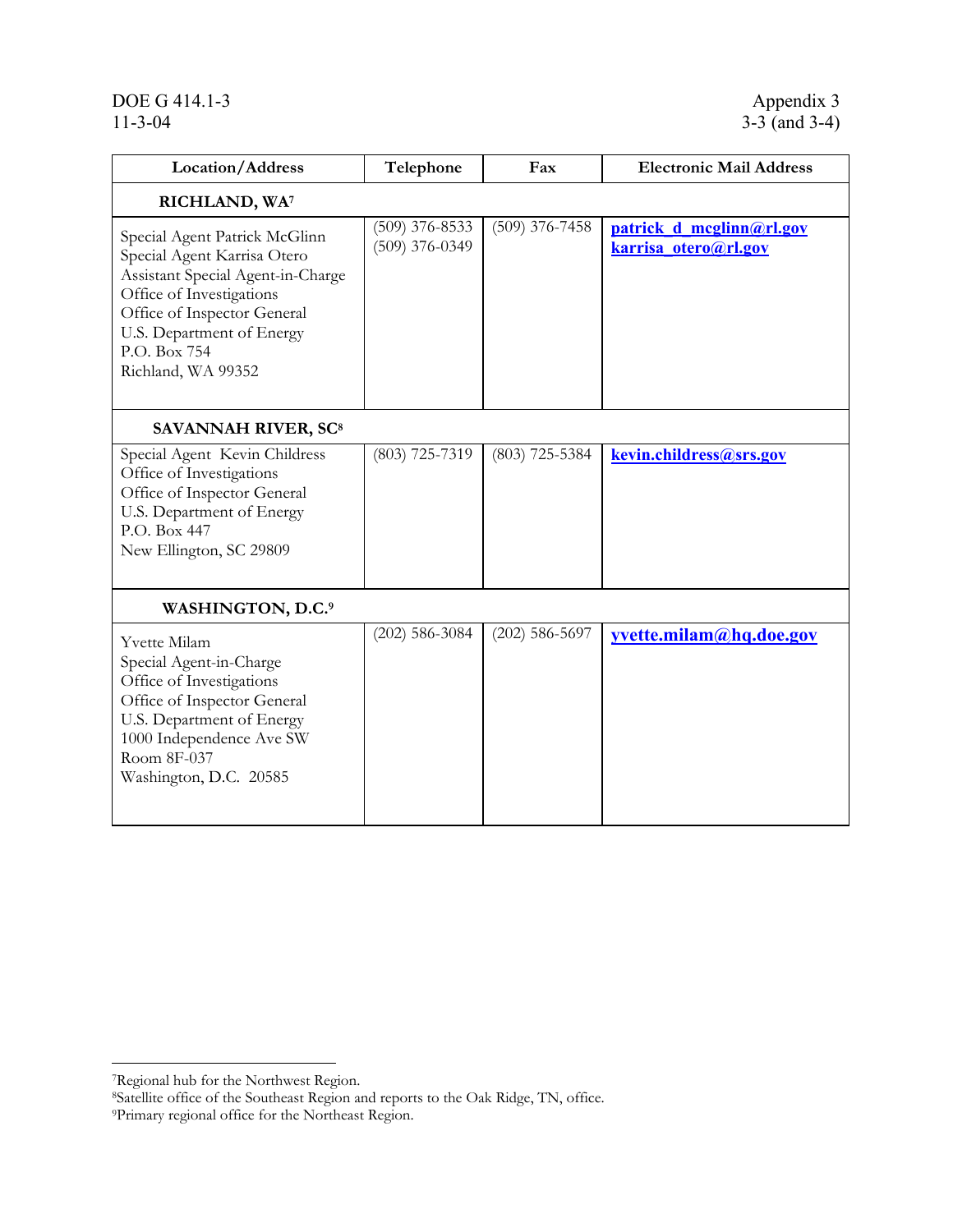| Location/Address | Telephone | Fax | Electronic Mail Address |
|---|---|---|---|
| **RICHLAND, WA**[7] | | | |
| Special Agent Patrick McGlinn<br>Special Agent Karrisa Otero<br>Assistant Special Agent-in-Charge<br>Office of Investigations<br>Office of Inspector General<br>U.S. Department of Energy<br>P.O. Box 754<br>Richland, WA 99352 | (509) 376-8533<br>(509) 376-0349 | (509) 376-7458 | **patrick_d_mcglinn@rl.gov**<br>**karrisa_otero@rl.gov** |
| **SAVANNAH RIVER, SC**[8] | | | |
| Special Agent Kevin Childress<br>Office of Investigations<br>Office of Inspector General<br>U.S. Department of Energy<br>P.O. Box 447<br>New Ellington, SC 29809 | (803) 725-7319 | (803) 725-5384 | **kevin.childress@srs.gov** |
| **WASHINGTON, D.C.**[9] | | | |
| Yvette Milam<br>Special Agent-in-Charge<br>Office of Investigations<br>Office of Inspector General<br>U.S. Department of Energy<br>1000 Independence Ave SW<br>Room 8F-037<br>Washington, D.C. 20585 | (202) 586-3084 | (202) 586-5697 | **yvette.milam@hq.doe.gov** |

[7] Regional hub for the Northwest Region.

[8] Satellite office of the Southeast Region and reports to the Oak Ridge, TN, office.

[9] Primary regional office for the Northeast Region.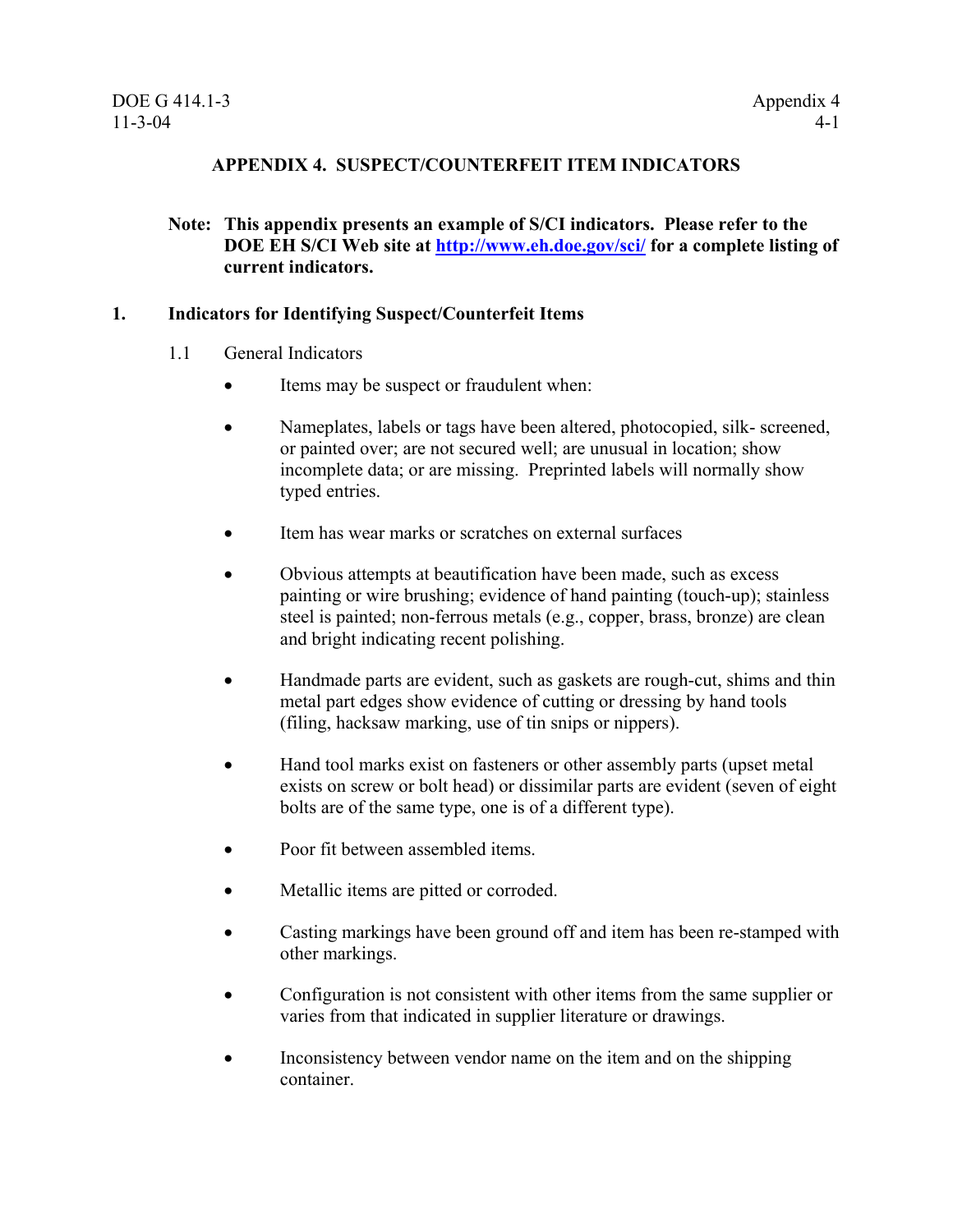## APPENDIX 4. SUSPECT/COUNTERFEIT ITEM INDICATORS

**Note: This appendix presents an example of S/CI indicators. Please refer to the DOE EH S/CI Web site at http://www.eh.doe.gov/sci/ for a complete listing of current indicators.**

### 1. Indicators for Identifying Suspect/Counterfeit Items

1.1 General Indicators

- Items may be suspect or fraudulent when:
- Nameplates, labels or tags have been altered, photocopied, silk- screened, or painted over; are not secured well; are unusual in location; show incomplete data; or are missing. Preprinted labels will normally show typed entries.
- Item has wear marks or scratches on external surfaces
- Obvious attempts at beautification have been made, such as excess painting or wire brushing; evidence of hand painting (touch-up); stainless steel is painted; non-ferrous metals (e.g., copper, brass, bronze) are clean and bright indicating recent polishing.
- Handmade parts are evident, such as gaskets are rough-cut, shims and thin metal part edges show evidence of cutting or dressing by hand tools (filing, hacksaw marking, use of tin snips or nippers).
- Hand tool marks exist on fasteners or other assembly parts (upset metal exists on screw or bolt head) or dissimilar parts are evident (seven of eight bolts are of the same type, one is of a different type).
- Poor fit between assembled items.
- Metallic items are pitted or corroded.
- Casting markings have been ground off and item has been re-stamped with other markings.
- Configuration is not consistent with other items from the same supplier or varies from that indicated in supplier literature or drawings.
- Inconsistency between vendor name on the item and on the shipping container.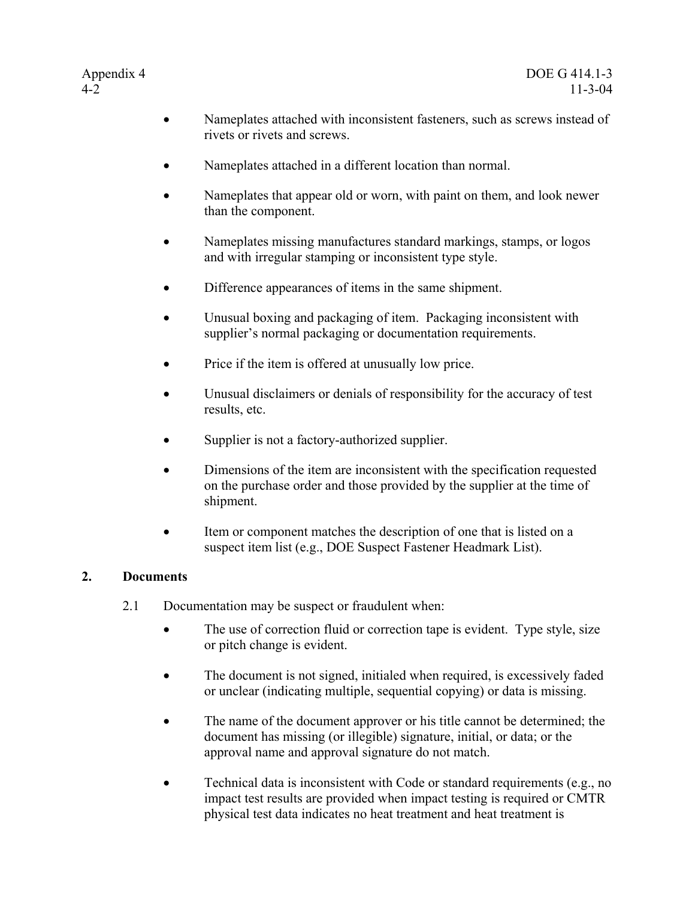- Nameplates attached with inconsistent fasteners, such as screws instead of rivets or rivets and screws.

- Nameplates attached in a different location than normal.

- Nameplates that appear old or worn, with paint on them, and look newer than the component.

- Nameplates missing manufactures standard markings, stamps, or logos and with irregular stamping or inconsistent type style.

- Difference appearances of items in the same shipment.

- Unusual boxing and packaging of item. Packaging inconsistent with supplier's normal packaging or documentation requirements.

- Price if the item is offered at unusually low price.

- Unusual disclaimers or denials of responsibility for the accuracy of test results, etc.

- Supplier is not a factory-authorized supplier.

- Dimensions of the item are inconsistent with the specification requested on the purchase order and those provided by the supplier at the time of shipment.

- Item or component matches the description of one that is listed on a suspect item list (e.g., DOE Suspect Fastener Headmark List).

## 2. Documents

2.1 Documentation may be suspect or fraudulent when:

- The use of correction fluid or correction tape is evident. Type style, size or pitch change is evident.

- The document is not signed, initialed when required, is excessively faded or unclear (indicating multiple, sequential copying) or data is missing.

- The name of the document approver or his title cannot be determined; the document has missing (or illegible) signature, initial, or data; or the approval name and approval signature do not match.

- Technical data is inconsistent with Code or standard requirements (e.g., no impact test results are provided when impact testing is required or CMTR physical test data indicates no heat treatment and heat treatment is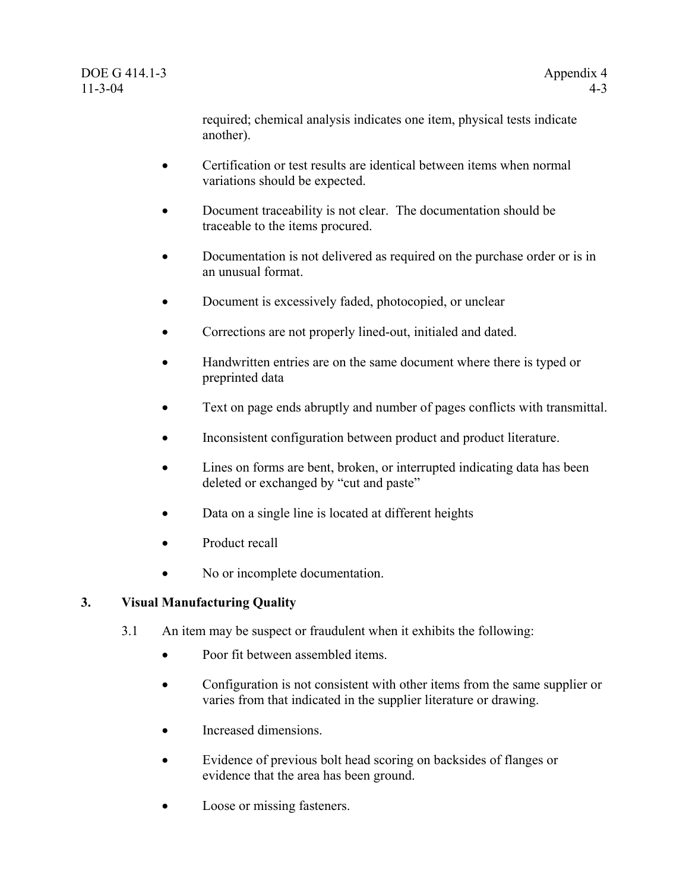required; chemical analysis indicates one item, physical tests indicate another).

- Certification or test results are identical between items when normal variations should be expected.
- Document traceability is not clear. The documentation should be traceable to the items procured.
- Documentation is not delivered as required on the purchase order or is in an unusual format.
- Document is excessively faded, photocopied, or unclear
- Corrections are not properly lined-out, initialed and dated.
- Handwritten entries are on the same document where there is typed or preprinted data
- Text on page ends abruptly and number of pages conflicts with transmittal.
- Inconsistent configuration between product and product literature.
- Lines on forms are bent, broken, or interrupted indicating data has been deleted or exchanged by "cut and paste"
- Data on a single line is located at different heights
- Product recall
- No or incomplete documentation.

## 3. Visual Manufacturing Quality

3.1 An item may be suspect or fraudulent when it exhibits the following:

- Poor fit between assembled items.
- Configuration is not consistent with other items from the same supplier or varies from that indicated in the supplier literature or drawing.
- Increased dimensions.
- Evidence of previous bolt head scoring on backsides of flanges or evidence that the area has been ground.
- Loose or missing fasteners.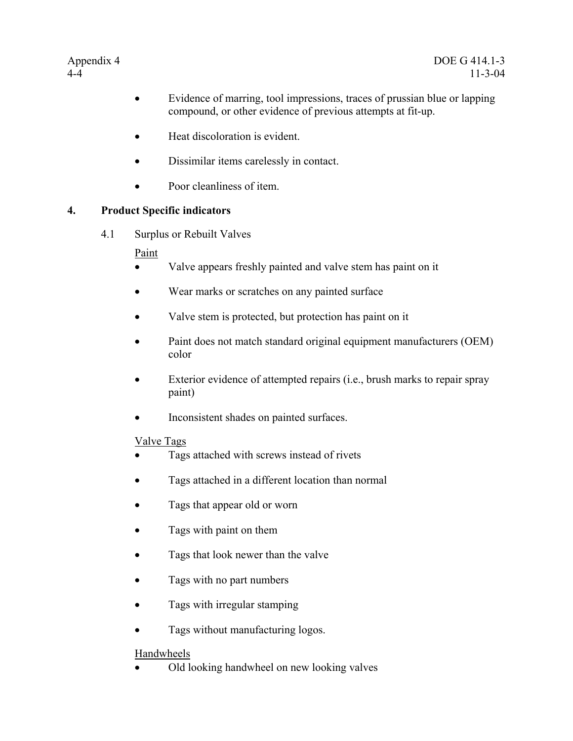- Evidence of marring, tool impressions, traces of prussian blue or lapping compound, or other evidence of previous attempts at fit-up.

- Heat discoloration is evident.

- Dissimilar items carelessly in contact.

- Poor cleanliness of item.

## 4. Product Specific indicators

### 4.1 Surplus or Rebuilt Valves

Paint

- Valve appears freshly painted and valve stem has paint on it

- Wear marks or scratches on any painted surface

- Valve stem is protected, but protection has paint on it

- Paint does not match standard original equipment manufacturers (OEM) color

- Exterior evidence of attempted repairs (i.e., brush marks to repair spray paint)

- Inconsistent shades on painted surfaces.

Valve Tags

- Tags attached with screws instead of rivets

- Tags attached in a different location than normal

- Tags that appear old or worn

- Tags with paint on them

- Tags that look newer than the valve

- Tags with no part numbers

- Tags with irregular stamping

- Tags without manufacturing logos.

Handwheels

- Old looking handwheel on new looking valves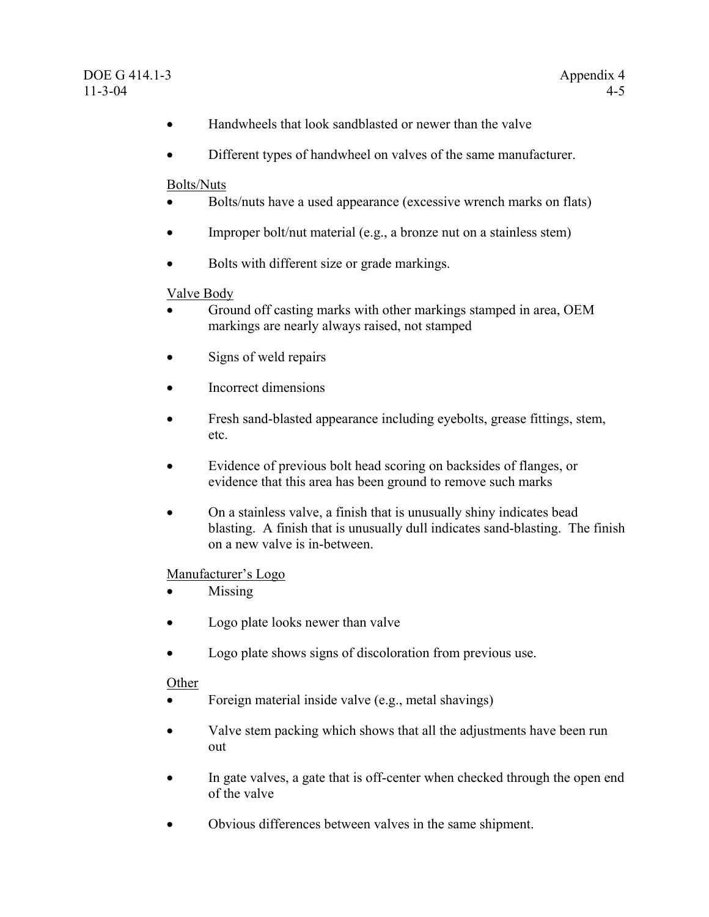- Handwheels that look sandblasted or newer than the valve
- Different types of handwheel on valves of the same manufacturer.

Bolts/Nuts

- Bolts/nuts have a used appearance (excessive wrench marks on flats)
- Improper bolt/nut material (e.g., a bronze nut on a stainless stem)
- Bolts with different size or grade markings.

Valve Body

- Ground off casting marks with other markings stamped in area, OEM markings are nearly always raised, not stamped
- Signs of weld repairs
- Incorrect dimensions
- Fresh sand-blasted appearance including eyebolts, grease fittings, stem, etc.
- Evidence of previous bolt head scoring on backsides of flanges, or evidence that this area has been ground to remove such marks
- On a stainless valve, a finish that is unusually shiny indicates bead blasting. A finish that is unusually dull indicates sand-blasting. The finish on a new valve is in-between.

Manufacturer's Logo

- Missing
- Logo plate looks newer than valve
- Logo plate shows signs of discoloration from previous use.

Other

- Foreign material inside valve (e.g., metal shavings)
- Valve stem packing which shows that all the adjustments have been run out
- In gate valves, a gate that is off-center when checked through the open end of the valve
- Obvious differences between valves in the same shipment.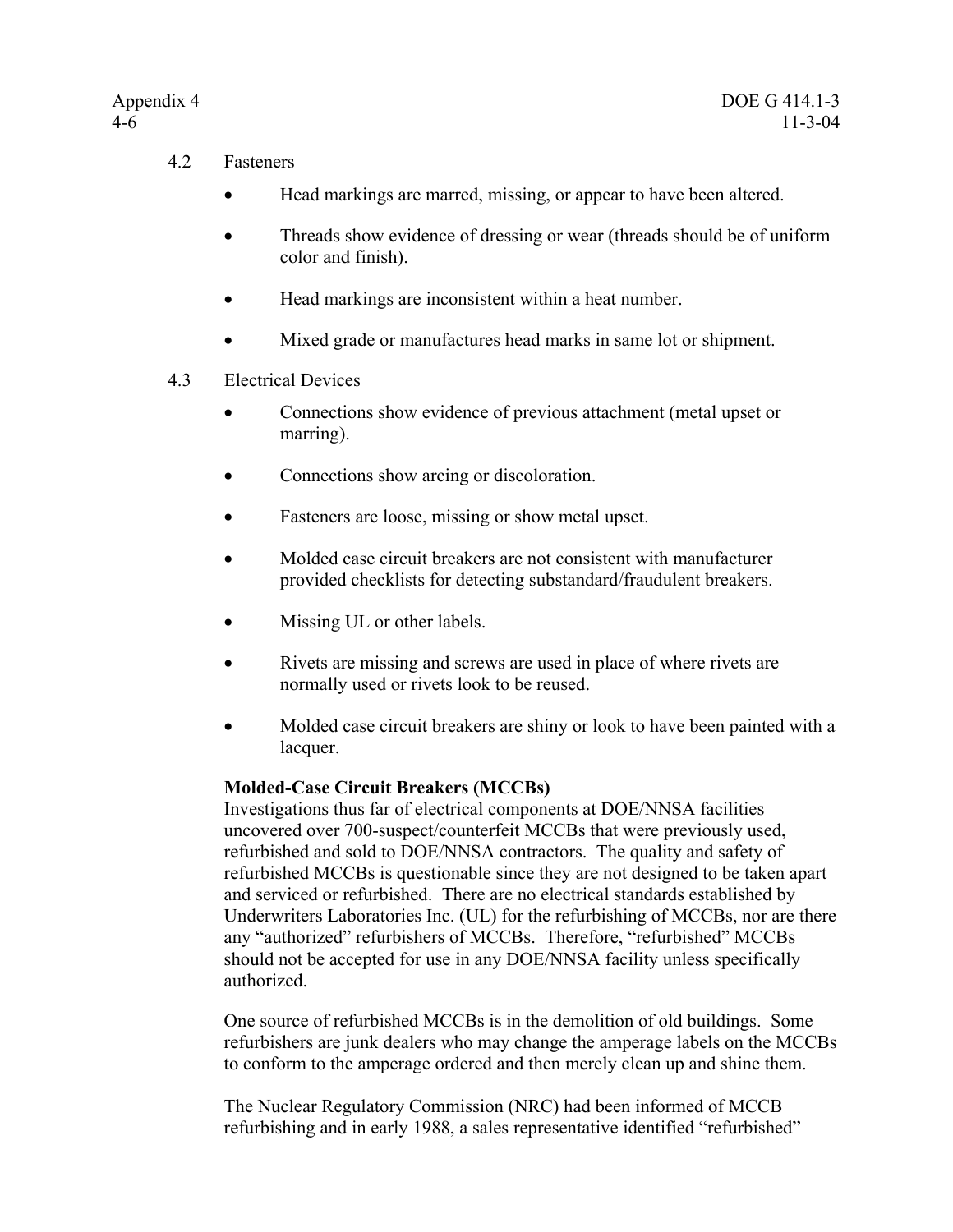4.2 Fasteners

- Head markings are marred, missing, or appear to have been altered.
- Threads show evidence of dressing or wear (threads should be of uniform color and finish).
- Head markings are inconsistent within a heat number.
- Mixed grade or manufactures head marks in same lot or shipment.

4.3 Electrical Devices

- Connections show evidence of previous attachment (metal upset or marring).
- Connections show arcing or discoloration.
- Fasteners are loose, missing or show metal upset.
- Molded case circuit breakers are not consistent with manufacturer provided checklists for detecting substandard/fraudulent breakers.
- Missing UL or other labels.
- Rivets are missing and screws are used in place of where rivets are normally used or rivets look to be reused.
- Molded case circuit breakers are shiny or look to have been painted with a lacquer.

**Molded-Case Circuit Breakers (MCCBs)**
Investigations thus far of electrical components at DOE/NNSA facilities uncovered over 700-suspect/counterfeit MCCBs that were previously used, refurbished and sold to DOE/NNSA contractors. The quality and safety of refurbished MCCBs is questionable since they are not designed to be taken apart and serviced or refurbished. There are no electrical standards established by Underwriters Laboratories Inc. (UL) for the refurbishing of MCCBs, nor are there any "authorized" refurbishers of MCCBs. Therefore, "refurbished" MCCBs should not be accepted for use in any DOE/NNSA facility unless specifically authorized.

One source of refurbished MCCBs is in the demolition of old buildings. Some refurbishers are junk dealers who may change the amperage labels on the MCCBs to conform to the amperage ordered and then merely clean up and shine them.

The Nuclear Regulatory Commission (NRC) had been informed of MCCB refurbishing and in early 1988, a sales representative identified "refurbished"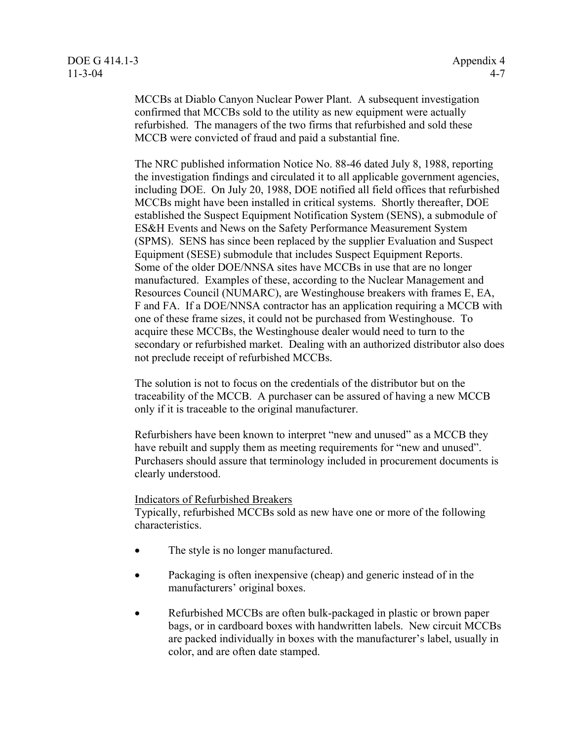MCCBs at Diablo Canyon Nuclear Power Plant. A subsequent investigation confirmed that MCCBs sold to the utility as new equipment were actually refurbished. The managers of the two firms that refurbished and sold these MCCB were convicted of fraud and paid a substantial fine.

The NRC published information Notice No. 88-46 dated July 8, 1988, reporting the investigation findings and circulated it to all applicable government agencies, including DOE. On July 20, 1988, DOE notified all field offices that refurbished MCCBs might have been installed in critical systems. Shortly thereafter, DOE established the Suspect Equipment Notification System (SENS), a submodule of ES&H Events and News on the Safety Performance Measurement System (SPMS). SENS has since been replaced by the supplier Evaluation and Suspect Equipment (SESE) submodule that includes Suspect Equipment Reports. Some of the older DOE/NNSA sites have MCCBs in use that are no longer manufactured. Examples of these, according to the Nuclear Management and Resources Council (NUMARC), are Westinghouse breakers with frames E, EA, F and FA. If a DOE/NNSA contractor has an application requiring a MCCB with one of these frame sizes, it could not be purchased from Westinghouse. To acquire these MCCBs, the Westinghouse dealer would need to turn to the secondary or refurbished market. Dealing with an authorized distributor also does not preclude receipt of refurbished MCCBs.

The solution is not to focus on the credentials of the distributor but on the traceability of the MCCB. A purchaser can be assured of having a new MCCB only if it is traceable to the original manufacturer.

Refurbishers have been known to interpret "new and unused" as a MCCB they have rebuilt and supply them as meeting requirements for "new and unused". Purchasers should assure that terminology included in procurement documents is clearly understood.

Indicators of Refurbished Breakers

Typically, refurbished MCCBs sold as new have one or more of the following characteristics.

- The style is no longer manufactured.
- Packaging is often inexpensive (cheap) and generic instead of in the manufacturers' original boxes.
- Refurbished MCCBs are often bulk-packaged in plastic or brown paper bags, or in cardboard boxes with handwritten labels. New circuit MCCBs are packed individually in boxes with the manufacturer's label, usually in color, and are often date stamped.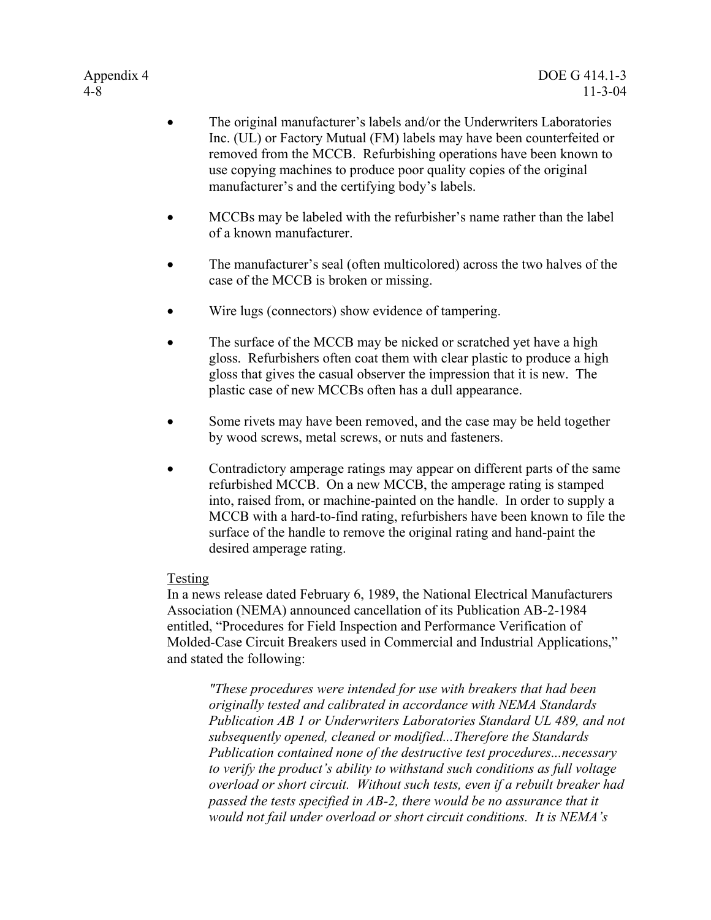- The original manufacturer's labels and/or the Underwriters Laboratories Inc. (UL) or Factory Mutual (FM) labels may have been counterfeited or removed from the MCCB. Refurbishing operations have been known to use copying machines to produce poor quality copies of the original manufacturer's and the certifying body's labels.

- MCCBs may be labeled with the refurbisher's name rather than the label of a known manufacturer.

- The manufacturer's seal (often multicolored) across the two halves of the case of the MCCB is broken or missing.

- Wire lugs (connectors) show evidence of tampering.

- The surface of the MCCB may be nicked or scratched yet have a high gloss. Refurbishers often coat them with clear plastic to produce a high gloss that gives the casual observer the impression that it is new. The plastic case of new MCCBs often has a dull appearance.

- Some rivets may have been removed, and the case may be held together by wood screws, metal screws, or nuts and fasteners.

- Contradictory amperage ratings may appear on different parts of the same refurbished MCCB. On a new MCCB, the amperage rating is stamped into, raised from, or machine-painted on the handle. In order to supply a MCCB with a hard-to-find rating, refurbishers have been known to file the surface of the handle to remove the original rating and hand-paint the desired amperage rating.

Testing

In a news release dated February 6, 1989, the National Electrical Manufacturers Association (NEMA) announced cancellation of its Publication AB-2-1984 entitled, "Procedures for Field Inspection and Performance Verification of Molded-Case Circuit Breakers used in Commercial and Industrial Applications," and stated the following:

> *"These procedures were intended for use with breakers that had been originally tested and calibrated in accordance with NEMA Standards Publication AB 1 or Underwriters Laboratories Standard UL 489, and not subsequently opened, cleaned or modified...Therefore the Standards Publication contained none of the destructive test procedures...necessary to verify the product's ability to withstand such conditions as full voltage overload or short circuit. Without such tests, even if a rebuilt breaker had passed the tests specified in AB-2, there would be no assurance that it would not fail under overload or short circuit conditions. It is NEMA's*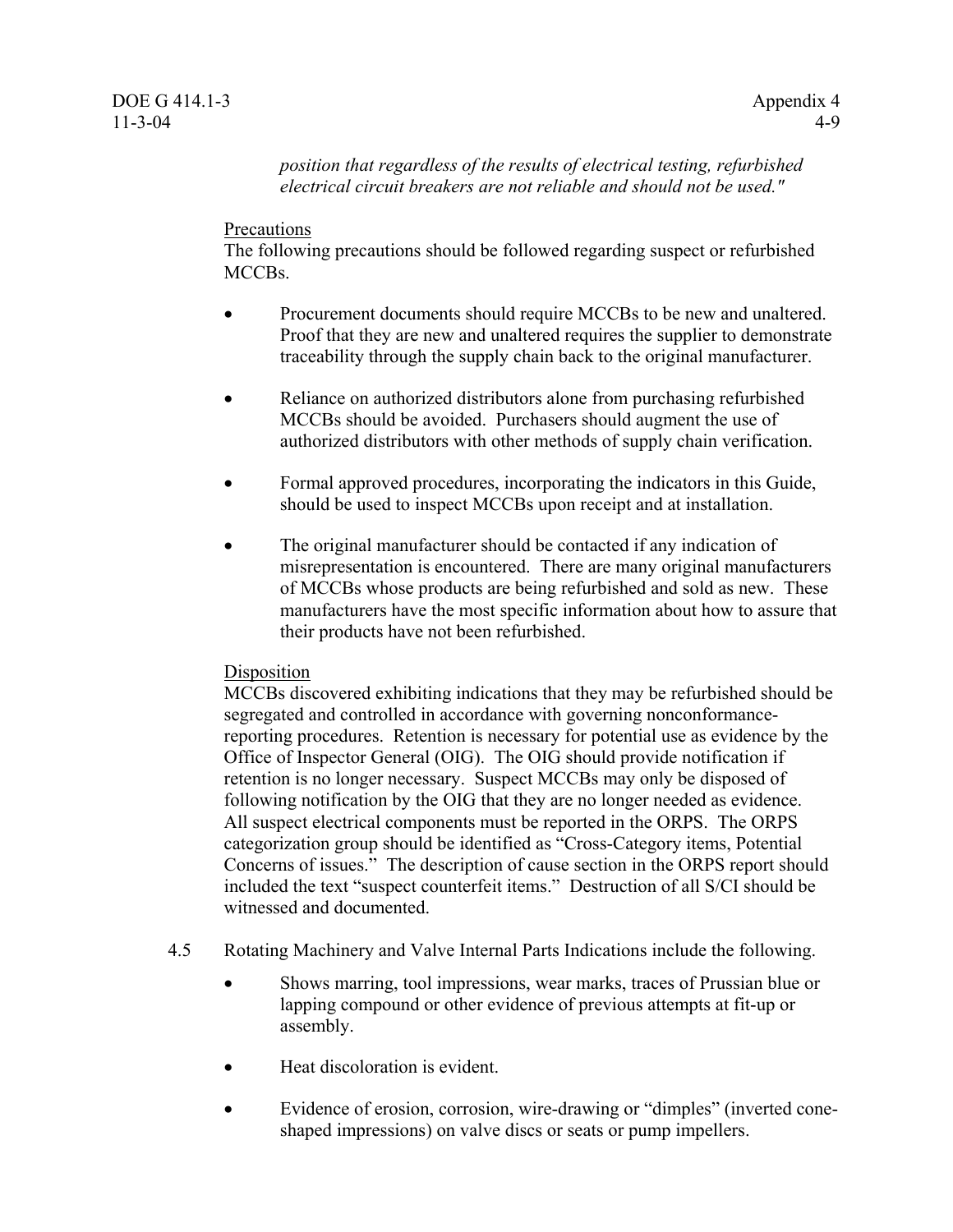*position that regardless of the results of electrical testing, refurbished electrical circuit breakers are not reliable and should not be used."*

Precautions
The following precautions should be followed regarding suspect or refurbished MCCBs.

- Procurement documents should require MCCBs to be new and unaltered. Proof that they are new and unaltered requires the supplier to demonstrate traceability through the supply chain back to the original manufacturer.
- Reliance on authorized distributors alone from purchasing refurbished MCCBs should be avoided. Purchasers should augment the use of authorized distributors with other methods of supply chain verification.
- Formal approved procedures, incorporating the indicators in this Guide, should be used to inspect MCCBs upon receipt and at installation.
- The original manufacturer should be contacted if any indication of misrepresentation is encountered. There are many original manufacturers of MCCBs whose products are being refurbished and sold as new. These manufacturers have the most specific information about how to assure that their products have not been refurbished.

Disposition
MCCBs discovered exhibiting indications that they may be refurbished should be segregated and controlled in accordance with governing nonconformance-reporting procedures. Retention is necessary for potential use as evidence by the Office of Inspector General (OIG). The OIG should provide notification if retention is no longer necessary. Suspect MCCBs may only be disposed of following notification by the OIG that they are no longer needed as evidence. All suspect electrical components must be reported in the ORPS. The ORPS categorization group should be identified as "Cross-Category items, Potential Concerns of issues." The description of cause section in the ORPS report should included the text "suspect counterfeit items." Destruction of all S/CI should be witnessed and documented.

4.5 Rotating Machinery and Valve Internal Parts Indications include the following.

- Shows marring, tool impressions, wear marks, traces of Prussian blue or lapping compound or other evidence of previous attempts at fit-up or assembly.
- Heat discoloration is evident.
- Evidence of erosion, corrosion, wire-drawing or "dimples" (inverted cone-shaped impressions) on valve discs or seats or pump impellers.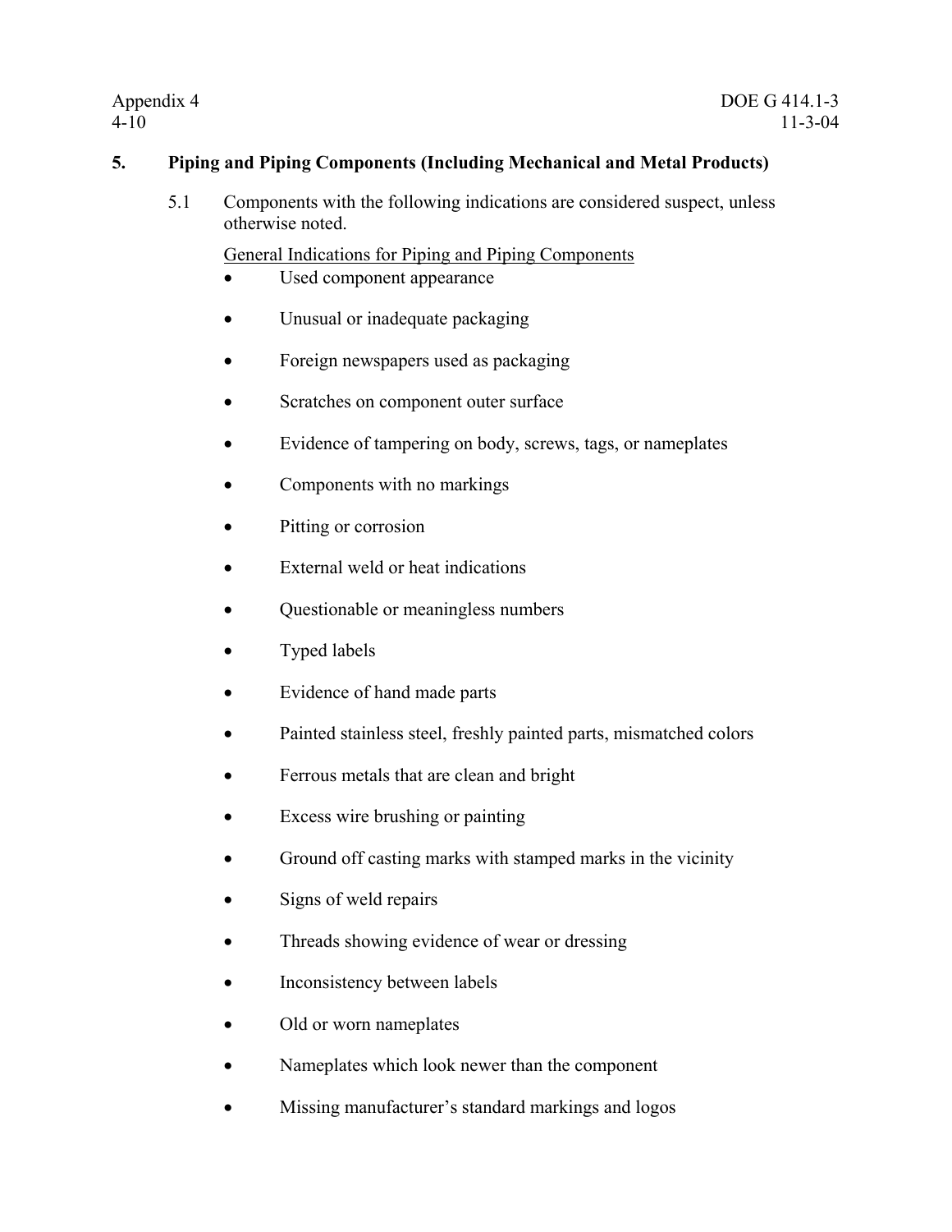## 5. Piping and Piping Components (Including Mechanical and Metal Products)

5.1 Components with the following indications are considered suspect, unless otherwise noted.

<u>General Indications for Piping and Piping Components</u>

- Used component appearance
- Unusual or inadequate packaging
- Foreign newspapers used as packaging
- Scratches on component outer surface
- Evidence of tampering on body, screws, tags, or nameplates
- Components with no markings
- Pitting or corrosion
- External weld or heat indications
- Questionable or meaningless numbers
- Typed labels
- Evidence of hand made parts
- Painted stainless steel, freshly painted parts, mismatched colors
- Ferrous metals that are clean and bright
- Excess wire brushing or painting
- Ground off casting marks with stamped marks in the vicinity
- Signs of weld repairs
- Threads showing evidence of wear or dressing
- Inconsistency between labels
- Old or worn nameplates
- Nameplates which look newer than the component
- Missing manufacturer's standard markings and logos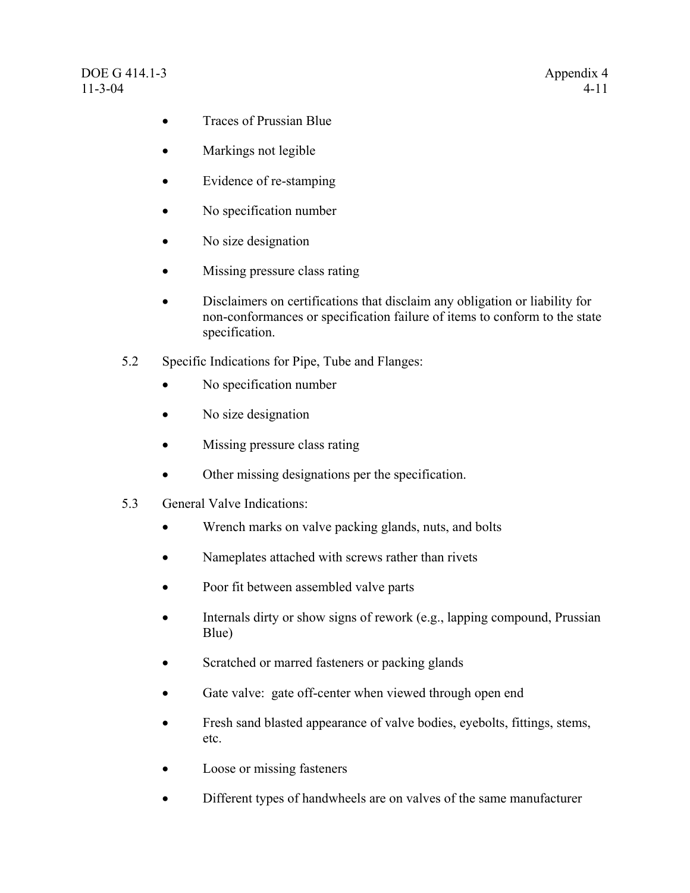- Traces of Prussian Blue
- Markings not legible
- Evidence of re-stamping
- No specification number
- No size designation
- Missing pressure class rating
- Disclaimers on certifications that disclaim any obligation or liability for non-conformances or specification failure of items to conform to the state specification.

5.2 Specific Indications for Pipe, Tube and Flanges:

- No specification number
- No size designation
- Missing pressure class rating
- Other missing designations per the specification.

5.3 General Valve Indications:

- Wrench marks on valve packing glands, nuts, and bolts
- Nameplates attached with screws rather than rivets
- Poor fit between assembled valve parts
- Internals dirty or show signs of rework (e.g., lapping compound, Prussian Blue)
- Scratched or marred fasteners or packing glands
- Gate valve: gate off-center when viewed through open end
- Fresh sand blasted appearance of valve bodies, eyebolts, fittings, stems, etc.
- Loose or missing fasteners
- Different types of handwheels are on valves of the same manufacturer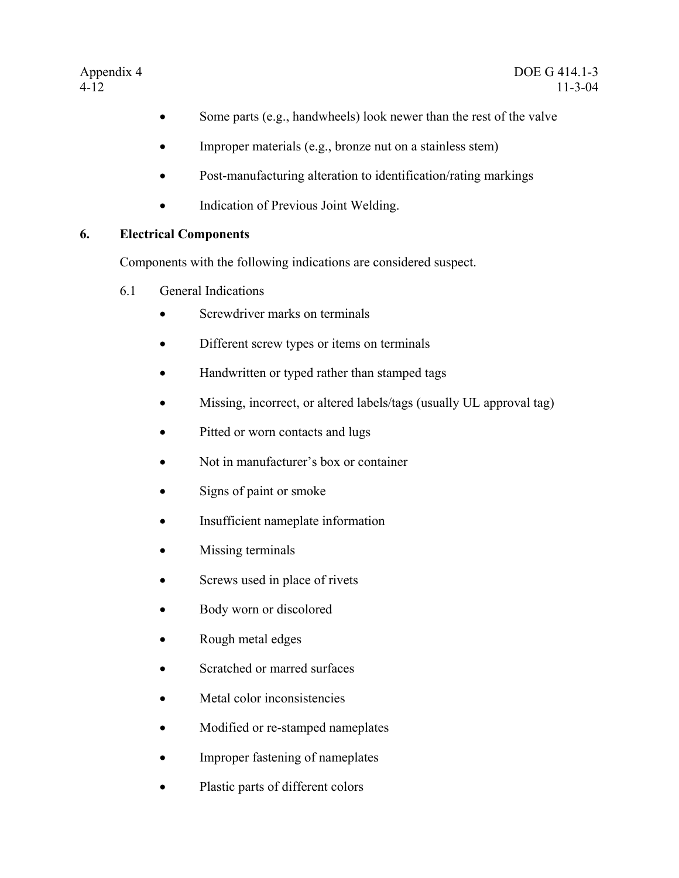- Some parts (e.g., handwheels) look newer than the rest of the valve
- Improper materials (e.g., bronze nut on a stainless stem)
- Post-manufacturing alteration to identification/rating markings
- Indication of Previous Joint Welding.

## 6. Electrical Components

Components with the following indications are considered suspect.

6.1 General Indications

- Screwdriver marks on terminals
- Different screw types or items on terminals
- Handwritten or typed rather than stamped tags
- Missing, incorrect, or altered labels/tags (usually UL approval tag)
- Pitted or worn contacts and lugs
- Not in manufacturer's box or container
- Signs of paint or smoke
- Insufficient nameplate information
- Missing terminals
- Screws used in place of rivets
- Body worn or discolored
- Rough metal edges
- Scratched or marred surfaces
- Metal color inconsistencies
- Modified or re-stamped nameplates
- Improper fastening of nameplates
- Plastic parts of different colors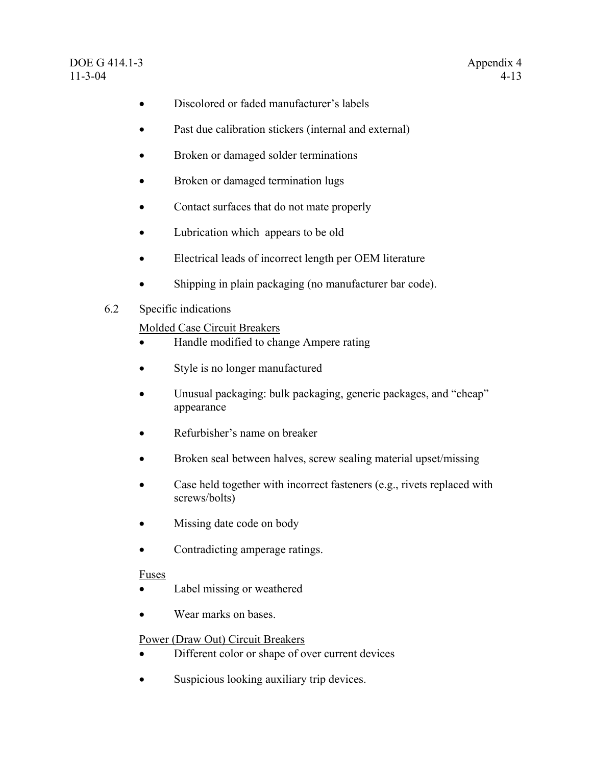- Discolored or faded manufacturer's labels
- Past due calibration stickers (internal and external)
- Broken or damaged solder terminations
- Broken or damaged termination lugs
- Contact surfaces that do not mate properly
- Lubrication which appears to be old
- Electrical leads of incorrect length per OEM literature
- Shipping in plain packaging (no manufacturer bar code).

6.2 Specific indications

<u>Molded Case Circuit Breakers</u>

- Handle modified to change Ampere rating
- Style is no longer manufactured
- Unusual packaging: bulk packaging, generic packages, and "cheap" appearance
- Refurbisher's name on breaker
- Broken seal between halves, screw sealing material upset/missing
- Case held together with incorrect fasteners (e.g., rivets replaced with screws/bolts)
- Missing date code on body
- Contradicting amperage ratings.

<u>Fuses</u>

- Label missing or weathered
- Wear marks on bases.

<u>Power (Draw Out) Circuit Breakers</u>

- Different color or shape of over current devices
- Suspicious looking auxiliary trip devices.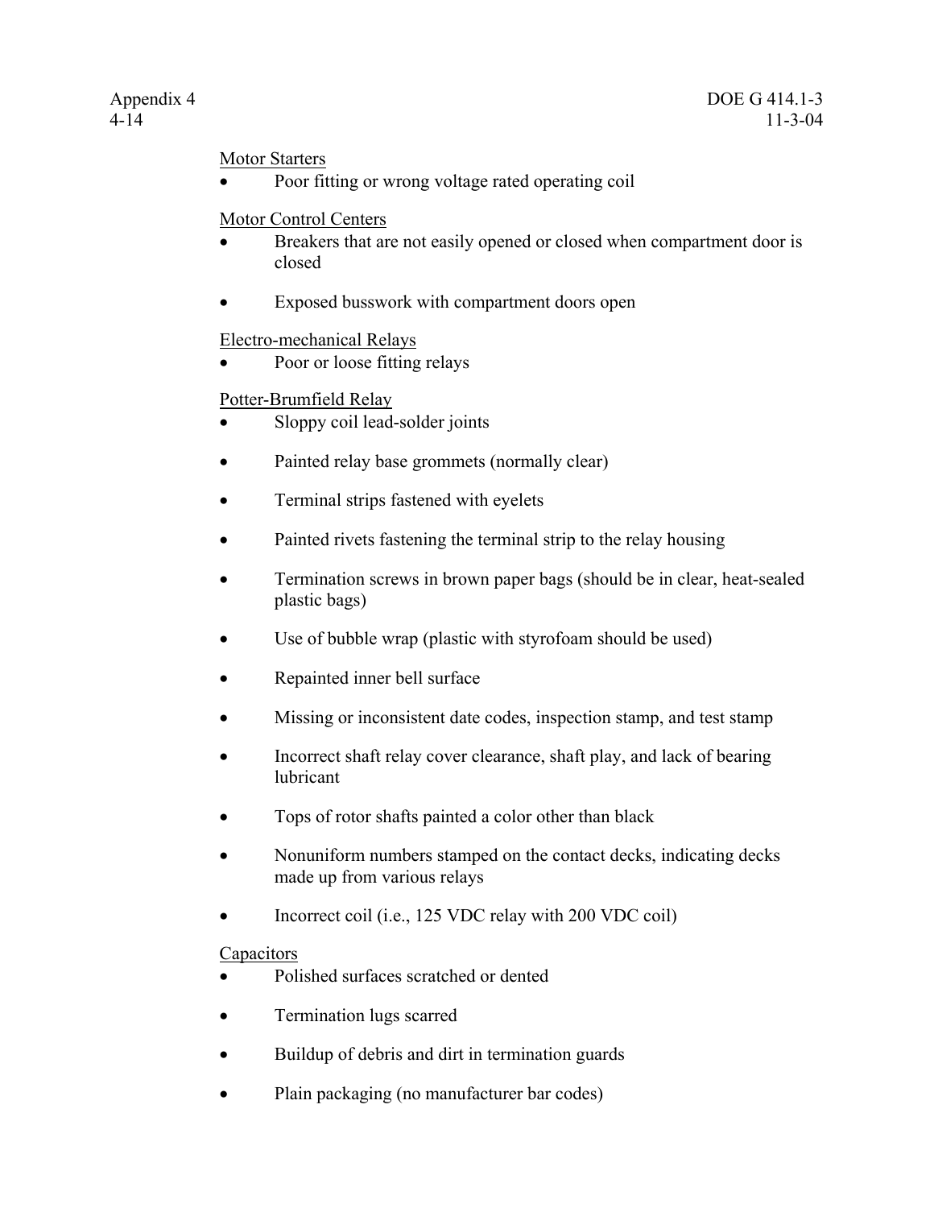Motor Starters

- Poor fitting or wrong voltage rated operating coil

Motor Control Centers

- Breakers that are not easily opened or closed when compartment door is closed
- Exposed busswork with compartment doors open

Electro-mechanical Relays

- Poor or loose fitting relays

Potter-Brumfield Relay

- Sloppy coil lead-solder joints
- Painted relay base grommets (normally clear)
- Terminal strips fastened with eyelets
- Painted rivets fastening the terminal strip to the relay housing
- Termination screws in brown paper bags (should be in clear, heat-sealed plastic bags)
- Use of bubble wrap (plastic with styrofoam should be used)
- Repainted inner bell surface
- Missing or inconsistent date codes, inspection stamp, and test stamp
- Incorrect shaft relay cover clearance, shaft play, and lack of bearing lubricant
- Tops of rotor shafts painted a color other than black
- Nonuniform numbers stamped on the contact decks, indicating decks made up from various relays
- Incorrect coil (i.e., 125 VDC relay with 200 VDC coil)

Capacitors

- Polished surfaces scratched or dented
- Termination lugs scarred
- Buildup of debris and dirt in termination guards
- Plain packaging (no manufacturer bar codes)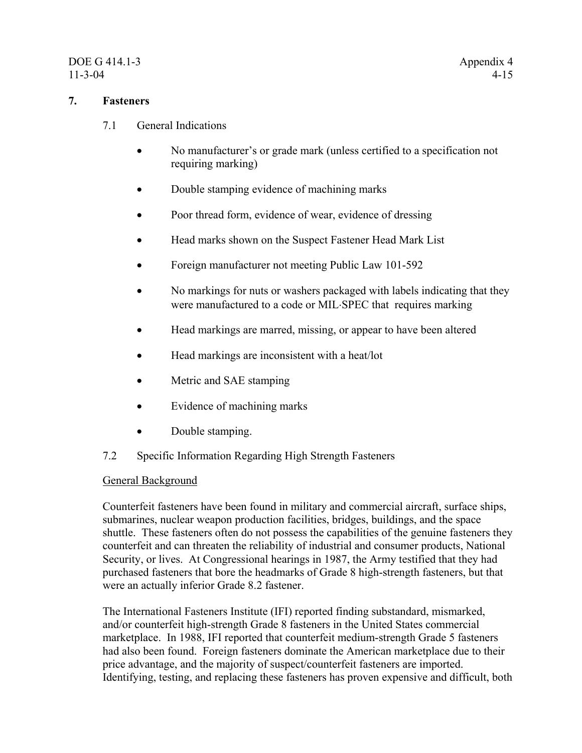## 7. Fasteners

### 7.1 General Indications

- No manufacturer's or grade mark (unless certified to a specification not requiring marking)
- Double stamping evidence of machining marks
- Poor thread form, evidence of wear, evidence of dressing
- Head marks shown on the Suspect Fastener Head Mark List
- Foreign manufacturer not meeting Public Law 101-592
- No markings for nuts or washers packaged with labels indicating that they were manufactured to a code or MIL·SPEC that requires marking
- Head markings are marred, missing, or appear to have been altered
- Head markings are inconsistent with a heat/lot
- Metric and SAE stamping
- Evidence of machining marks
- Double stamping.

### 7.2 Specific Information Regarding High Strength Fasteners

General Background

Counterfeit fasteners have been found in military and commercial aircraft, surface ships, submarines, nuclear weapon production facilities, bridges, buildings, and the space shuttle. These fasteners often do not possess the capabilities of the genuine fasteners they counterfeit and can threaten the reliability of industrial and consumer products, National Security, or lives. At Congressional hearings in 1987, the Army testified that they had purchased fasteners that bore the headmarks of Grade 8 high-strength fasteners, but that were an actually inferior Grade 8.2 fastener.

The International Fasteners Institute (IFI) reported finding substandard, mismarked, and/or counterfeit high-strength Grade 8 fasteners in the United States commercial marketplace. In 1988, IFI reported that counterfeit medium-strength Grade 5 fasteners had also been found. Foreign fasteners dominate the American marketplace due to their price advantage, and the majority of suspect/counterfeit fasteners are imported. Identifying, testing, and replacing these fasteners has proven expensive and difficult, both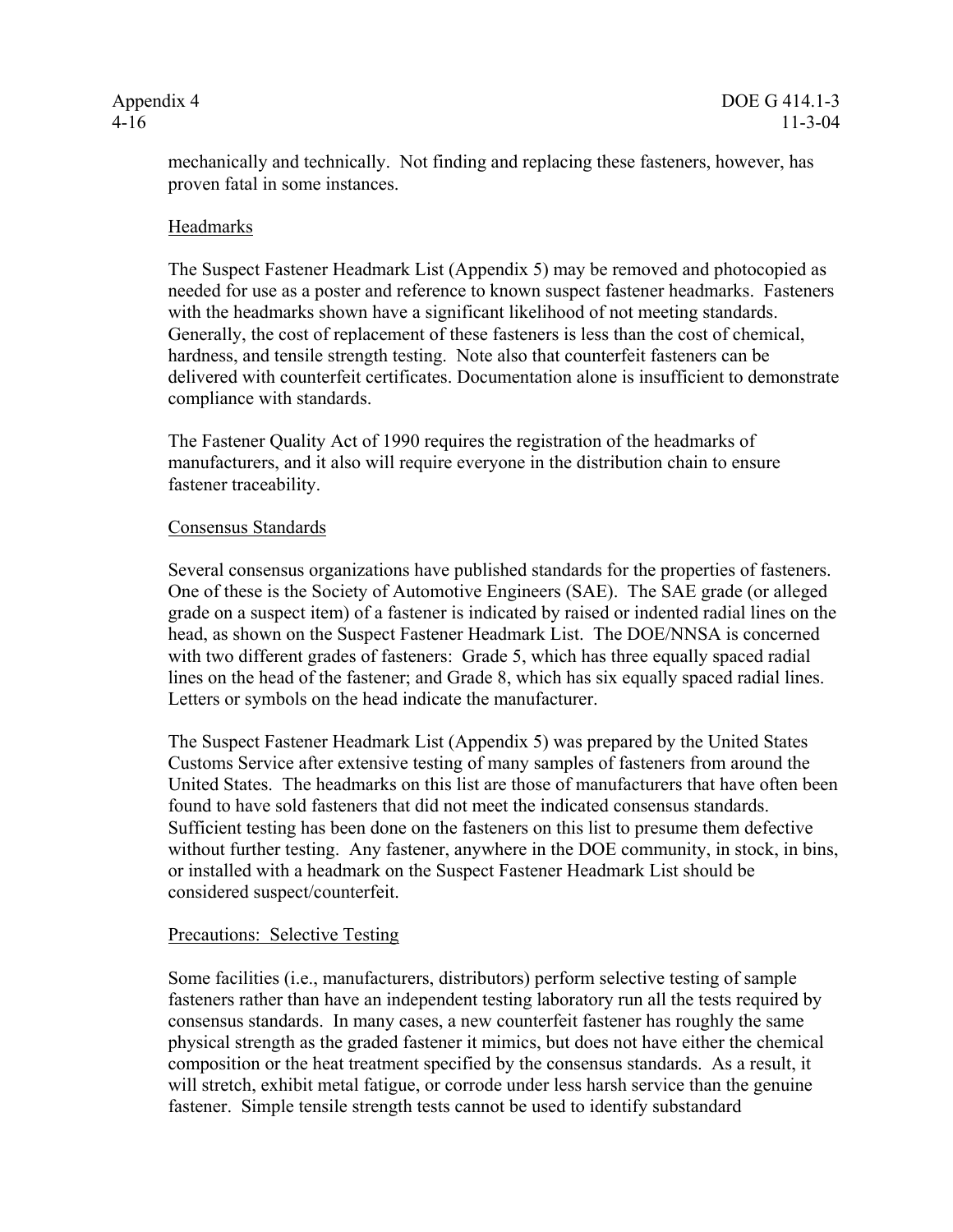mechanically and technically. Not finding and replacing these fasteners, however, has proven fatal in some instances.

Headmarks

The Suspect Fastener Headmark List (Appendix 5) may be removed and photocopied as needed for use as a poster and reference to known suspect fastener headmarks. Fasteners with the headmarks shown have a significant likelihood of not meeting standards. Generally, the cost of replacement of these fasteners is less than the cost of chemical, hardness, and tensile strength testing. Note also that counterfeit fasteners can be delivered with counterfeit certificates. Documentation alone is insufficient to demonstrate compliance with standards.

The Fastener Quality Act of 1990 requires the registration of the headmarks of manufacturers, and it also will require everyone in the distribution chain to ensure fastener traceability.

Consensus Standards

Several consensus organizations have published standards for the properties of fasteners. One of these is the Society of Automotive Engineers (SAE). The SAE grade (or alleged grade on a suspect item) of a fastener is indicated by raised or indented radial lines on the head, as shown on the Suspect Fastener Headmark List. The DOE/NNSA is concerned with two different grades of fasteners: Grade 5, which has three equally spaced radial lines on the head of the fastener; and Grade 8, which has six equally spaced radial lines. Letters or symbols on the head indicate the manufacturer.

The Suspect Fastener Headmark List (Appendix 5) was prepared by the United States Customs Service after extensive testing of many samples of fasteners from around the United States. The headmarks on this list are those of manufacturers that have often been found to have sold fasteners that did not meet the indicated consensus standards. Sufficient testing has been done on the fasteners on this list to presume them defective without further testing. Any fastener, anywhere in the DOE community, in stock, in bins, or installed with a headmark on the Suspect Fastener Headmark List should be considered suspect/counterfeit.

Precautions: Selective Testing

Some facilities (i.e., manufacturers, distributors) perform selective testing of sample fasteners rather than have an independent testing laboratory run all the tests required by consensus standards. In many cases, a new counterfeit fastener has roughly the same physical strength as the graded fastener it mimics, but does not have either the chemical composition or the heat treatment specified by the consensus standards. As a result, it will stretch, exhibit metal fatigue, or corrode under less harsh service than the genuine fastener. Simple tensile strength tests cannot be used to identify substandard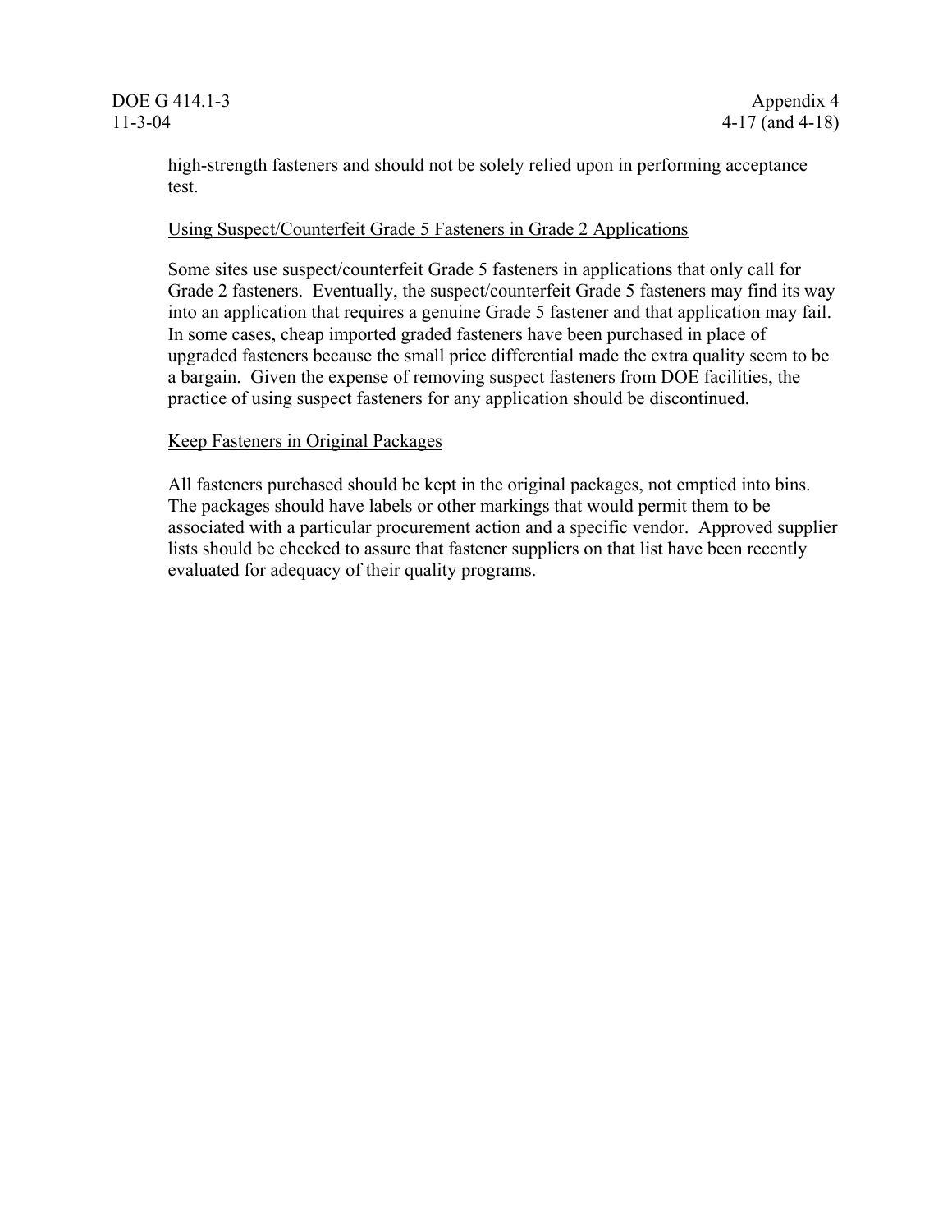high-strength fasteners and should not be solely relied upon in performing acceptance test.

Using Suspect/Counterfeit Grade 5 Fasteners in Grade 2 Applications

Some sites use suspect/counterfeit Grade 5 fasteners in applications that only call for Grade 2 fasteners. Eventually, the suspect/counterfeit Grade 5 fasteners may find its way into an application that requires a genuine Grade 5 fastener and that application may fail. In some cases, cheap imported graded fasteners have been purchased in place of upgraded fasteners because the small price differential made the extra quality seem to be a bargain. Given the expense of removing suspect fasteners from DOE facilities, the practice of using suspect fasteners for any application should be discontinued.

Keep Fasteners in Original Packages

All fasteners purchased should be kept in the original packages, not emptied into bins. The packages should have labels or other markings that would permit them to be associated with a particular procurement action and a specific vendor. Approved supplier lists should be checked to assure that fastener suppliers on that list have been recently evaluated for adequacy of their quality programs.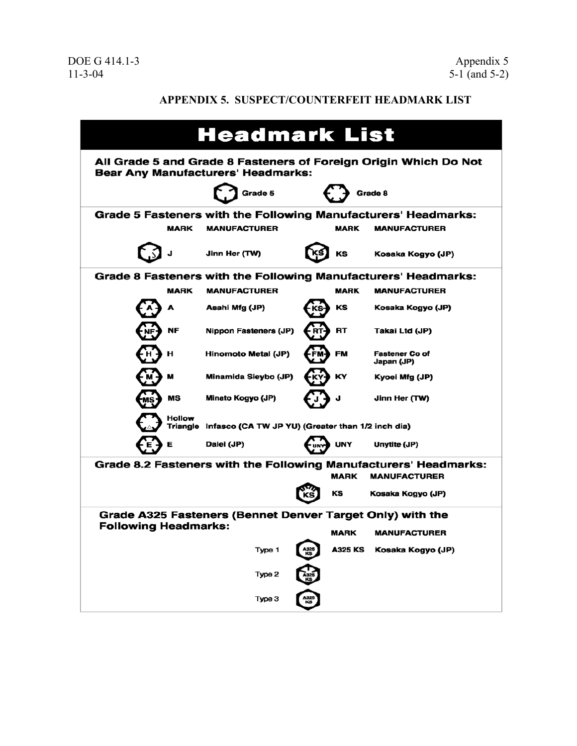# APPENDIX 5. SUSPECT/COUNTERFEIT HEADMARK LIST

## Headmark List

**All Grade 5 and Grade 8 Fasteners of Foreign Origin Which Do Not Bear Any Manufacturers' Headmarks:**

Grade 5 Grade 8

**Grade 5 Fasteners with the Following Manufacturers' Headmarks:**

| MARK | MANUFACTURER | MARK | MANUFACTURER |
|---|---|---|---|
| J | Jinn Her (TW) | KS | Kosaka Kogyo (JP) |

**Grade 8 Fasteners with the Following Manufacturers' Headmarks:**

| MARK | MANUFACTURER | MARK | MANUFACTURER |
|---|---|---|---|
| A | Asahi Mfg (JP) | KS | Kosaka Kogyo (JP) |
| NF | Nippon Fasteners (JP) | RT | Takai Ltd (JP) |
| H | Hinomoto Metal (JP) | FM | Fastener Co of Japan (JP) |
| M | Minamida Sieybo (JP) | KY | Kyoei Mfg (JP) |
| MS | Minato Kogyo (JP) | J | Jinn Her (TW) |
| Hollow Triangle | Infasco (CA TW JP YU) (Greater than 1/2 inch dia) | | |
| E | Daiei (JP) | UNY | Unytite (JP) |

**Grade 8.2 Fasteners with the Following Manufacturers' Headmarks:**

| MARK | MANUFACTURER |
|---|---|
| KS | Kosaka Kogyo (JP) |

**Grade A325 Fasteners (Bennet Denver Target Only) with the Following Headmarks:**

| | MARK | MANUFACTURER |
|---|---|---|
| Type 1 | A325 KS | Kosaka Kogyo (JP) |
| Type 2 | | |
| Type 3 | | |